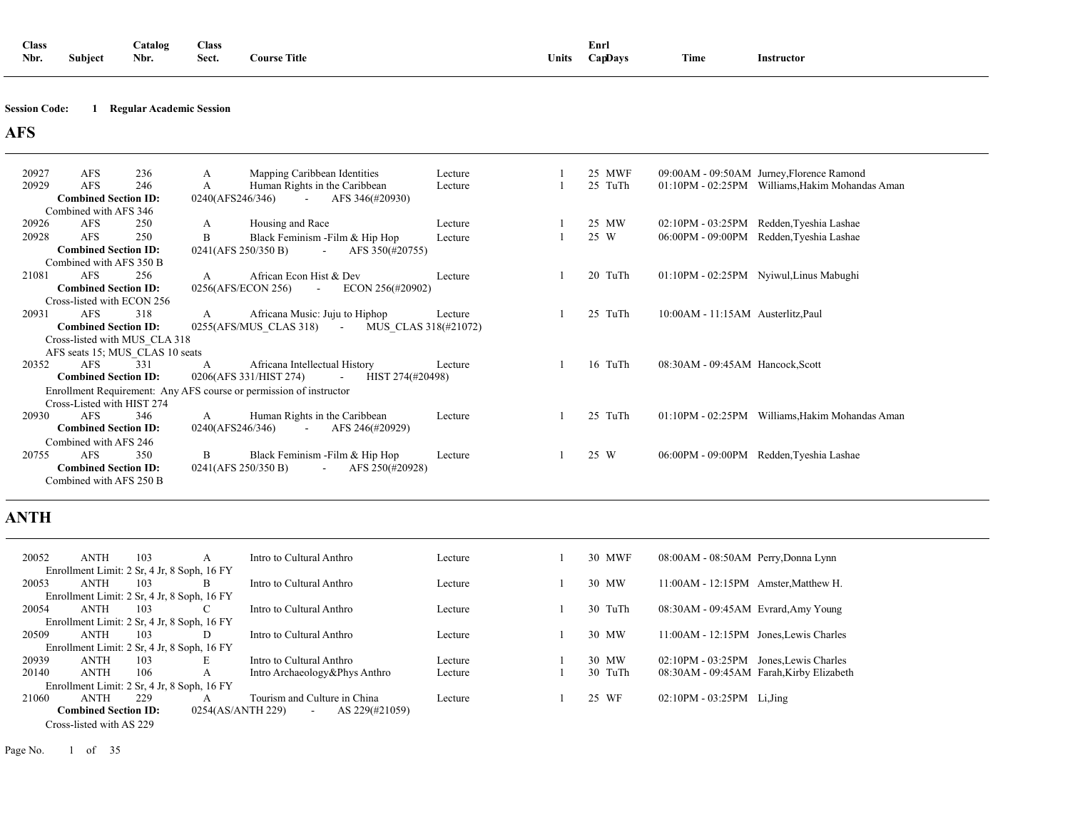| Class Nbr. | Subject | Catalog Nbr. | Class Sect. | Course Title | | Units | Enrl Cap | Days | Time | Instructor |
|---|---|---|---|---|---|---|---|---|---|---|

**Session Code: 1 Regular Academic Session**

## AFS

| Class Nbr. | Subject | Catalog Nbr. | Class Sect. | Course Title | | Units | Enrl Cap | Days | Time | Instructor |
|---|---|---|---|---|---|---|---|---|---|---|
| 20927 | AFS | 236 | A | Mapping Caribbean Identities | Lecture | 1 | 25 | MWF | 09:00AM - 09:50AM | Jurney,Florence Ramond |
| 20929 | AFS | 246 | A | Human Rights in the Caribbean | Lecture | 1 | 25 | TuTh | 01:10PM - 02:25PM | Williams,Hakim Mohandas Aman |
| | **Combined Section ID:** | 0240(AFS246/346) - AFS 346(#20930) | | | | | | | | |
| | Combined with AFS 346 | | | | | | | | | |
| 20926 | AFS | 250 | A | Housing and Race | Lecture | 1 | 25 | MW | 02:10PM - 03:25PM | Redden,Tyeshia Lashae |
| 20928 | AFS | 250 | B | Black Feminism -Film & Hip Hop | Lecture | 1 | 25 | W | 06:00PM - 09:00PM | Redden,Tyeshia Lashae |
| | **Combined Section ID:** | 0241(AFS 250/350 B) - AFS 350(#20755) | | | | | | | | |
| | Combined with AFS 350 B | | | | | | | | | |
| 21081 | AFS | 256 | A | African Econ Hist & Dev | Lecture | 1 | 20 | TuTh | 01:10PM - 02:25PM | Nyiwul,Linus Mabughi |
| | **Combined Section ID:** | 0256(AFS/ECON 256) - ECON 256(#20902) | | | | | | | | |
| | Cross-listed with ECON 256 | | | | | | | | | |
| 20931 | AFS | 318 | A | Africana Music: Juju to Hiphop | Lecture | 1 | 25 | TuTh | 10:00AM - 11:15AM | Austerlitz,Paul |
| | **Combined Section ID:** | 0255(AFS/MUS_CLAS 318) - MUS_CLAS 318(#21072) | | | | | | | | |
| | Cross-listed with MUS_CLA 318 | | | | | | | | | |
| | AFS seats 15; MUS_CLAS 10 seats | | | | | | | | | |
| 20352 | AFS | 331 | A | Africana Intellectual History | Lecture | 1 | 16 | TuTh | 08:30AM - 09:45AM | Hancock,Scott |
| | **Combined Section ID:** | 0206(AFS 331/HIST 274) - HIST 274(#20498) | | | | | | | | |
| | Enrollment Requirement: Any AFS course or permission of instructor | | | | | | | | | |
| | Cross-Listed with HIST 274 | | | | | | | | | |
| 20930 | AFS | 346 | A | Human Rights in the Caribbean | Lecture | 1 | 25 | TuTh | 01:10PM - 02:25PM | Williams,Hakim Mohandas Aman |
| | **Combined Section ID:** | 0240(AFS246/346) - AFS 246(#20929) | | | | | | | | |
| | Combined with AFS 246 | | | | | | | | | |
| 20755 | AFS | 350 | B | Black Feminism -Film & Hip Hop | Lecture | 1 | 25 | W | 06:00PM - 09:00PM | Redden,Tyeshia Lashae |
| | **Combined Section ID:** | 0241(AFS 250/350 B) - AFS 250(#20928) | | | | | | | | |
| | Combined with AFS 250 B | | | | | | | | | |

## ANTH

| Class Nbr. | Subject | Catalog Nbr. | Class Sect. | Course Title | | Units | Enrl Cap | Days | Time | Instructor |
|---|---|---|---|---|---|---|---|---|---|---|
| 20052 | ANTH | 103 | A | Intro to Cultural Anthro | Lecture | 1 | 30 | MWF | 08:00AM - 08:50AM | Perry,Donna Lynn |
| | Enrollment Limit: 2 Sr, 4 Jr, 8 Soph, 16 FY | | | | | | | | | |
| 20053 | ANTH | 103 | B | Intro to Cultural Anthro | Lecture | 1 | 30 | MW | 11:00AM - 12:15PM | Amster,Matthew H. |
| | Enrollment Limit: 2 Sr, 4 Jr, 8 Soph, 16 FY | | | | | | | | | |
| 20054 | ANTH | 103 | C | Intro to Cultural Anthro | Lecture | 1 | 30 | TuTh | 08:30AM - 09:45AM | Evrard,Amy Young |
| | Enrollment Limit: 2 Sr, 4 Jr, 8 Soph, 16 FY | | | | | | | | | |
| 20509 | ANTH | 103 | D | Intro to Cultural Anthro | Lecture | 1 | 30 | MW | 11:00AM - 12:15PM | Jones,Lewis Charles |
| | Enrollment Limit: 2 Sr, 4 Jr, 8 Soph, 16 FY | | | | | | | | | |
| 20939 | ANTH | 103 | E | Intro to Cultural Anthro | Lecture | 1 | 30 | MW | 02:10PM - 03:25PM | Jones,Lewis Charles |
| 20140 | ANTH | 106 | A | Intro Archaeology&Phys Anthro | Lecture | 1 | 30 | TuTh | 08:30AM - 09:45AM | Farah,Kirby Elizabeth |
| | Enrollment Limit: 2 Sr, 4 Jr, 8 Soph, 16 FY | | | | | | | | | |
| 21060 | ANTH | 229 | A | Tourism and Culture in China | Lecture | 1 | 25 | WF | 02:10PM - 03:25PM | Li,Jing |
| | **Combined Section ID:** | 0254(AS/ANTH 229) - AS 229(#21059) | | | | | | | | |
| | Cross-listed with AS 229 | | | | | | | | | |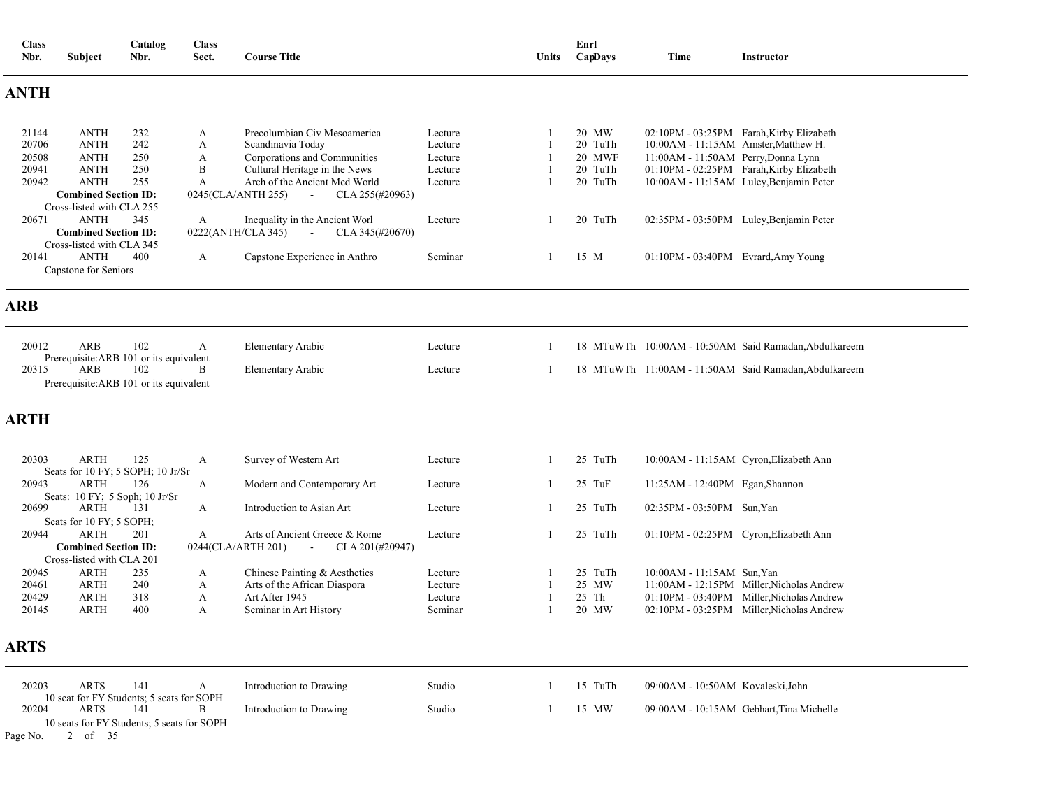| Class Nbr. | Subject | Catalog Nbr. | Class Sect. | Course Title | | Units | Enrl Cap | Days | Time | Instructor |
|---|---|---|---|---|---|---|---|---|---|---|

## ANTH

| Class Nbr. | Subject | Catalog Nbr. | Class Sect. | Course Title | | Units | Enrl Cap | Days | Time | Instructor |
|---|---|---|---|---|---|---|---|---|---|---|
| 21144 | ANTH | 232 | A | Precolumbian Civ Mesoamerica | Lecture | 1 | 20 | MW | 02:10PM - 03:25PM | Farah,Kirby Elizabeth |
| 20706 | ANTH | 242 | A | Scandinavia Today | Lecture | 1 | 20 | TuTh | 10:00AM - 11:15AM | Amster,Matthew H. |
| 20508 | ANTH | 250 | A | Corporations and Communities | Lecture | 1 | 20 | MWF | 11:00AM - 11:50AM | Perry,Donna Lynn |
| 20941 | ANTH | 250 | B | Cultural Heritage in the News | Lecture | 1 | 20 | TuTh | 01:10PM - 02:25PM | Farah,Kirby Elizabeth |
| 20942 | ANTH | 255 | A | Arch of the Ancient Med World | Lecture | 1 | 20 | TuTh | 10:00AM - 11:15AM | Luley,Benjamin Peter |

**Combined Section ID:** 0245(CLA/ANTH 255) - CLA 255(#20963)
Cross-listed with CLA 255

| Class Nbr. | Subject | Catalog Nbr. | Class Sect. | Course Title | | Units | Enrl Cap | Days | Time | Instructor |
|---|---|---|---|---|---|---|---|---|---|---|
| 20671 | ANTH | 345 | A | Inequality in the Ancient Worl | Lecture | 1 | 20 | TuTh | 02:35PM - 03:50PM | Luley,Benjamin Peter |

**Combined Section ID:** 0222(ANTH/CLA 345) - CLA 345(#20670)
Cross-listed with CLA 345

| Class Nbr. | Subject | Catalog Nbr. | Class Sect. | Course Title | | Units | Enrl Cap | Days | Time | Instructor |
|---|---|---|---|---|---|---|---|---|---|---|
| 20141 | ANTH | 400 | A | Capstone Experience in Anthro | Seminar | 1 | 15 | M | 01:10PM - 03:40PM | Evrard,Amy Young |

Capstone for Seniors

## ARB

| Class Nbr. | Subject | Catalog Nbr. | Class Sect. | Course Title | | Units | Enrl Cap | Days | Time | Instructor |
|---|---|---|---|---|---|---|---|---|---|---|
| 20012 | ARB | 102 | A | Elementary Arabic | Lecture | 1 | 18 | MTuWTh | 10:00AM - 10:50AM | Said Ramadan,Abdulkareem |

Prerequisite:ARB 101 or its equivalent

| Class Nbr. | Subject | Catalog Nbr. | Class Sect. | Course Title | | Units | Enrl Cap | Days | Time | Instructor |
|---|---|---|---|---|---|---|---|---|---|---|
| 20315 | ARB | 102 | B | Elementary Arabic | Lecture | 1 | 18 | MTuWTh | 11:00AM - 11:50AM | Said Ramadan,Abdulkareem |

Prerequisite:ARB 101 or its equivalent

## ARTH

| Class Nbr. | Subject | Catalog Nbr. | Class Sect. | Course Title | | Units | Enrl Cap | Days | Time | Instructor |
|---|---|---|---|---|---|---|---|---|---|---|
| 20303 | ARTH | 125 | A | Survey of Western Art | Lecture | 1 | 25 | TuTh | 10:00AM - 11:15AM | Cyron,Elizabeth Ann |

Seats for 10 FY; 5 SOPH; 10 Jr/Sr

| Class Nbr. | Subject | Catalog Nbr. | Class Sect. | Course Title | | Units | Enrl Cap | Days | Time | Instructor |
|---|---|---|---|---|---|---|---|---|---|---|
| 20943 | ARTH | 126 | A | Modern and Contemporary Art | Lecture | 1 | 25 | TuF | 11:25AM - 12:40PM | Egan,Shannon |

Seats: 10 FY; 5 Soph; 10 Jr/Sr

| Class Nbr. | Subject | Catalog Nbr. | Class Sect. | Course Title | | Units | Enrl Cap | Days | Time | Instructor |
|---|---|---|---|---|---|---|---|---|---|---|
| 20699 | ARTH | 131 | A | Introduction to Asian Art | Lecture | 1 | 25 | TuTh | 02:35PM - 03:50PM | Sun,Yan |

Seats for 10 FY; 5 SOPH;

| Class Nbr. | Subject | Catalog Nbr. | Class Sect. | Course Title | | Units | Enrl Cap | Days | Time | Instructor |
|---|---|---|---|---|---|---|---|---|---|---|
| 20944 | ARTH | 201 | A | Arts of Ancient Greece & Rome | Lecture | 1 | 25 | TuTh | 01:10PM - 02:25PM | Cyron,Elizabeth Ann |

**Combined Section ID:** 0244(CLA/ARTH 201) - CLA 201(#20947)
Cross-listed with CLA 201

| Class Nbr. | Subject | Catalog Nbr. | Class Sect. | Course Title | | Units | Enrl Cap | Days | Time | Instructor |
|---|---|---|---|---|---|---|---|---|---|---|
| 20945 | ARTH | 235 | A | Chinese Painting & Aesthetics | Lecture | 1 | 25 | TuTh | 10:00AM - 11:15AM | Sun,Yan |
| 20461 | ARTH | 240 | A | Arts of the African Diaspora | Lecture | 1 | 25 | MW | 11:00AM - 12:15PM | Miller,Nicholas Andrew |
| 20429 | ARTH | 318 | A | Art After 1945 | Lecture | 1 | 25 | Th | 01:10PM - 03:40PM | Miller,Nicholas Andrew |
| 20145 | ARTH | 400 | A | Seminar in Art History | Seminar | 1 | 20 | MW | 02:10PM - 03:25PM | Miller,Nicholas Andrew |

## ARTS

| Class Nbr. | Subject | Catalog Nbr. | Class Sect. | Course Title | | Units | Enrl Cap | Days | Time | Instructor |
|---|---|---|---|---|---|---|---|---|---|---|
| 20203 | ARTS | 141 | A | Introduction to Drawing | Studio | 1 | 15 | TuTh | 09:00AM - 10:50AM | Kovaleski,John |

10 seat for FY Students; 5 seats for SOPH

| Class Nbr. | Subject | Catalog Nbr. | Class Sect. | Course Title | | Units | Enrl Cap | Days | Time | Instructor |
|---|---|---|---|---|---|---|---|---|---|---|
| 20204 | ARTS | 141 | B | Introduction to Drawing | Studio | 1 | 15 | MW | 09:00AM - 10:15AM | Gebhart,Tina Michelle |

10 seats for FY Students; 5 seats for SOPH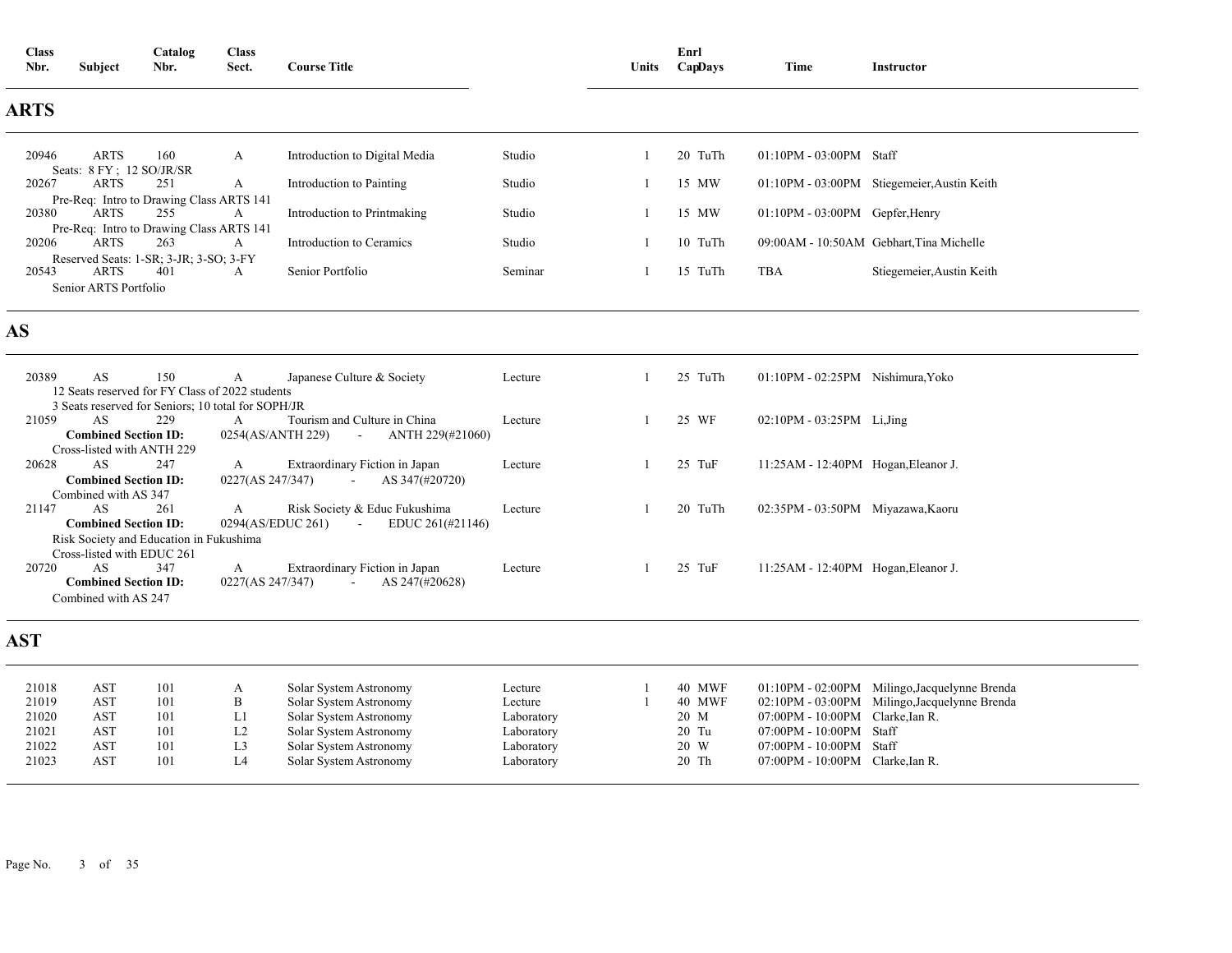## ARTS

| Class Nbr. | Subject | Catalog Nbr. | Class Sect. | Course Title | | Units | Enrl Cap | Days | Time | Instructor |
|---|---|---|---|---|---|---|---|---|---|---|
| 20946 | ARTS | 160 | A | Introduction to Digital Media | Studio | 1 | 20 | TuTh | 01:10PM - 03:00PM | Staff |
| | Seats: 8 FY ; 12 SO/JR/SR | | | | | | | | | |
| 20267 | ARTS | 251 | A | Introduction to Painting | Studio | 1 | 15 | MW | 01:10PM - 03:00PM | Stiegemeier,Austin Keith |
| | Pre-Req: Intro to Drawing Class ARTS 141 | | | | | | | | | |
| 20380 | ARTS | 255 | A | Introduction to Printmaking | Studio | 1 | 15 | MW | 01:10PM - 03:00PM | Gepfer,Henry |
| | Pre-Req: Intro to Drawing Class ARTS 141 | | | | | | | | | |
| 20206 | ARTS | 263 | A | Introduction to Ceramics | Studio | 1 | 10 | TuTh | 09:00AM - 10:50AM | Gebhart,Tina Michelle |
| | Reserved Seats: 1-SR; 3-JR; 3-SO; 3-FY | | | | | | | | | |
| 20543 | ARTS | 401 | A | Senior Portfolio | Seminar | 1 | 15 | TuTh | TBA | Stiegemeier,Austin Keith |
| | Senior ARTS Portfolio | | | | | | | | | |

## AS

| Class Nbr. | Subject | Catalog Nbr. | Class Sect. | Course Title | | Units | Enrl Cap | Days | Time | Instructor |
|---|---|---|---|---|---|---|---|---|---|---|
| 20389 | AS | 150 | A | Japanese Culture & Society | Lecture | 1 | 25 | TuTh | 01:10PM - 02:25PM | Nishimura,Yoko |
| | 12 Seats reserved for FY Class of 2022 students | | | | | | | | | |
| | 3 Seats reserved for Seniors; 10 total for SOPH/JR | | | | | | | | | |
| 21059 | AS | 229 | A | Tourism and Culture in China | Lecture | 1 | 25 | WF | 02:10PM - 03:25PM | Li,Jing |
| | **Combined Section ID:** 0254(AS/ANTH 229) - ANTH 229(#21060) | | | | | | | | | |
| | Cross-listed with ANTH 229 | | | | | | | | | |
| 20628 | AS | 247 | A | Extraordinary Fiction in Japan | Lecture | 1 | 25 | TuF | 11:25AM - 12:40PM | Hogan,Eleanor J. |
| | **Combined Section ID:** 0227(AS 247/347) - AS 347(#20720) | | | | | | | | | |
| | Combined with AS 347 | | | | | | | | | |
| 21147 | AS | 261 | A | Risk Society & Educ Fukushima | Lecture | 1 | 20 | TuTh | 02:35PM - 03:50PM | Miyazawa,Kaoru |
| | **Combined Section ID:** 0294(AS/EDUC 261) - EDUC 261(#21146) | | | | | | | | | |
| | Risk Society and Education in Fukushima | | | | | | | | | |
| | Cross-listed with EDUC 261 | | | | | | | | | |
| 20720 | AS | 347 | A | Extraordinary Fiction in Japan | Lecture | 1 | 25 | TuF | 11:25AM - 12:40PM | Hogan,Eleanor J. |
| | **Combined Section ID:** 0227(AS 247/347) - AS 247(#20628) | | | | | | | | | |
| | Combined with AS 247 | | | | | | | | | |

## AST

| Class Nbr. | Subject | Catalog Nbr. | Class Sect. | Course Title | | Units | Enrl Cap | Days | Time | Instructor |
|---|---|---|---|---|---|---|---|---|---|---|
| 21018 | AST | 101 | A | Solar System Astronomy | Lecture | 1 | 40 | MWF | 01:10PM - 02:00PM | Milingo,Jacquelynne Brenda |
| 21019 | AST | 101 | B | Solar System Astronomy | Lecture | 1 | 40 | MWF | 02:10PM - 03:00PM | Milingo,Jacquelynne Brenda |
| 21020 | AST | 101 | L1 | Solar System Astronomy | Laboratory | | 20 | M | 07:00PM - 10:00PM | Clarke,Ian R. |
| 21021 | AST | 101 | L2 | Solar System Astronomy | Laboratory | | 20 | Tu | 07:00PM - 10:00PM | Staff |
| 21022 | AST | 101 | L3 | Solar System Astronomy | Laboratory | | 20 | W | 07:00PM - 10:00PM | Staff |
| 21023 | AST | 101 | L4 | Solar System Astronomy | Laboratory | | 20 | Th | 07:00PM - 10:00PM | Clarke,Ian R. |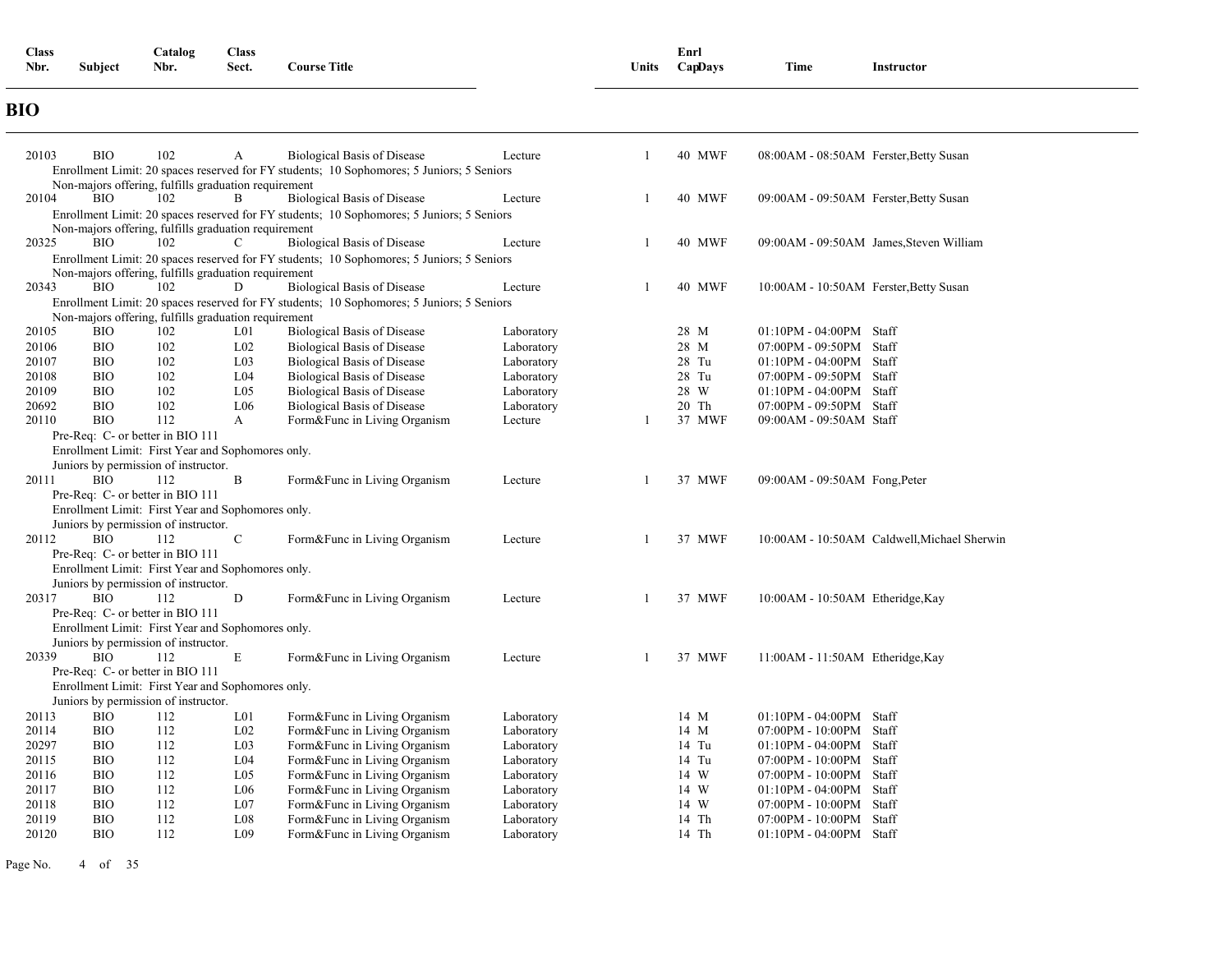## BIO

| Class Nbr. | Subject | Catalog Nbr. | Class Sect. | Course Title | | Units | Enrl Cap | Days | Time | Instructor |
|---|---|---|---|---|---|---|---|---|---|---|
| 20103 | BIO | 102 | A | Biological Basis of Disease | Lecture | 1 | 40 | MWF | 08:00AM - 08:50AM | Ferster,Betty Susan |
| | Enrollment Limit: 20 spaces reserved for FY students; 10 Sophomores; 5 Juniors; 5 Seniors<br>Non-majors offering, fulfills graduation requirement | | | | | | | | | |
| 20104 | BIO | 102 | B | Biological Basis of Disease | Lecture | 1 | 40 | MWF | 09:00AM - 09:50AM | Ferster,Betty Susan |
| | Enrollment Limit: 20 spaces reserved for FY students; 10 Sophomores; 5 Juniors; 5 Seniors<br>Non-majors offering, fulfills graduation requirement | | | | | | | | | |
| 20325 | BIO | 102 | C | Biological Basis of Disease | Lecture | 1 | 40 | MWF | 09:00AM - 09:50AM | James,Steven William |
| | Enrollment Limit: 20 spaces reserved for FY students; 10 Sophomores; 5 Juniors; 5 Seniors<br>Non-majors offering, fulfills graduation requirement | | | | | | | | | |
| 20343 | BIO | 102 | D | Biological Basis of Disease | Lecture | 1 | 40 | MWF | 10:00AM - 10:50AM | Ferster,Betty Susan |
| | Enrollment Limit: 20 spaces reserved for FY students; 10 Sophomores; 5 Juniors; 5 Seniors<br>Non-majors offering, fulfills graduation requirement | | | | | | | | | |
| 20105 | BIO | 102 | L01 | Biological Basis of Disease | Laboratory | | 28 | M | 01:10PM - 04:00PM | Staff |
| 20106 | BIO | 102 | L02 | Biological Basis of Disease | Laboratory | | 28 | M | 07:00PM - 09:50PM | Staff |
| 20107 | BIO | 102 | L03 | Biological Basis of Disease | Laboratory | | 28 | Tu | 01:10PM - 04:00PM | Staff |
| 20108 | BIO | 102 | L04 | Biological Basis of Disease | Laboratory | | 28 | Tu | 07:00PM - 09:50PM | Staff |
| 20109 | BIO | 102 | L05 | Biological Basis of Disease | Laboratory | | 28 | W | 01:10PM - 04:00PM | Staff |
| 20692 | BIO | 102 | L06 | Biological Basis of Disease | Laboratory | | 20 | Th | 07:00PM - 09:50PM | Staff |
| 20110 | BIO | 112 | A | Form&Func in Living Organism | Lecture | 1 | 37 | MWF | 09:00AM - 09:50AM | Staff |
| | Pre-Req: C- or better in BIO 111<br>Enrollment Limit: First Year and Sophomores only.<br>Juniors by permission of instructor. | | | | | | | | | |
| 20111 | BIO | 112 | B | Form&Func in Living Organism | Lecture | 1 | 37 | MWF | 09:00AM - 09:50AM | Fong,Peter |
| | Pre-Req: C- or better in BIO 111<br>Enrollment Limit: First Year and Sophomores only.<br>Juniors by permission of instructor. | | | | | | | | | |
| 20112 | BIO | 112 | C | Form&Func in Living Organism | Lecture | 1 | 37 | MWF | 10:00AM - 10:50AM | Caldwell,Michael Sherwin |
| | Pre-Req: C- or better in BIO 111<br>Enrollment Limit: First Year and Sophomores only.<br>Juniors by permission of instructor. | | | | | | | | | |
| 20317 | BIO | 112 | D | Form&Func in Living Organism | Lecture | 1 | 37 | MWF | 10:00AM - 10:50AM | Etheridge,Kay |
| | Pre-Req: C- or better in BIO 111<br>Enrollment Limit: First Year and Sophomores only.<br>Juniors by permission of instructor. | | | | | | | | | |
| 20339 | BIO | 112 | E | Form&Func in Living Organism | Lecture | 1 | 37 | MWF | 11:00AM - 11:50AM | Etheridge,Kay |
| | Pre-Req: C- or better in BIO 111<br>Enrollment Limit: First Year and Sophomores only.<br>Juniors by permission of instructor. | | | | | | | | | |
| 20113 | BIO | 112 | L01 | Form&Func in Living Organism | Laboratory | | 14 | M | 01:10PM - 04:00PM | Staff |
| 20114 | BIO | 112 | L02 | Form&Func in Living Organism | Laboratory | | 14 | M | 07:00PM - 10:00PM | Staff |
| 20297 | BIO | 112 | L03 | Form&Func in Living Organism | Laboratory | | 14 | Tu | 01:10PM - 04:00PM | Staff |
| 20115 | BIO | 112 | L04 | Form&Func in Living Organism | Laboratory | | 14 | Tu | 07:00PM - 10:00PM | Staff |
| 20116 | BIO | 112 | L05 | Form&Func in Living Organism | Laboratory | | 14 | W | 07:00PM - 10:00PM | Staff |
| 20117 | BIO | 112 | L06 | Form&Func in Living Organism | Laboratory | | 14 | W | 01:10PM - 04:00PM | Staff |
| 20118 | BIO | 112 | L07 | Form&Func in Living Organism | Laboratory | | 14 | W | 07:00PM - 10:00PM | Staff |
| 20119 | BIO | 112 | L08 | Form&Func in Living Organism | Laboratory | | 14 | Th | 07:00PM - 10:00PM | Staff |
| 20120 | BIO | 112 | L09 | Form&Func in Living Organism | Laboratory | | 14 | Th | 01:10PM - 04:00PM | Staff |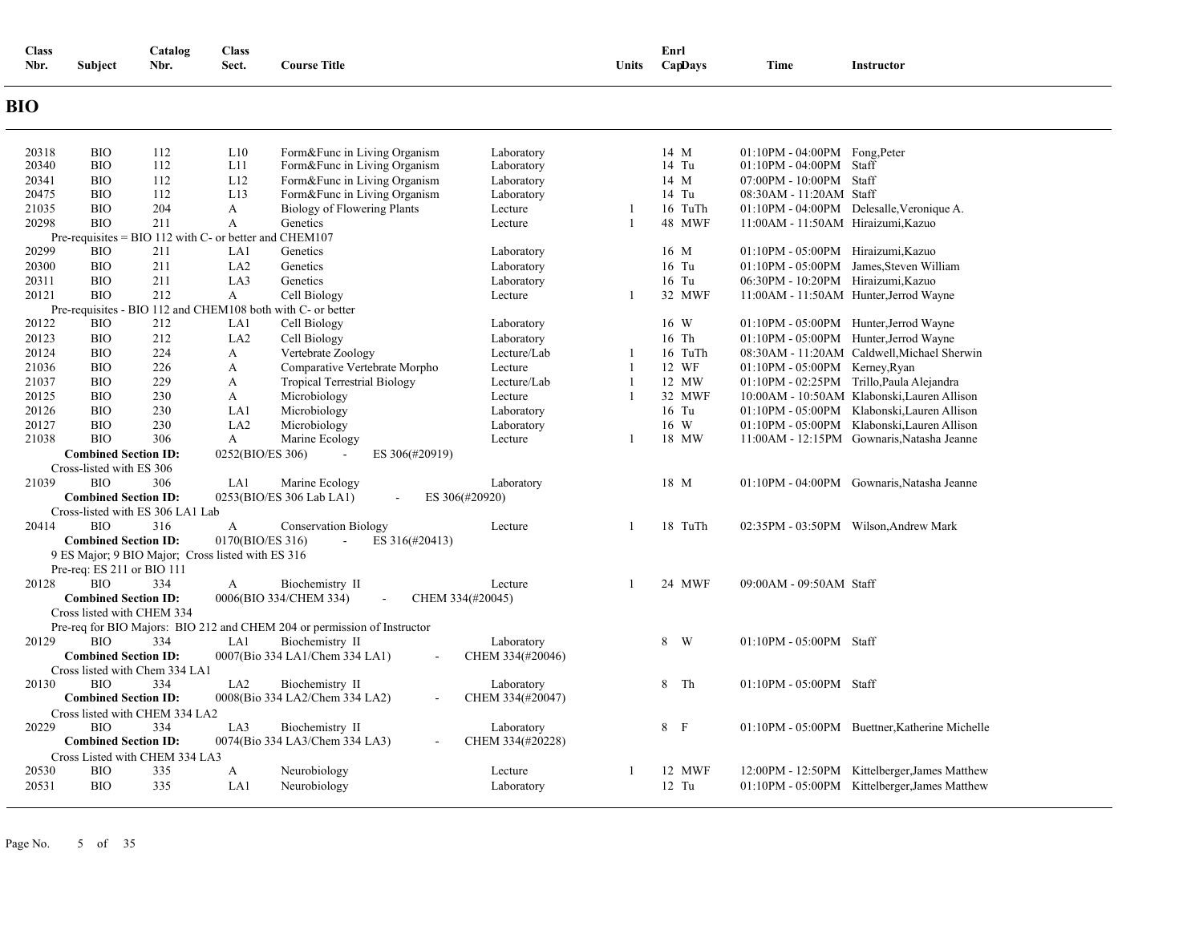## BIO

| Class Nbr. | Subject | Catalog Nbr. | Class Sect. | Course Title | | Units | Enrl Cap | Days | Time | Instructor |
|---|---|---|---|---|---|---|---|---|---|---|
| 20318 | BIO | 112 | L10 | Form&Func in Living Organism | Laboratory | | 14 | M | 01:10PM - 04:00PM | Fong,Peter |
| 20340 | BIO | 112 | L11 | Form&Func in Living Organism | Laboratory | | 14 | Tu | 01:10PM - 04:00PM | Staff |
| 20341 | BIO | 112 | L12 | Form&Func in Living Organism | Laboratory | | 14 | M | 07:00PM - 10:00PM | Staff |
| 20475 | BIO | 112 | L13 | Form&Func in Living Organism | Laboratory | | 14 | Tu | 08:30AM - 11:20AM | Staff |
| 21035 | BIO | 204 | A | Biology of Flowering Plants | Lecture | 1 | 16 | TuTh | 01:10PM - 04:00PM | Delesalle,Veronique A. |
| 20298 | BIO | 211 | A | Genetics | Lecture | 1 | 48 | MWF | 11:00AM - 11:50AM | Hiraizumi,Kazuo |
| | Pre-requisites = BIO 112 with C- or better and CHEM107 | | | | | | | | | |
| 20299 | BIO | 211 | LA1 | Genetics | Laboratory | | 16 | M | 01:10PM - 05:00PM | Hiraizumi,Kazuo |
| 20300 | BIO | 211 | LA2 | Genetics | Laboratory | | 16 | Tu | 01:10PM - 05:00PM | James,Steven William |
| 20311 | BIO | 211 | LA3 | Genetics | Laboratory | | 16 | Tu | 06:30PM - 10:20PM | Hiraizumi,Kazuo |
| 20121 | BIO | 212 | A | Cell Biology | Lecture | 1 | 32 | MWF | 11:00AM - 11:50AM | Hunter,Jerrod Wayne |
| | Pre-requisites - BIO 112 and CHEM108 both with C- or better | | | | | | | | | |
| 20122 | BIO | 212 | LA1 | Cell Biology | Laboratory | | 16 | W | 01:10PM - 05:00PM | Hunter,Jerrod Wayne |
| 20123 | BIO | 212 | LA2 | Cell Biology | Laboratory | | 16 | Th | 01:10PM - 05:00PM | Hunter,Jerrod Wayne |
| 20124 | BIO | 224 | A | Vertebrate Zoology | Lecture/Lab | 1 | 16 | TuTh | 08:30AM - 11:20AM | Caldwell,Michael Sherwin |
| 21036 | BIO | 226 | A | Comparative Vertebrate Morpho | Lecture | 1 | 12 | WF | 01:10PM - 05:00PM | Kerney,Ryan |
| 21037 | BIO | 229 | A | Tropical Terrestrial Biology | Lecture/Lab | 1 | 12 | MW | 01:10PM - 02:25PM | Trillo,Paula Alejandra |
| 20125 | BIO | 230 | A | Microbiology | Lecture | 1 | 32 | MWF | 10:00AM - 10:50AM | Klabonski,Lauren Allison |
| 20126 | BIO | 230 | LA1 | Microbiology | Laboratory | | 16 | Tu | 01:10PM - 05:00PM | Klabonski,Lauren Allison |
| 20127 | BIO | 230 | LA2 | Microbiology | Laboratory | | 16 | W | 01:10PM - 05:00PM | Klabonski,Lauren Allison |
| 21038 | BIO | 306 | A | Marine Ecology | Lecture | 1 | 18 | MW | 11:00AM - 12:15PM | Gownaris,Natasha Jeanne |
| | **Combined Section ID:** 0252(BIO/ES 306) - ES 306(#20919) | | | | | | | | | |
| | Cross-listed with ES 306 | | | | | | | | | |
| 21039 | BIO | 306 | LA1 | Marine Ecology | Laboratory | | 18 | M | 01:10PM - 04:00PM | Gownaris,Natasha Jeanne |
| | **Combined Section ID:** 0253(BIO/ES 306 Lab LA1) - ES 306(#20920) | | | | | | | | | |
| | Cross-listed with ES 306 LA1 Lab | | | | | | | | | |
| 20414 | BIO | 316 | A | Conservation Biology | Lecture | 1 | 18 | TuTh | 02:35PM - 03:50PM | Wilson,Andrew Mark |
| | **Combined Section ID:** 0170(BIO/ES 316) - ES 316(#20413) | | | | | | | | | |
| | 9 ES Major; 9 BIO Major; Cross listed with ES 316 | | | | | | | | | |
| | Pre-req: ES 211 or BIO 111 | | | | | | | | | |
| 20128 | BIO | 334 | A | Biochemistry II | Lecture | 1 | 24 | MWF | 09:00AM - 09:50AM | Staff |
| | **Combined Section ID:** 0006(BIO 334/CHEM 334) - CHEM 334(#20045) | | | | | | | | | |
| | Cross listed with CHEM 334 | | | | | | | | | |
| | Pre-req for BIO Majors: BIO 212 and CHEM 204 or permission of Instructor | | | | | | | | | |
| 20129 | BIO | 334 | LA1 | Biochemistry II | Laboratory | | 8 | W | 01:10PM - 05:00PM | Staff |
| | **Combined Section ID:** 0007(Bio 334 LA1/Chem 334 LA1) - CHEM 334(#20046) | | | | | | | | | |
| | Cross listed with Chem 334 LA1 | | | | | | | | | |
| 20130 | BIO | 334 | LA2 | Biochemistry II | Laboratory | | 8 | Th | 01:10PM - 05:00PM | Staff |
| | **Combined Section ID:** 0008(Bio 334 LA2/Chem 334 LA2) - CHEM 334(#20047) | | | | | | | | | |
| | Cross listed with CHEM 334 LA2 | | | | | | | | | |
| 20229 | BIO | 334 | LA3 | Biochemistry II | Laboratory | | 8 | F | 01:10PM - 05:00PM | Buettner,Katherine Michelle |
| | **Combined Section ID:** 0074(Bio 334 LA3/Chem 334 LA3) - CHEM 334(#20228) | | | | | | | | | |
| | Cross Listed with CHEM 334 LA3 | | | | | | | | | |
| 20530 | BIO | 335 | A | Neurobiology | Lecture | 1 | 12 | MWF | 12:00PM - 12:50PM | Kittelberger,James Matthew |
| 20531 | BIO | 335 | LA1 | Neurobiology | Laboratory | | 12 | Tu | 01:10PM - 05:00PM | Kittelberger,James Matthew |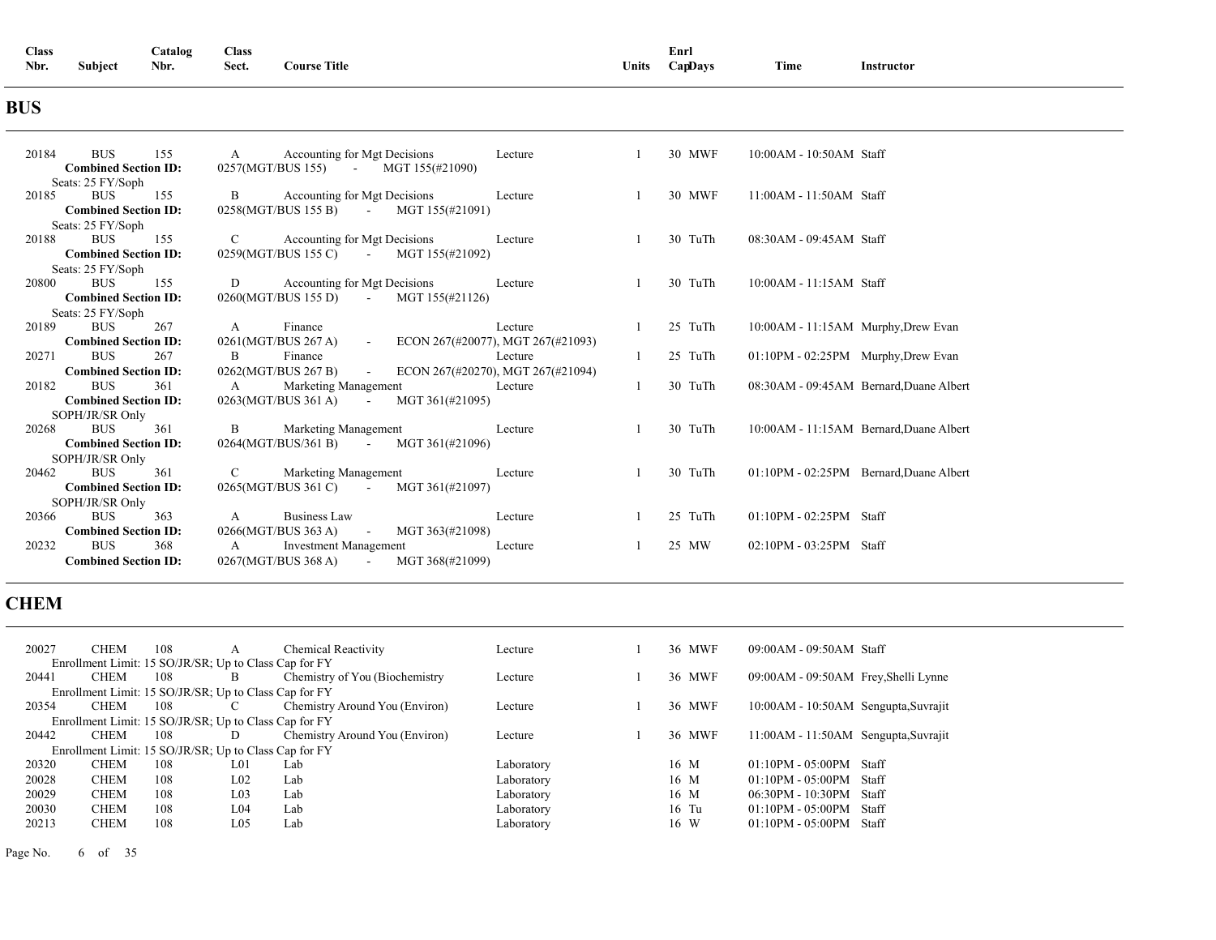| Class Nbr. | Subject | Catalog Nbr. | Class Sect. | Course Title | | Units | Enrl Cap | Days | Time | Instructor |
|---|---|---|---|---|---|---|---|---|---|---|

## BUS

| Class Nbr. | Subject | Catalog Nbr. | Class Sect. | Course Title | | Units | Enrl Cap | Days | Time | Instructor |
|---|---|---|---|---|---|---|---|---|---|---|
| 20184 | BUS | 155 | A | Accounting for Mgt Decisions | Lecture | 1 | 30 | MWF | 10:00AM - 10:50AM | Staff |
| | **Combined Section ID:** | | 0257(MGT/BUS 155) - MGT 155(#21090) | | | | | | | |
| | Seats: 25 FY/Soph | | | | | | | | | |
| 20185 | BUS | 155 | B | Accounting for Mgt Decisions | Lecture | 1 | 30 | MWF | 11:00AM - 11:50AM | Staff |
| | **Combined Section ID:** | | 0258(MGT/BUS 155 B) - MGT 155(#21091) | | | | | | | |
| | Seats: 25 FY/Soph | | | | | | | | | |
| 20188 | BUS | 155 | C | Accounting for Mgt Decisions | Lecture | 1 | 30 | TuTh | 08:30AM - 09:45AM | Staff |
| | **Combined Section ID:** | | 0259(MGT/BUS 155 C) - MGT 155(#21092) | | | | | | | |
| | Seats: 25 FY/Soph | | | | | | | | | |
| 20800 | BUS | 155 | D | Accounting for Mgt Decisions | Lecture | 1 | 30 | TuTh | 10:00AM - 11:15AM | Staff |
| | **Combined Section ID:** | | 0260(MGT/BUS 155 D) - MGT 155(#21126) | | | | | | | |
| | Seats: 25 FY/Soph | | | | | | | | | |
| 20189 | BUS | 267 | A | Finance | Lecture | 1 | 25 | TuTh | 10:00AM - 11:15AM | Murphy,Drew Evan |
| | **Combined Section ID:** | | 0261(MGT/BUS 267 A) - ECON 267(#20077), MGT 267(#21093) | | | | | | | |
| 20271 | BUS | 267 | B | Finance | Lecture | 1 | 25 | TuTh | 01:10PM - 02:25PM | Murphy,Drew Evan |
| | **Combined Section ID:** | | 0262(MGT/BUS 267 B) - ECON 267(#20270), MGT 267(#21094) | | | | | | | |
| 20182 | BUS | 361 | A | Marketing Management | Lecture | 1 | 30 | TuTh | 08:30AM - 09:45AM | Bernard,Duane Albert |
| | **Combined Section ID:** | | 0263(MGT/BUS 361 A) - MGT 361(#21095) | | | | | | | |
| | SOPH/JR/SR Only | | | | | | | | | |
| 20268 | BUS | 361 | B | Marketing Management | Lecture | 1 | 30 | TuTh | 10:00AM - 11:15AM | Bernard,Duane Albert |
| | **Combined Section ID:** | | 0264(MGT/BUS/361 B) - MGT 361(#21096) | | | | | | | |
| | SOPH/JR/SR Only | | | | | | | | | |
| 20462 | BUS | 361 | C | Marketing Management | Lecture | 1 | 30 | TuTh | 01:10PM - 02:25PM | Bernard,Duane Albert |
| | **Combined Section ID:** | | 0265(MGT/BUS 361 C) - MGT 361(#21097) | | | | | | | |
| | SOPH/JR/SR Only | | | | | | | | | |
| 20366 | BUS | 363 | A | Business Law | Lecture | 1 | 25 | TuTh | 01:10PM - 02:25PM | Staff |
| | **Combined Section ID:** | | 0266(MGT/BUS 363 A) - MGT 363(#21098) | | | | | | | |
| 20232 | BUS | 368 | A | Investment Management | Lecture | 1 | 25 | MW | 02:10PM - 03:25PM | Staff |
| | **Combined Section ID:** | | 0267(MGT/BUS 368 A) - MGT 368(#21099) | | | | | | | |

## CHEM

| Class Nbr. | Subject | Catalog Nbr. | Class Sect. | Course Title | | Units | Enrl Cap | Days | Time | Instructor |
|---|---|---|---|---|---|---|---|---|---|---|
| 20027 | CHEM | 108 | A | Chemical Reactivity | Lecture | 1 | 36 | MWF | 09:00AM - 09:50AM | Staff |
| | Enrollment Limit: 15 SO/JR/SR; Up to Class Cap for FY | | | | | | | | | |
| 20441 | CHEM | 108 | B | Chemistry of You (Biochemistry | Lecture | 1 | 36 | MWF | 09:00AM - 09:50AM | Frey,Shelli Lynne |
| | Enrollment Limit: 15 SO/JR/SR; Up to Class Cap for FY | | | | | | | | | |
| 20354 | CHEM | 108 | C | Chemistry Around You (Environ) | Lecture | 1 | 36 | MWF | 10:00AM - 10:50AM | Sengupta,Suvrajit |
| | Enrollment Limit: 15 SO/JR/SR; Up to Class Cap for FY | | | | | | | | | |
| 20442 | CHEM | 108 | D | Chemistry Around You (Environ) | Lecture | 1 | 36 | MWF | 11:00AM - 11:50AM | Sengupta,Suvrajit |
| | Enrollment Limit: 15 SO/JR/SR; Up to Class Cap for FY | | | | | | | | | |
| 20320 | CHEM | 108 | L01 | Lab | Laboratory | | 16 | M | 01:10PM - 05:00PM | Staff |
| 20028 | CHEM | 108 | L02 | Lab | Laboratory | | 16 | M | 01:10PM - 05:00PM | Staff |
| 20029 | CHEM | 108 | L03 | Lab | Laboratory | | 16 | M | 06:30PM - 10:30PM | Staff |
| 20030 | CHEM | 108 | L04 | Lab | Laboratory | | 16 | Tu | 01:10PM - 05:00PM | Staff |
| 20213 | CHEM | 108 | L05 | Lab | Laboratory | | 16 | W | 01:10PM - 05:00PM | Staff |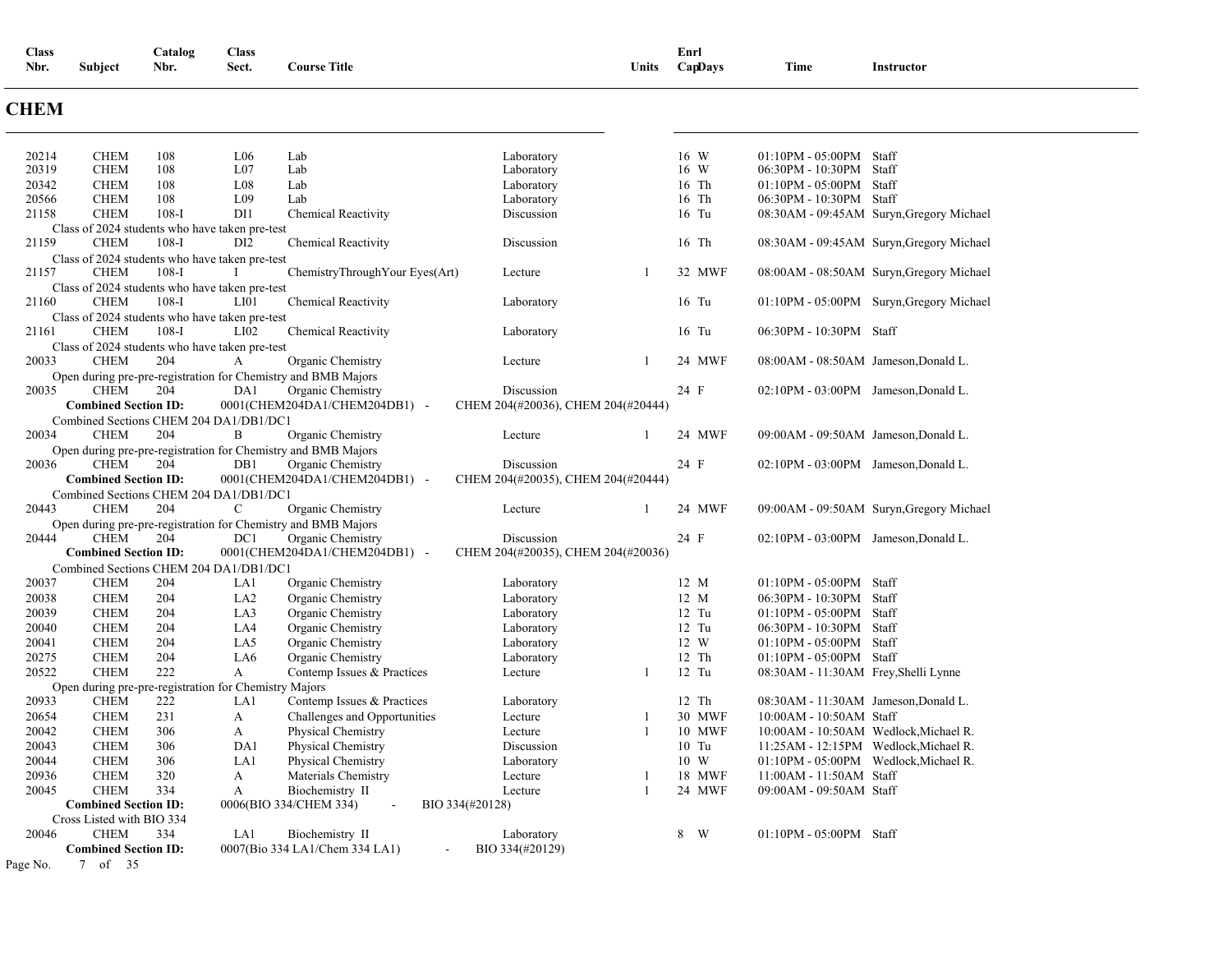| Class Nbr. | Subject | Catalog Nbr. | Class Sect. | Course Title | | Units | Enrl Cap | Days | Time | Instructor |
|---|---|---|---|---|---|---|---|---|---|---|

## CHEM

| Class Nbr. | Subject | Catalog Nbr. | Class Sect. | Course Title | | Units | Enrl Cap | Days | Time | Instructor |
|---|---|---|---|---|---|---|---|---|---|---|
| 20214 | CHEM | 108 | L06 | Lab | Laboratory | | 16 | W | 01:10PM - 05:00PM | Staff |
| 20319 | CHEM | 108 | L07 | Lab | Laboratory | | 16 | W | 06:30PM - 10:30PM | Staff |
| 20342 | CHEM | 108 | L08 | Lab | Laboratory | | 16 | Th | 01:10PM - 05:00PM | Staff |
| 20566 | CHEM | 108 | L09 | Lab | Laboratory | | 16 | Th | 06:30PM - 10:30PM | Staff |
| 21158 | CHEM | 108-I | DI1 | Chemical Reactivity | Discussion | | 16 | Tu | 08:30AM - 09:45AM | Suryn,Gregory Michael |
| Class of 2024 students who have taken pre-test | | | | | | | | | | |
| 21159 | CHEM | 108-I | DI2 | Chemical Reactivity | Discussion | | 16 | Th | 08:30AM - 09:45AM | Suryn,Gregory Michael |
| Class of 2024 students who have taken pre-test | | | | | | | | | | |
| 21157 | CHEM | 108-I | I | ChemistryThrough Your Eyes(Art) | Lecture | 1 | 32 | MWF | 08:00AM - 08:50AM | Suryn,Gregory Michael |
| Class of 2024 students who have taken pre-test | | | | | | | | | | |
| 21160 | CHEM | 108-I | LI01 | Chemical Reactivity | Laboratory | | 16 | Tu | 01:10PM - 05:00PM | Suryn,Gregory Michael |
| Class of 2024 students who have taken pre-test | | | | | | | | | | |
| 21161 | CHEM | 108-I | LI02 | Chemical Reactivity | Laboratory | | 16 | Tu | 06:30PM - 10:30PM | Staff |
| Class of 2024 students who have taken pre-test | | | | | | | | | | |
| 20033 | CHEM | 204 | A | Organic Chemistry | Lecture | 1 | 24 | MWF | 08:00AM - 08:50AM | Jameson,Donald L. |
| Open during pre-pre-registration for Chemistry and BMB Majors | | | | | | | | | | |
| 20035 | CHEM | 204 | DA1 | Organic Chemistry | Discussion | | 24 | F | 02:10PM - 03:00PM | Jameson,Donald L. |
| **Combined Section ID:** | | | | 0001(CHEM204DA1/CHEM204DB1) - | CHEM 204(#20036), CHEM 204(#20444) | | | | | |
| Combined Sections CHEM 204 DA1/DB1/DC1 | | | | | | | | | | |
| 20034 | CHEM | 204 | B | Organic Chemistry | Lecture | 1 | 24 | MWF | 09:00AM - 09:50AM | Jameson,Donald L. |
| Open during pre-pre-registration for Chemistry and BMB Majors | | | | | | | | | | |
| 20036 | CHEM | 204 | DB1 | Organic Chemistry | Discussion | | 24 | F | 02:10PM - 03:00PM | Jameson,Donald L. |
| **Combined Section ID:** | | | | 0001(CHEM204DA1/CHEM204DB1) - | CHEM 204(#20035), CHEM 204(#20444) | | | | | |
| Combined Sections CHEM 204 DA1/DB1/DC1 | | | | | | | | | | |
| 20443 | CHEM | 204 | C | Organic Chemistry | Lecture | 1 | 24 | MWF | 09:00AM - 09:50AM | Suryn,Gregory Michael |
| Open during pre-pre-registration for Chemistry and BMB Majors | | | | | | | | | | |
| 20444 | CHEM | 204 | DC1 | Organic Chemistry | Discussion | | 24 | F | 02:10PM - 03:00PM | Jameson,Donald L. |
| **Combined Section ID:** | | | | 0001(CHEM204DA1/CHEM204DB1) - | CHEM 204(#20035), CHEM 204(#20036) | | | | | |
| Combined Sections CHEM 204 DA1/DB1/DC1 | | | | | | | | | | |
| 20037 | CHEM | 204 | LA1 | Organic Chemistry | Laboratory | | 12 | M | 01:10PM - 05:00PM | Staff |
| 20038 | CHEM | 204 | LA2 | Organic Chemistry | Laboratory | | 12 | M | 06:30PM - 10:30PM | Staff |
| 20039 | CHEM | 204 | LA3 | Organic Chemistry | Laboratory | | 12 | Tu | 01:10PM - 05:00PM | Staff |
| 20040 | CHEM | 204 | LA4 | Organic Chemistry | Laboratory | | 12 | Tu | 06:30PM - 10:30PM | Staff |
| 20041 | CHEM | 204 | LA5 | Organic Chemistry | Laboratory | | 12 | W | 01:10PM - 05:00PM | Staff |
| 20275 | CHEM | 204 | LA6 | Organic Chemistry | Laboratory | | 12 | Th | 01:10PM - 05:00PM | Staff |
| 20522 | CHEM | 222 | A | Contemp Issues & Practices | Lecture | 1 | 12 | Tu | 08:30AM - 11:30AM | Frey,Shelli Lynne |
| Open during pre-pre-registration for Chemistry Majors | | | | | | | | | | |
| 20933 | CHEM | 222 | LA1 | Contemp Issues & Practices | Laboratory | | 12 | Th | 08:30AM - 11:30AM | Jameson,Donald L. |
| 20654 | CHEM | 231 | A | Challenges and Opportunities | Lecture | 1 | 30 | MWF | 10:00AM - 10:50AM | Staff |
| 20042 | CHEM | 306 | A | Physical Chemistry | Lecture | 1 | 10 | MWF | 10:00AM - 10:50AM | Wedlock,Michael R. |
| 20043 | CHEM | 306 | DA1 | Physical Chemistry | Discussion | | 10 | Tu | 11:25AM - 12:15PM | Wedlock,Michael R. |
| 20044 | CHEM | 306 | LA1 | Physical Chemistry | Laboratory | | 10 | W | 01:10PM - 05:00PM | Wedlock,Michael R. |
| 20936 | CHEM | 320 | A | Materials Chemistry | Lecture | 1 | 18 | MWF | 11:00AM - 11:50AM | Staff |
| 20045 | CHEM | 334 | A | Biochemistry II | Lecture | 1 | 24 | MWF | 09:00AM - 09:50AM | Staff |
| **Combined Section ID:** | | | | 0006(BIO 334/CHEM 334) - | BIO 334(#20128) | | | | | |
| Cross Listed with BIO 334 | | | | | | | | | | |
| 20046 | CHEM | 334 | LA1 | Biochemistry II | Laboratory | | 8 | W | 01:10PM - 05:00PM | Staff |
| **Combined Section ID:** | | | | 0007(Bio 334 LA1/Chem 334 LA1) - | BIO 334(#20129) | | | | | |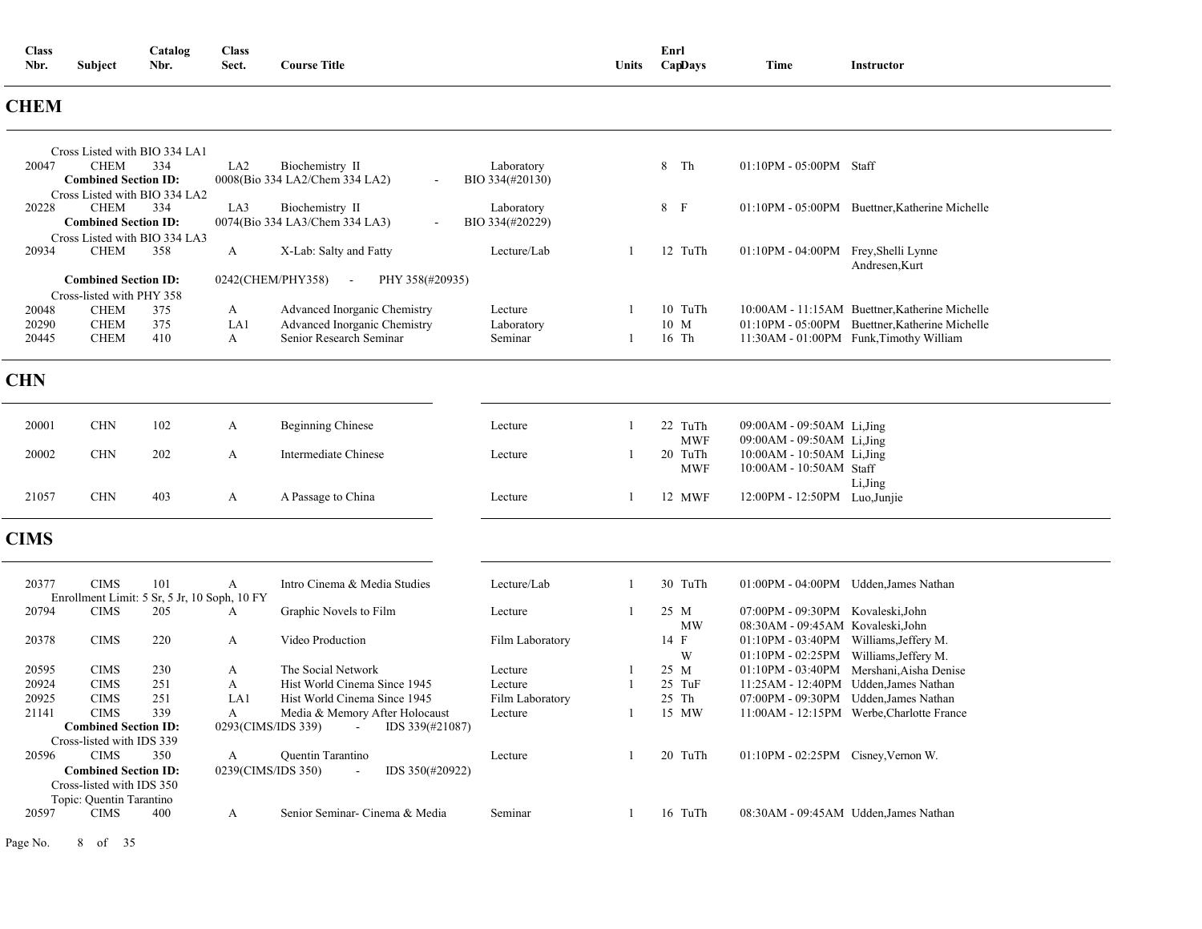| Class Nbr. | Subject | Catalog Nbr. | Class Sect. | Course Title | | Units | Enrl Cap | Days | Time | Instructor |
|---|---|---|---|---|---|---|---|---|---|---|

## CHEM

| Class Nbr. | Subject | Catalog Nbr. | Class Sect. | Course Title | | Units | Enrl Cap | Days | Time | Instructor |
|---|---|---|---|---|---|---|---|---|---|---|
| Cross Listed with BIO 334 LA1 | | | | | | | | | | |
| 20047 | CHEM | 334 | LA2 | Biochemistry II | Laboratory | | 8 | Th | 01:10PM - 05:00PM | Staff |
| **Combined Section ID:** | | | 0008(Bio 334 LA2/Chem 334 LA2) | - | BIO 334(#20130) | | | | | |
| Cross Listed with BIO 334 LA2 | | | | | | | | | | |
| 20228 | CHEM | 334 | LA3 | Biochemistry II | Laboratory | | 8 | F | 01:10PM - 05:00PM | Buettner,Katherine Michelle |
| **Combined Section ID:** | | | 0074(Bio 334 LA3/Chem 334 LA3) | - | BIO 334(#20229) | | | | | |
| Cross Listed with BIO 334 LA3 | | | | | | | | | | |
| 20934 | CHEM | 358 | A | X-Lab: Salty and Fatty | Lecture/Lab | 1 | 12 | TuTh | 01:10PM - 04:00PM | Frey,Shelli Lynne<br>Andresen,Kurt |
| **Combined Section ID:** | | | 0242(CHEM/PHY358) | - | PHY 358(#20935) | | | | | |
| Cross-listed with PHY 358 | | | | | | | | | | |
| 20048 | CHEM | 375 | A | Advanced Inorganic Chemistry | Lecture | 1 | 10 | TuTh | 10:00AM - 11:15AM | Buettner,Katherine Michelle |
| 20290 | CHEM | 375 | LA1 | Advanced Inorganic Chemistry | Laboratory | | 10 | M | 01:10PM - 05:00PM | Buettner,Katherine Michelle |
| 20445 | CHEM | 410 | A | Senior Research Seminar | Seminar | 1 | 16 | Th | 11:30AM - 01:00PM | Funk,Timothy William |

## CHN

| Class Nbr. | Subject | Catalog Nbr. | Class Sect. | Course Title | | Units | Enrl Cap | Days | Time | Instructor |
|---|---|---|---|---|---|---|---|---|---|---|
| 20001 | CHN | 102 | A | Beginning Chinese | Lecture | 1 | 22 | TuTh<br>MWF | 09:00AM - 09:50AM<br>09:00AM - 09:50AM | Li,Jing<br>Li,Jing |
| 20002 | CHN | 202 | A | Intermediate Chinese | Lecture | 1 | 20 | TuTh<br>MWF | 10:00AM - 10:50AM<br>10:00AM - 10:50AM | Li,Jing<br>Staff<br>Li,Jing |
| 21057 | CHN | 403 | A | A Passage to China | Lecture | 1 | 12 | MWF | 12:00PM - 12:50PM | Luo,Junjie |

## CIMS

| Class Nbr. | Subject | Catalog Nbr. | Class Sect. | Course Title | | Units | Enrl Cap | Days | Time | Instructor |
|---|---|---|---|---|---|---|---|---|---|---|
| 20377 | CIMS | 101 | A | Intro Cinema & Media Studies | Lecture/Lab | 1 | 30 | TuTh | 01:00PM - 04:00PM | Udden,James Nathan |
| Enrollment Limit: 5 Sr, 5 Jr, 10 Soph, 10 FY | | | | | | | | | | |
| 20794 | CIMS | 205 | A | Graphic Novels to Film | Lecture | 1 | 25 | M<br>MW | 07:00PM - 09:30PM<br>08:30AM - 09:45AM | Kovaleski,John<br>Kovaleski,John |
| 20378 | CIMS | 220 | A | Video Production | Film Laboratory | | 14 | F<br>W | 01:10PM - 03:40PM<br>01:10PM - 02:25PM | Williams,Jeffery M.<br>Williams,Jeffery M. |
| 20595 | CIMS | 230 | A | The Social Network | Lecture | 1 | 25 | M | 01:10PM - 03:40PM | Mershani,Aisha Denise |
| 20924 | CIMS | 251 | A | Hist World Cinema Since 1945 | Lecture | 1 | 25 | TuF | 11:25AM - 12:40PM | Udden,James Nathan |
| 20925 | CIMS | 251 | LA1 | Hist World Cinema Since 1945 | Film Laboratory | | 25 | Th | 07:00PM - 09:30PM | Udden,James Nathan |
| 21141 | CIMS | 339 | A | Media & Memory After Holocaust | Lecture | 1 | 15 | MW | 11:00AM - 12:15PM | Werbe,Charlotte France |
| **Combined Section ID:** | | | 0293(CIMS/IDS 339) | - | IDS 339(#21087) | | | | | |
| Cross-listed with IDS 339 | | | | | | | | | | |
| 20596 | CIMS | 350 | A | Quentin Tarantino | Lecture | 1 | 20 | TuTh | 01:10PM - 02:25PM | Cisney,Vernon W. |
| **Combined Section ID:** | | | 0239(CIMS/IDS 350) | - | IDS 350(#20922) | | | | | |
| Cross-listed with IDS 350 | | | | | | | | | | |
| Topic: Quentin Tarantino | | | | | | | | | | |
| 20597 | CIMS | 400 | A | Senior Seminar- Cinema & Media | Seminar | 1 | 16 | TuTh | 08:30AM - 09:45AM | Udden,James Nathan |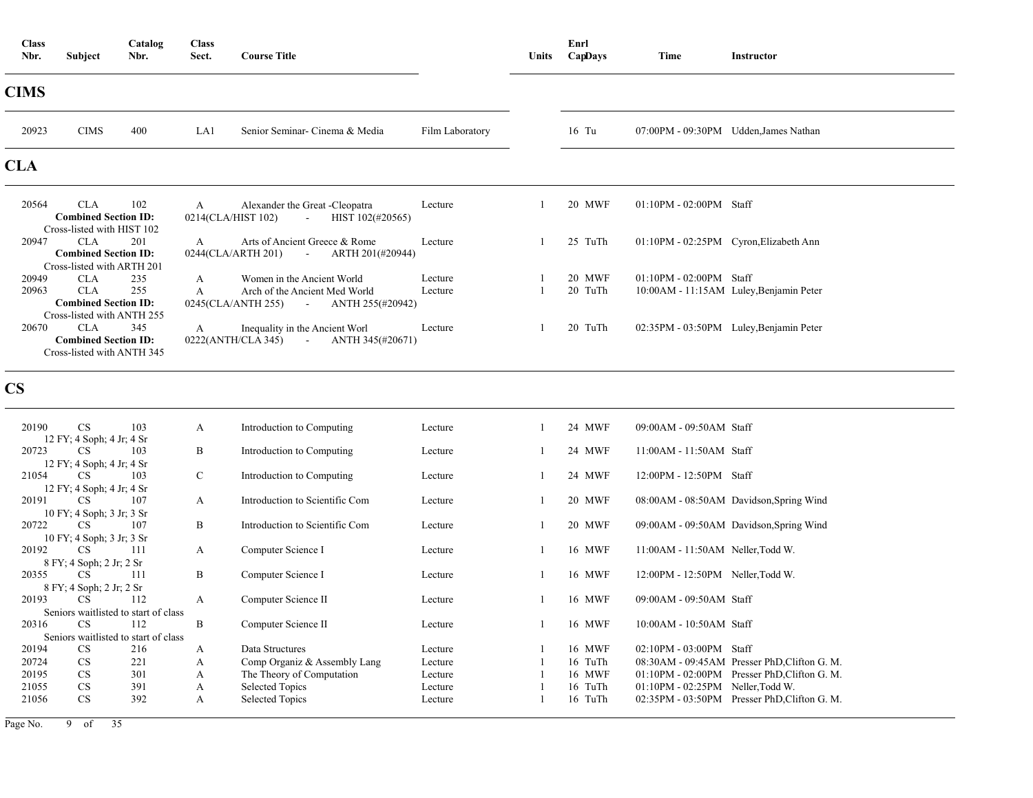| Class Nbr. | Subject | Catalog Nbr. | Class Sect. | Course Title | | Units | Enrl Cap | Days | Time | Instructor |
|---|---|---|---|---|---|---|---|---|---|---|

## CIMS

| Class Nbr. | Subject | Catalog Nbr. | Class Sect. | Course Title | | Units | Enrl Cap | Days | Time | Instructor |
|---|---|---|---|---|---|---|---|---|---|---|
| 20923 | CIMS | 400 | LA1 | Senior Seminar- Cinema & Media | Film Laboratory | | 16 | Tu | 07:00PM - 09:30PM | Udden,James Nathan |

## CLA

| Class Nbr. | Subject | Catalog Nbr. | Class Sect. | Course Title | | Units | Enrl Cap | Days | Time | Instructor |
|---|---|---|---|---|---|---|---|---|---|---|
| 20564 | CLA | 102 | A | Alexander the Great -Cleopatra | Lecture | 1 | 20 | MWF | 01:10PM - 02:00PM | Staff |
| **Combined Section ID:** 0214(CLA/HIST 102) - HIST 102(#20565) Cross-listed with HIST 102 | | | | | | | | | | |
| 20947 | CLA | 201 | A | Arts of Ancient Greece & Rome | Lecture | 1 | 25 | TuTh | 01:10PM - 02:25PM | Cyron,Elizabeth Ann |
| **Combined Section ID:** 0244(CLA/ARTH 201) - ARTH 201(#20944) Cross-listed with ARTH 201 | | | | | | | | | | |
| 20949 | CLA | 235 | A | Women in the Ancient World | Lecture | 1 | 20 | MWF | 01:10PM - 02:00PM | Staff |
| 20963 | CLA | 255 | A | Arch of the Ancient Med World | Lecture | 1 | 20 | TuTh | 10:00AM - 11:15AM | Luley,Benjamin Peter |
| **Combined Section ID:** 0245(CLA/ANTH 255) - ANTH 255(#20942) Cross-listed with ANTH 255 | | | | | | | | | | |
| 20670 | CLA | 345 | A | Inequality in the Ancient Worl | Lecture | 1 | 20 | TuTh | 02:35PM - 03:50PM | Luley,Benjamin Peter |
| **Combined Section ID:** 0222(ANTH/CLA 345) - ANTH 345(#20671) Cross-listed with ANTH 345 | | | | | | | | | | |

## CS

| Class Nbr. | Subject | Catalog Nbr. | Class Sect. | Course Title | | Units | Enrl Cap | Days | Time | Instructor |
|---|---|---|---|---|---|---|---|---|---|---|
| 20190 | CS | 103 | A | Introduction to Computing | Lecture | 1 | 24 | MWF | 09:00AM - 09:50AM | Staff |
| 12 FY; 4 Soph; 4 Jr; 4 Sr | | | | | | | | | | |
| 20723 | CS | 103 | B | Introduction to Computing | Lecture | 1 | 24 | MWF | 11:00AM - 11:50AM | Staff |
| 12 FY; 4 Soph; 4 Jr; 4 Sr | | | | | | | | | | |
| 21054 | CS | 103 | C | Introduction to Computing | Lecture | 1 | 24 | MWF | 12:00PM - 12:50PM | Staff |
| 12 FY; 4 Soph; 4 Jr; 4 Sr | | | | | | | | | | |
| 20191 | CS | 107 | A | Introduction to Scientific Com | Lecture | 1 | 20 | MWF | 08:00AM - 08:50AM | Davidson,Spring Wind |
| 10 FY; 4 Soph; 3 Jr; 3 Sr | | | | | | | | | | |
| 20722 | CS | 107 | B | Introduction to Scientific Com | Lecture | 1 | 20 | MWF | 09:00AM - 09:50AM | Davidson,Spring Wind |
| 10 FY; 4 Soph; 3 Jr; 3 Sr | | | | | | | | | | |
| 20192 | CS | 111 | A | Computer Science I | Lecture | 1 | 16 | MWF | 11:00AM - 11:50AM | Neller,Todd W. |
| 8 FY; 4 Soph; 2 Jr; 2 Sr | | | | | | | | | | |
| 20355 | CS | 111 | B | Computer Science I | Lecture | 1 | 16 | MWF | 12:00PM - 12:50PM | Neller,Todd W. |
| 8 FY; 4 Soph; 2 Jr; 2 Sr | | | | | | | | | | |
| 20193 | CS | 112 | A | Computer Science II | Lecture | 1 | 16 | MWF | 09:00AM - 09:50AM | Staff |
| Seniors waitlisted to start of class | | | | | | | | | | |
| 20316 | CS | 112 | B | Computer Science II | Lecture | 1 | 16 | MWF | 10:00AM - 10:50AM | Staff |
| Seniors waitlisted to start of class | | | | | | | | | | |
| 20194 | CS | 216 | A | Data Structures | Lecture | 1 | 16 | MWF | 02:10PM - 03:00PM | Staff |
| 20724 | CS | 221 | A | Comp Organiz & Assembly Lang | Lecture | 1 | 16 | TuTh | 08:30AM - 09:45AM | Presser PhD,Clifton G. M. |
| 20195 | CS | 301 | A | The Theory of Computation | Lecture | 1 | 16 | MWF | 01:10PM - 02:00PM | Presser PhD,Clifton G. M. |
| 21055 | CS | 391 | A | Selected Topics | Lecture | 1 | 16 | TuTh | 01:10PM - 02:25PM | Neller,Todd W. |
| 21056 | CS | 392 | A | Selected Topics | Lecture | 1 | 16 | TuTh | 02:35PM - 03:50PM | Presser PhD,Clifton G. M. |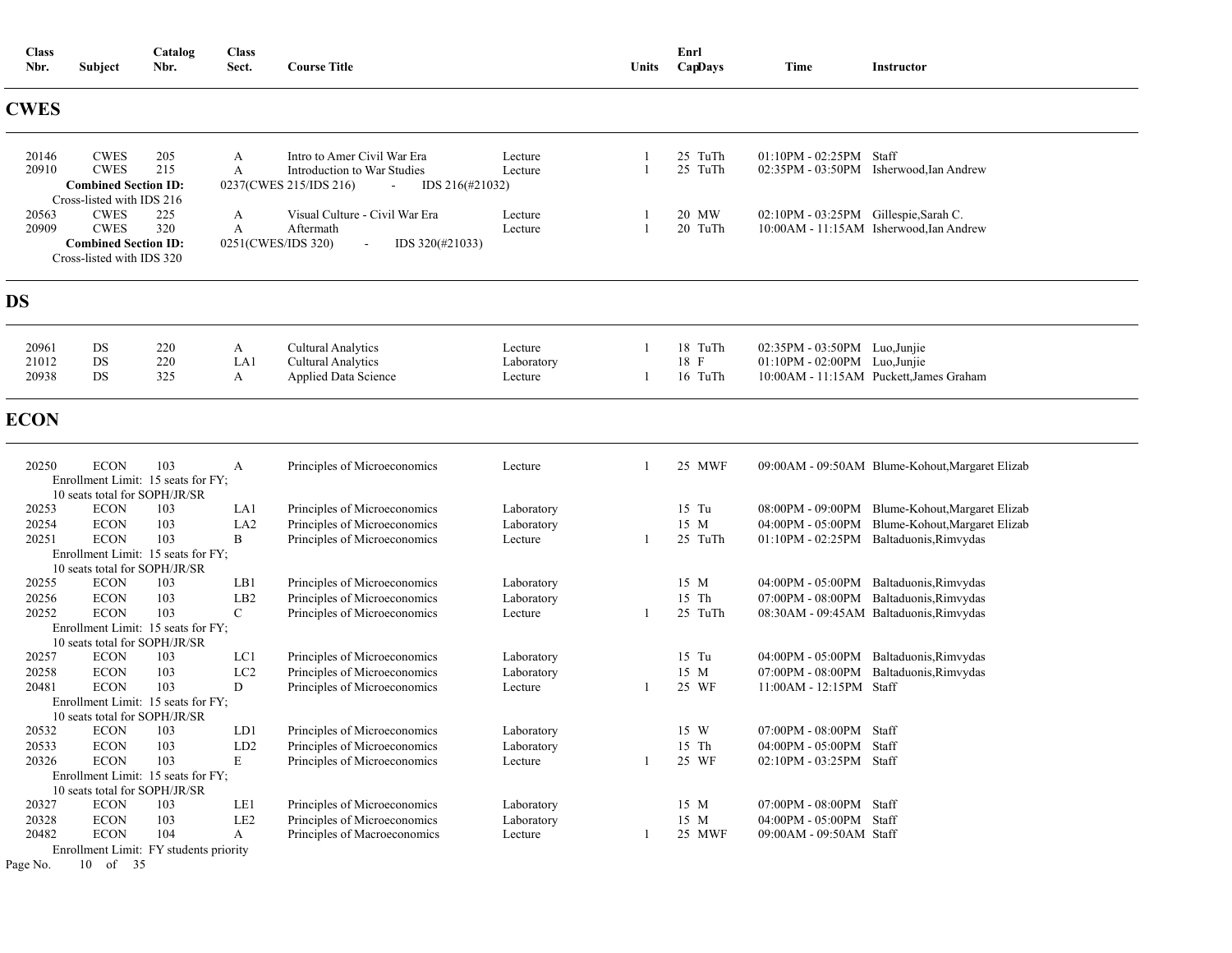| Class Nbr. | Subject | Catalog Nbr. | Class Sect. | Course Title | | Units | Enrl Cap | Days | Time | Instructor |
|---|---|---|---|---|---|---|---|---|---|---|

## CWES

| Class Nbr. | Subject | Catalog Nbr. | Class Sect. | Course Title | | Units | Enrl Cap | Days | Time | Instructor |
|---|---|---|---|---|---|---|---|---|---|---|
| 20146 | CWES | 205 | A | Intro to Amer Civil War Era | Lecture | 1 | 25 | TuTh | 01:10PM - 02:25PM | Staff |
| 20910 | CWES | 215 | A | Introduction to War Studies | Lecture | 1 | 25 | TuTh | 02:35PM - 03:50PM | Isherwood,Ian Andrew |
| **Combined Section ID:** | | | 0237(CWES 215/IDS 216) - IDS 216(#21032) | | | | | | | |
| Cross-listed with IDS 216 | | | | | | | | | | |
| 20563 | CWES | 225 | A | Visual Culture - Civil War Era | Lecture | 1 | 20 | MW | 02:10PM - 03:25PM | Gillespie,Sarah C. |
| 20909 | CWES | 320 | A | Aftermath | Lecture | 1 | 20 | TuTh | 10:00AM - 11:15AM | Isherwood,Ian Andrew |
| **Combined Section ID:** | | | 0251(CWES/IDS 320) - IDS 320(#21033) | | | | | | | |
| Cross-listed with IDS 320 | | | | | | | | | | |

## DS

| Class Nbr. | Subject | Catalog Nbr. | Class Sect. | Course Title | | Units | Enrl Cap | Days | Time | Instructor |
|---|---|---|---|---|---|---|---|---|---|---|
| 20961 | DS | 220 | A | Cultural Analytics | Lecture | 1 | 18 | TuTh | 02:35PM - 03:50PM | Luo,Junjie |
| 21012 | DS | 220 | LA1 | Cultural Analytics | Laboratory | | 18 | F | 01:10PM - 02:00PM | Luo,Junjie |
| 20938 | DS | 325 | A | Applied Data Science | Lecture | 1 | 16 | TuTh | 10:00AM - 11:15AM | Puckett,James Graham |

## ECON

| Class Nbr. | Subject | Catalog Nbr. | Class Sect. | Course Title | | Units | Enrl Cap | Days | Time | Instructor |
|---|---|---|---|---|---|---|---|---|---|---|
| 20250 | ECON | 103 | A | Principles of Microeconomics | Lecture | 1 | 25 | MWF | 09:00AM - 09:50AM | Blume-Kohout,Margaret Elizab |
| Enrollment Limit: 15 seats for FY; 10 seats total for SOPH/JR/SR | | | | | | | | | | |
| 20253 | ECON | 103 | LA1 | Principles of Microeconomics | Laboratory | | 15 | Tu | 08:00PM - 09:00PM | Blume-Kohout,Margaret Elizab |
| 20254 | ECON | 103 | LA2 | Principles of Microeconomics | Laboratory | | 15 | M | 04:00PM - 05:00PM | Blume-Kohout,Margaret Elizab |
| 20251 | ECON | 103 | B | Principles of Microeconomics | Lecture | 1 | 25 | TuTh | 01:10PM - 02:25PM | Baltaduonis,Rimvydas |
| Enrollment Limit: 15 seats for FY; 10 seats total for SOPH/JR/SR | | | | | | | | | | |
| 20255 | ECON | 103 | LB1 | Principles of Microeconomics | Laboratory | | 15 | M | 04:00PM - 05:00PM | Baltaduonis,Rimvydas |
| 20256 | ECON | 103 | LB2 | Principles of Microeconomics | Laboratory | | 15 | Th | 07:00PM - 08:00PM | Baltaduonis,Rimvydas |
| 20252 | ECON | 103 | C | Principles of Microeconomics | Lecture | 1 | 25 | TuTh | 08:30AM - 09:45AM | Baltaduonis,Rimvydas |
| Enrollment Limit: 15 seats for FY; 10 seats total for SOPH/JR/SR | | | | | | | | | | |
| 20257 | ECON | 103 | LC1 | Principles of Microeconomics | Laboratory | | 15 | Tu | 04:00PM - 05:00PM | Baltaduonis,Rimvydas |
| 20258 | ECON | 103 | LC2 | Principles of Microeconomics | Laboratory | | 15 | M | 07:00PM - 08:00PM | Baltaduonis,Rimvydas |
| 20481 | ECON | 103 | D | Principles of Microeconomics | Lecture | 1 | 25 | WF | 11:00AM - 12:15PM | Staff |
| Enrollment Limit: 15 seats for FY; 10 seats total for SOPH/JR/SR | | | | | | | | | | |
| 20532 | ECON | 103 | LD1 | Principles of Microeconomics | Laboratory | | 15 | W | 07:00PM - 08:00PM | Staff |
| 20533 | ECON | 103 | LD2 | Principles of Microeconomics | Laboratory | | 15 | Th | 04:00PM - 05:00PM | Staff |
| 20326 | ECON | 103 | E | Principles of Microeconomics | Lecture | 1 | 25 | WF | 02:10PM - 03:25PM | Staff |
| Enrollment Limit: 15 seats for FY; 10 seats total for SOPH/JR/SR | | | | | | | | | | |
| 20327 | ECON | 103 | LE1 | Principles of Microeconomics | Laboratory | | 15 | M | 07:00PM - 08:00PM | Staff |
| 20328 | ECON | 103 | LE2 | Principles of Microeconomics | Laboratory | | 15 | M | 04:00PM - 05:00PM | Staff |
| 20482 | ECON | 104 | A | Principles of Macroeconomics | Lecture | 1 | 25 | MWF | 09:00AM - 09:50AM | Staff |
| Enrollment Limit: FY students priority | | | | | | | | | | |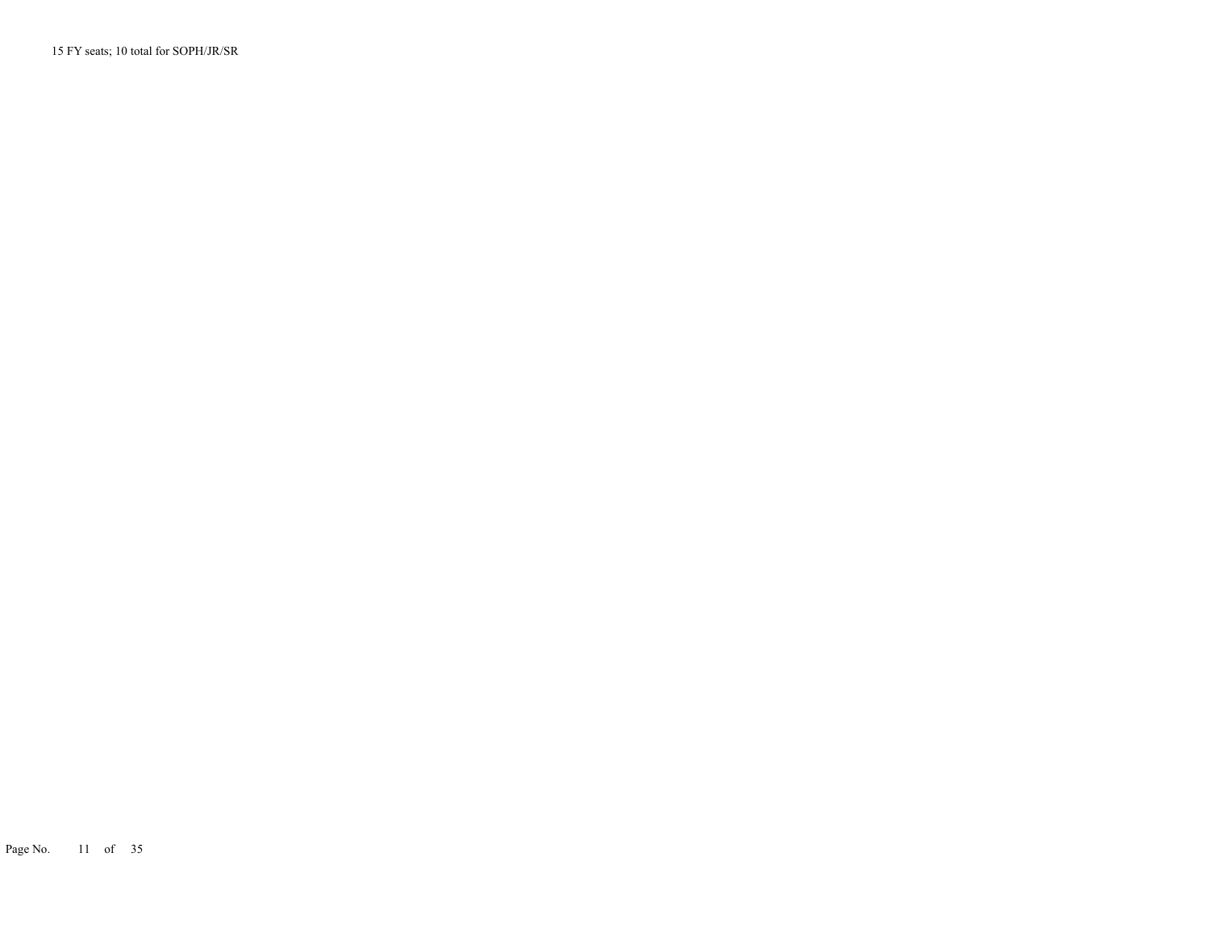15 FY seats; 10 total for SOPH/JR/SR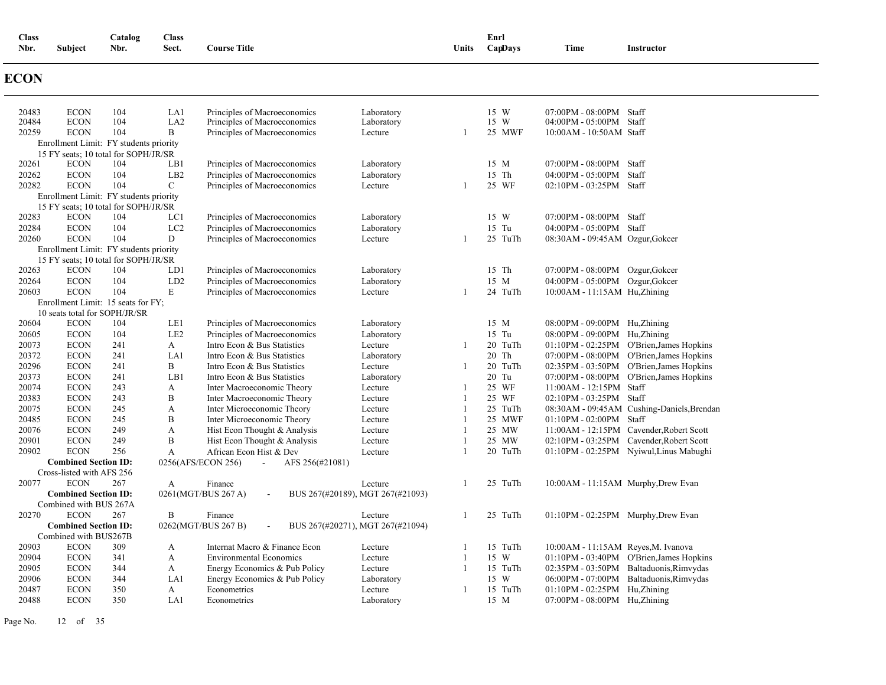## ECON

| Class Nbr. | Subject | Catalog Nbr. | Class Sect. | Course Title | | Units | Enrl Cap | Days | Time | Instructor |
|---|---|---|---|---|---|---|---|---|---|---|
| 20483 | ECON | 104 | LA1 | Principles of Macroeconomics | Laboratory | | 15 | W | 07:00PM - 08:00PM | Staff |
| 20484 | ECON | 104 | LA2 | Principles of Macroeconomics | Laboratory | | 15 | W | 04:00PM - 05:00PM | Staff |
| 20259 | ECON | 104 | B | Principles of Macroeconomics | Lecture | 1 | 25 | MWF | 10:00AM - 10:50AM | Staff |
| Enrollment Limit: FY students priority 15 FY seats; 10 total for SOPH/JR/SR | | | | | | | | | | |
| 20261 | ECON | 104 | LB1 | Principles of Macroeconomics | Laboratory | | 15 | M | 07:00PM - 08:00PM | Staff |
| 20262 | ECON | 104 | LB2 | Principles of Macroeconomics | Laboratory | | 15 | Th | 04:00PM - 05:00PM | Staff |
| 20282 | ECON | 104 | C | Principles of Macroeconomics | Lecture | 1 | 25 | WF | 02:10PM - 03:25PM | Staff |
| Enrollment Limit: FY students priority 15 FY seats; 10 total for SOPH/JR/SR | | | | | | | | | | |
| 20283 | ECON | 104 | LC1 | Principles of Macroeconomics | Laboratory | | 15 | W | 07:00PM - 08:00PM | Staff |
| 20284 | ECON | 104 | LC2 | Principles of Macroeconomics | Laboratory | | 15 | Tu | 04:00PM - 05:00PM | Staff |
| 20260 | ECON | 104 | D | Principles of Macroeconomics | Lecture | 1 | 25 | TuTh | 08:30AM - 09:45AM | Ozgur,Gokcer |
| Enrollment Limit: FY students priority 15 FY seats; 10 total for SOPH/JR/SR | | | | | | | | | | |
| 20263 | ECON | 104 | LD1 | Principles of Macroeconomics | Laboratory | | 15 | Th | 07:00PM - 08:00PM | Ozgur,Gokcer |
| 20264 | ECON | 104 | LD2 | Principles of Macroeconomics | Laboratory | | 15 | M | 04:00PM - 05:00PM | Ozgur,Gokcer |
| 20603 | ECON | 104 | E | Principles of Macroeconomics | Lecture | 1 | 24 | TuTh | 10:00AM - 11:15AM | Hu,Zhining |
| Enrollment Limit: 15 seats for FY; 10 seats total for SOPH/JR/SR | | | | | | | | | | |
| 20604 | ECON | 104 | LE1 | Principles of Macroeconomics | Laboratory | | 15 | M | 08:00PM - 09:00PM | Hu,Zhining |
| 20605 | ECON | 104 | LE2 | Principles of Macroeconomics | Laboratory | | 15 | Tu | 08:00PM - 09:00PM | Hu,Zhining |
| 20073 | ECON | 241 | A | Intro Econ & Bus Statistics | Lecture | 1 | 20 | TuTh | 01:10PM - 02:25PM | O'Brien,James Hopkins |
| 20372 | ECON | 241 | LA1 | Intro Econ & Bus Statistics | Laboratory | | 20 | Th | 07:00PM - 08:00PM | O'Brien,James Hopkins |
| 20296 | ECON | 241 | B | Intro Econ & Bus Statistics | Lecture | 1 | 20 | TuTh | 02:35PM - 03:50PM | O'Brien,James Hopkins |
| 20373 | ECON | 241 | LB1 | Intro Econ & Bus Statistics | Laboratory | | 20 | Tu | 07:00PM - 08:00PM | O'Brien,James Hopkins |
| 20074 | ECON | 243 | A | Inter Macroeconomic Theory | Lecture | 1 | 25 | WF | 11:00AM - 12:15PM | Staff |
| 20383 | ECON | 243 | B | Inter Macroeconomic Theory | Lecture | 1 | 25 | WF | 02:10PM - 03:25PM | Staff |
| 20075 | ECON | 245 | A | Inter Microeconomic Theory | Lecture | 1 | 25 | TuTh | 08:30AM - 09:45AM | Cushing-Daniels,Brendan |
| 20485 | ECON | 245 | B | Inter Microeconomic Theory | Lecture | 1 | 25 | MWF | 01:10PM - 02:00PM | Staff |
| 20076 | ECON | 249 | A | Hist Econ Thought & Analysis | Lecture | 1 | 25 | MW | 11:00AM - 12:15PM | Cavender,Robert Scott |
| 20901 | ECON | 249 | B | Hist Econ Thought & Analysis | Lecture | 1 | 25 | MW | 02:10PM - 03:25PM | Cavender,Robert Scott |
| 20902 | ECON | 256 | A | African Econ Hist & Dev | Lecture | 1 | 20 | TuTh | 01:10PM - 02:25PM | Nyiwul,Linus Mabughi |
| **Combined Section ID:** 0256(AFS/ECON 256) - AFS 256(#21081) Cross-listed with AFS 256 | | | | | | | | | | |
| 20077 | ECON | 267 | A | Finance | Lecture | 1 | 25 | TuTh | 10:00AM - 11:15AM | Murphy,Drew Evan |
| **Combined Section ID:** 0261(MGT/BUS 267 A) - BUS 267(#20189), MGT 267(#21093) Combined with BUS 267A | | | | | | | | | | |
| 20270 | ECON | 267 | B | Finance | Lecture | 1 | 25 | TuTh | 01:10PM - 02:25PM | Murphy,Drew Evan |
| **Combined Section ID:** 0262(MGT/BUS 267 B) - BUS 267(#20271), MGT 267(#21094) Combined with BUS267B | | | | | | | | | | |
| 20903 | ECON | 309 | A | Internat Macro & Finance Econ | Lecture | 1 | 15 | TuTh | 10:00AM - 11:15AM | Reyes,M. Ivanova |
| 20904 | ECON | 341 | A | Environmental Economics | Lecture | 1 | 15 | W | 01:10PM - 03:40PM | O'Brien,James Hopkins |
| 20905 | ECON | 344 | A | Energy Economics & Pub Policy | Lecture | 1 | 15 | TuTh | 02:35PM - 03:50PM | Baltaduonis,Rimvydas |
| 20906 | ECON | 344 | LA1 | Energy Economics & Pub Policy | Laboratory | | 15 | W | 06:00PM - 07:00PM | Baltaduonis,Rimvydas |
| 20487 | ECON | 350 | A | Econometrics | Lecture | 1 | 15 | TuTh | 01:10PM - 02:25PM | Hu,Zhining |
| 20488 | ECON | 350 | LA1 | Econometrics | Laboratory | | 15 | M | 07:00PM - 08:00PM | Hu,Zhining |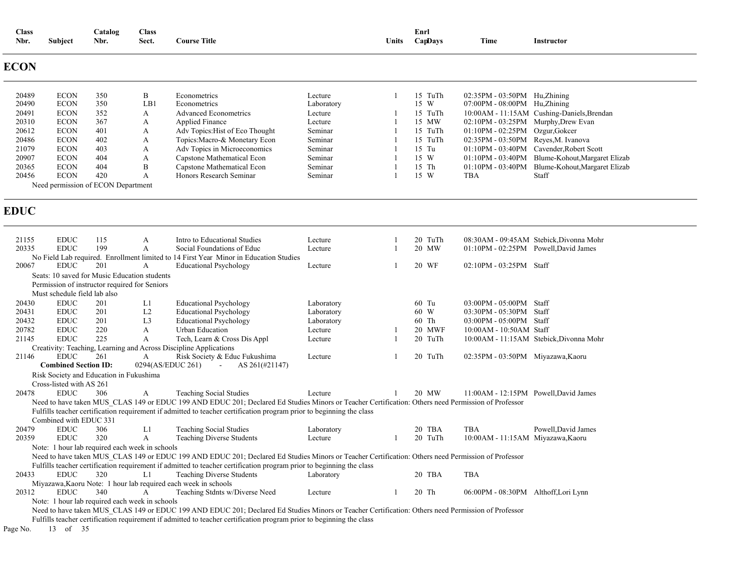| Class Nbr. | Subject | Catalog Nbr. | Class Sect. | Course Title | | Units | Enrl Cap | Days | Time | Instructor |
|---|---|---|---|---|---|---|---|---|---|---|

## ECON

| Class Nbr. | Subject | Catalog Nbr. | Class Sect. | Course Title | | Units | Enrl Cap | Days | Time | Instructor |
|---|---|---|---|---|---|---|---|---|---|---|
| 20489 | ECON | 350 | B | Econometrics | Lecture | 1 | 15 | TuTh | 02:35PM - 03:50PM | Hu,Zhining |
| 20490 | ECON | 350 | LB1 | Econometrics | Laboratory | | 15 | W | 07:00PM - 08:00PM | Hu,Zhining |
| 20491 | ECON | 352 | A | Advanced Econometrics | Lecture | 1 | 15 | TuTh | 10:00AM - 11:15AM | Cushing-Daniels,Brendan |
| 20310 | ECON | 367 | A | Applied Finance | Lecture | 1 | 15 | MW | 02:10PM - 03:25PM | Murphy,Drew Evan |
| 20612 | ECON | 401 | A | Adv Topics:Hist of Eco Thought | Seminar | 1 | 15 | TuTh | 01:10PM - 02:25PM | Ozgur,Gokcer |
| 20486 | ECON | 402 | A | Topics:Macro-& Monetary Econ | Seminar | 1 | 15 | TuTh | 02:35PM - 03:50PM | Reyes,M. Ivanova |
| 21079 | ECON | 403 | A | Adv Topics in Microeconomics | Seminar | 1 | 15 | Tu | 01:10PM - 03:40PM | Cavender,Robert Scott |
| 20907 | ECON | 404 | A | Capstone Mathematical Econ | Seminar | 1 | 15 | W | 01:10PM - 03:40PM | Blume-Kohout,Margaret Elizab |
| 20365 | ECON | 404 | B | Capstone Mathematical Econ | Seminar | 1 | 15 | Th | 01:10PM - 03:40PM | Blume-Kohout,Margaret Elizab |
| 20456 | ECON | 420 | A | Honors Research Seminar | Seminar | 1 | 15 | W | TBA | Staff |

Need permission of ECON Department

## EDUC

| Class Nbr. | Subject | Catalog Nbr. | Class Sect. | Course Title | | Units | Enrl Cap | Days | Time | Instructor |
|---|---|---|---|---|---|---|---|---|---|---|
| 21155 | EDUC | 115 | A | Intro to Educational Studies | Lecture | 1 | 20 | TuTh | 08:30AM - 09:45AM | Stebick,Divonna Mohr |
| 20335 | EDUC | 199 | A | Social Foundations of Educ | Lecture | 1 | 20 | MW | 01:10PM - 02:25PM | Powell,David James |

No Field Lab required. Enrollment limited to 14 First Year Minor in Education Studies

| Class Nbr. | Subject | Catalog Nbr. | Class Sect. | Course Title | | Units | Enrl Cap | Days | Time | Instructor |
|---|---|---|---|---|---|---|---|---|---|---|
| 20067 | EDUC | 201 | A | Educational Psychology | Lecture | 1 | 20 | WF | 02:10PM - 03:25PM | Staff |

Seats: 10 saved for Music Education students
Permission of instructor required for Seniors
Must schedule field lab also

| Class Nbr. | Subject | Catalog Nbr. | Class Sect. | Course Title | | Units | Enrl Cap | Days | Time | Instructor |
|---|---|---|---|---|---|---|---|---|---|---|
| 20430 | EDUC | 201 | L1 | Educational Psychology | Laboratory | | 60 | Tu | 03:00PM - 05:00PM | Staff |
| 20431 | EDUC | 201 | L2 | Educational Psychology | Laboratory | | 60 | W | 03:30PM - 05:30PM | Staff |
| 20432 | EDUC | 201 | L3 | Educational Psychology | Laboratory | | 60 | Th | 03:00PM - 05:00PM | Staff |
| 20782 | EDUC | 220 | A | Urban Education | Lecture | 1 | 20 | MWF | 10:00AM - 10:50AM | Staff |
| 21145 | EDUC | 225 | A | Tech, Learn & Cross Dis Appl | Lecture | 1 | 20 | TuTh | 10:00AM - 11:15AM | Stebick,Divonna Mohr |

Creativity: Teaching, Learning and Across Discipline Applications

| Class Nbr. | Subject | Catalog Nbr. | Class Sect. | Course Title | | Units | Enrl Cap | Days | Time | Instructor |
|---|---|---|---|---|---|---|---|---|---|---|
| 21146 | EDUC | 261 | A | Risk Society & Educ Fukushima | Lecture | 1 | 20 | TuTh | 02:35PM - 03:50PM | Miyazawa,Kaoru |

**Combined Section ID:** 0294(AS/EDUC 261) - AS 261(#21147)

Risk Society and Education in Fukushima
Cross-listed with AS 261

| Class Nbr. | Subject | Catalog Nbr. | Class Sect. | Course Title | | Units | Enrl Cap | Days | Time | Instructor |
|---|---|---|---|---|---|---|---|---|---|---|
| 20478 | EDUC | 306 | A | Teaching Social Studies | Lecture | 1 | 20 | MW | 11:00AM - 12:15PM | Powell,David James |

Need to have taken MUS_CLAS 149 or EDUC 199 AND EDUC 201; Declared Ed Studies Minors or Teacher Certification: Others need Permission of Professor
Fulfills teacher certification requirement if admitted to teacher certification program prior to beginning the class
Combined with EDUC 331

| Class Nbr. | Subject | Catalog Nbr. | Class Sect. | Course Title | | Units | Enrl Cap | Days | Time | Instructor |
|---|---|---|---|---|---|---|---|---|---|---|
| 20479 | EDUC | 306 | L1 | Teaching Social Studies | Laboratory | | 20 | TBA | TBA | Powell,David James |
| 20359 | EDUC | 320 | A | Teaching Diverse Students | Lecture | 1 | 20 | TuTh | 10:00AM - 11:15AM | Miyazawa,Kaoru |

Note: 1 hour lab required each week in schools
Need to have taken MUS_CLAS 149 or EDUC 199 AND EDUC 201; Declared Ed Studies Minors or Teacher Certification: Others need Permission of Professor
Fulfills teacher certification requirement if admitted to teacher certification program prior to beginning the class

| Class Nbr. | Subject | Catalog Nbr. | Class Sect. | Course Title | | Units | Enrl Cap | Days | Time | Instructor |
|---|---|---|---|---|---|---|---|---|---|---|
| 20433 | EDUC | 320 | L1 | Teaching Diverse Students | Laboratory | | 20 | TBA | TBA | |

Miyazawa,Kaoru Note: 1 hour lab required each week in schools

| Class Nbr. | Subject | Catalog Nbr. | Class Sect. | Course Title | | Units | Enrl Cap | Days | Time | Instructor |
|---|---|---|---|---|---|---|---|---|---|---|
| 20312 | EDUC | 340 | A | Teaching Stdnts w/Diverse Need | Lecture | 1 | 20 | Th | 06:00PM - 08:30PM | Althoff,Lori Lynn |

Note: 1 hour lab required each week in schools
Need to have taken MUS_CLAS 149 or EDUC 199 AND EDUC 201; Declared Ed Studies Minors or Teacher Certification: Others need Permission of Professor
Fulfills teacher certification requirement if admitted to teacher certification program prior to beginning the class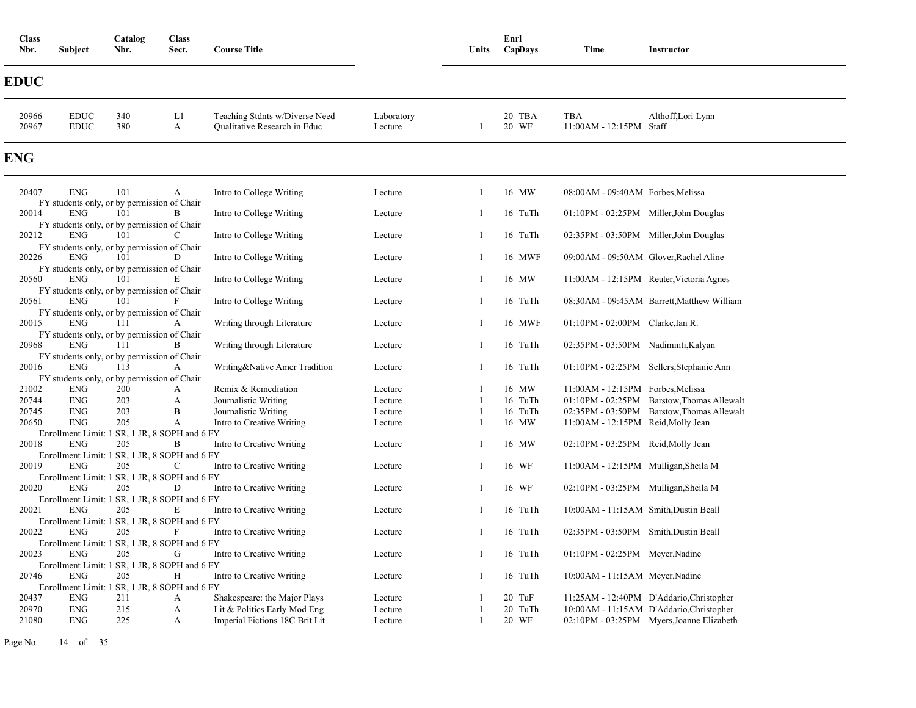| Class Nbr. | Subject | Catalog Nbr. | Class Sect. | Course Title | | Units | Enrl Cap | Days | Time | Instructor |
|---|---|---|---|---|---|---|---|---|---|---|

## EDUC

| Class Nbr. | Subject | Catalog Nbr. | Class Sect. | Course Title | | Units | Enrl Cap | Days | Time | Instructor |
|---|---|---|---|---|---|---|---|---|---|---|
| 20966 | EDUC | 340 | L1 | Teaching Stdnts w/Diverse Need | Laboratory | | 20 | TBA | TBA | Althoff,Lori Lynn |
| 20967 | EDUC | 380 | A | Qualitative Research in Educ | Lecture | 1 | 20 | WF | 11:00AM - 12:15PM | Staff |

## ENG

| Class Nbr. | Subject | Catalog Nbr. | Class Sect. | Course Title | | Units | Enrl Cap | Days | Time | Instructor |
|---|---|---|---|---|---|---|---|---|---|---|
| 20407 | ENG | 101 | A | Intro to College Writing | Lecture | 1 | 16 | MW | 08:00AM - 09:40AM | Forbes,Melissa |
| FY students only, or by permission of Chair | | | | | | | | | | |
| 20014 | ENG | 101 | B | Intro to College Writing | Lecture | 1 | 16 | TuTh | 01:10PM - 02:25PM | Miller,John Douglas |
| FY students only, or by permission of Chair | | | | | | | | | | |
| 20212 | ENG | 101 | C | Intro to College Writing | Lecture | 1 | 16 | TuTh | 02:35PM - 03:50PM | Miller,John Douglas |
| FY students only, or by permission of Chair | | | | | | | | | | |
| 20226 | ENG | 101 | D | Intro to College Writing | Lecture | 1 | 16 | MWF | 09:00AM - 09:50AM | Glover,Rachel Aline |
| FY students only, or by permission of Chair | | | | | | | | | | |
| 20560 | ENG | 101 | E | Intro to College Writing | Lecture | 1 | 16 | MW | 11:00AM - 12:15PM | Reuter,Victoria Agnes |
| FY students only, or by permission of Chair | | | | | | | | | | |
| 20561 | ENG | 101 | F | Intro to College Writing | Lecture | 1 | 16 | TuTh | 08:30AM - 09:45AM | Barrett,Matthew William |
| FY students only, or by permission of Chair | | | | | | | | | | |
| 20015 | ENG | 111 | A | Writing through Literature | Lecture | 1 | 16 | MWF | 01:10PM - 02:00PM | Clarke,Ian R. |
| FY students only, or by permission of Chair | | | | | | | | | | |
| 20968 | ENG | 111 | B | Writing through Literature | Lecture | 1 | 16 | TuTh | 02:35PM - 03:50PM | Nadiminti,Kalyan |
| FY students only, or by permission of Chair | | | | | | | | | | |
| 20016 | ENG | 113 | A | Writing&Native Amer Tradition | Lecture | 1 | 16 | TuTh | 01:10PM - 02:25PM | Sellers,Stephanie Ann |
| FY students only, or by permission of Chair | | | | | | | | | | |
| 21002 | ENG | 200 | A | Remix & Remediation | Lecture | 1 | 16 | MW | 11:00AM - 12:15PM | Forbes,Melissa |
| 20744 | ENG | 203 | A | Journalistic Writing | Lecture | 1 | 16 | TuTh | 01:10PM - 02:25PM | Barstow,Thomas Allewalt |
| 20745 | ENG | 203 | B | Journalistic Writing | Lecture | 1 | 16 | TuTh | 02:35PM - 03:50PM | Barstow,Thomas Allewalt |
| 20650 | ENG | 205 | A | Intro to Creative Writing | Lecture | 1 | 16 | MW | 11:00AM - 12:15PM | Reid,Molly Jean |
| Enrollment Limit: 1 SR, 1 JR, 8 SOPH and 6 FY | | | | | | | | | | |
| 20018 | ENG | 205 | B | Intro to Creative Writing | Lecture | 1 | 16 | MW | 02:10PM - 03:25PM | Reid,Molly Jean |
| Enrollment Limit: 1 SR, 1 JR, 8 SOPH and 6 FY | | | | | | | | | | |
| 20019 | ENG | 205 | C | Intro to Creative Writing | Lecture | 1 | 16 | WF | 11:00AM - 12:15PM | Mulligan,Sheila M |
| Enrollment Limit: 1 SR, 1 JR, 8 SOPH and 6 FY | | | | | | | | | | |
| 20020 | ENG | 205 | D | Intro to Creative Writing | Lecture | 1 | 16 | WF | 02:10PM - 03:25PM | Mulligan,Sheila M |
| Enrollment Limit: 1 SR, 1 JR, 8 SOPH and 6 FY | | | | | | | | | | |
| 20021 | ENG | 205 | E | Intro to Creative Writing | Lecture | 1 | 16 | TuTh | 10:00AM - 11:15AM | Smith,Dustin Beall |
| Enrollment Limit: 1 SR, 1 JR, 8 SOPH and 6 FY | | | | | | | | | | |
| 20022 | ENG | 205 | F | Intro to Creative Writing | Lecture | 1 | 16 | TuTh | 02:35PM - 03:50PM | Smith,Dustin Beall |
| Enrollment Limit: 1 SR, 1 JR, 8 SOPH and 6 FY | | | | | | | | | | |
| 20023 | ENG | 205 | G | Intro to Creative Writing | Lecture | 1 | 16 | TuTh | 01:10PM - 02:25PM | Meyer,Nadine |
| Enrollment Limit: 1 SR, 1 JR, 8 SOPH and 6 FY | | | | | | | | | | |
| 20746 | ENG | 205 | H | Intro to Creative Writing | Lecture | 1 | 16 | TuTh | 10:00AM - 11:15AM | Meyer,Nadine |
| Enrollment Limit: 1 SR, 1 JR, 8 SOPH and 6 FY | | | | | | | | | | |
| 20437 | ENG | 211 | A | Shakespeare: the Major Plays | Lecture | 1 | 20 | TuF | 11:25AM - 12:40PM | D'Addario,Christopher |
| 20970 | ENG | 215 | A | Lit & Politics Early Mod Eng | Lecture | 1 | 20 | TuTh | 10:00AM - 11:15AM | D'Addario,Christopher |
| 21080 | ENG | 225 | A | Imperial Fictions 18C Brit Lit | Lecture | 1 | 20 | WF | 02:10PM - 03:25PM | Myers,Joanne Elizabeth |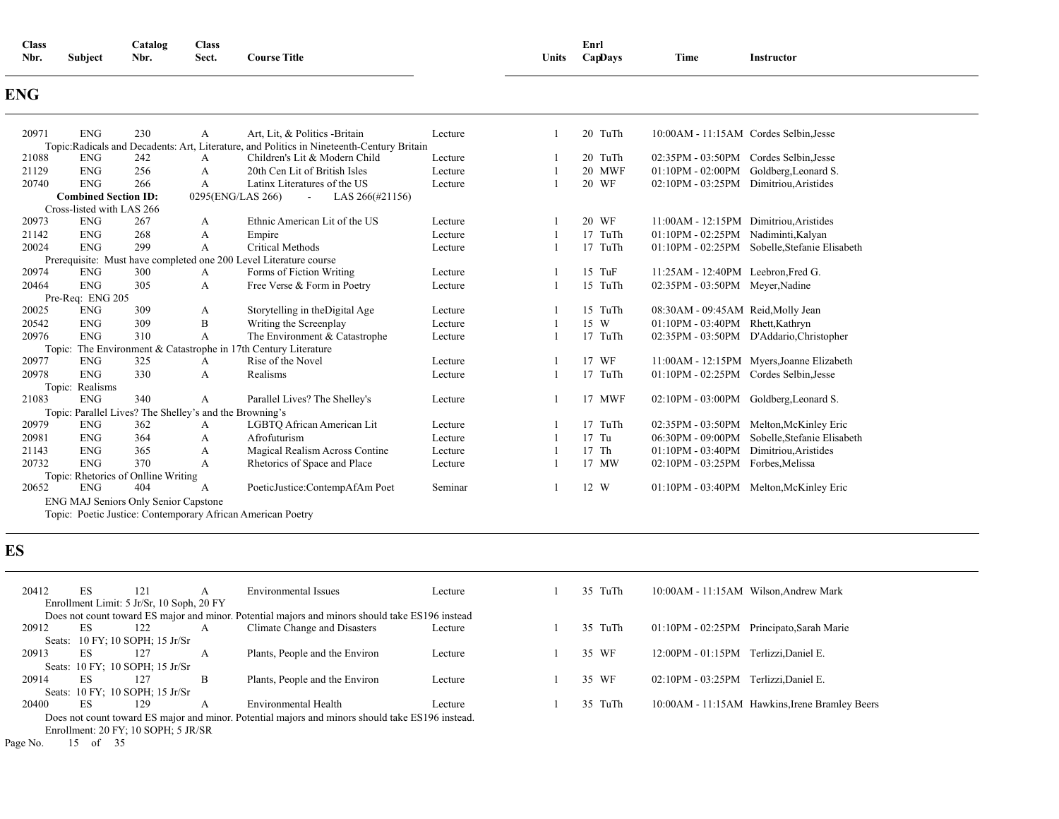| Class Nbr. | Subject | Catalog Nbr. | Class Sect. | Course Title | | Units | Enrl Cap | Days | Time | Instructor |
|---|---|---|---|---|---|---|---|---|---|---|

## ENG

| Class Nbr. | Subject | Catalog Nbr. | Class Sect. | Course Title | | Units | Enrl Cap | Days | Time | Instructor |
|---|---|---|---|---|---|---|---|---|---|---|
| 20971 | ENG | 230 | A | Art, Lit, & Politics -Britain | Lecture | 1 | 20 | TuTh | 10:00AM - 11:15AM | Cordes Selbin,Jesse |
| Topic:Radicals and Decadents: Art, Literature, and Politics in Nineteenth-Century Britain | | | | | | | | | | |
| 21088 | ENG | 242 | A | Children's Lit & Modern Child | Lecture | 1 | 20 | TuTh | 02:35PM - 03:50PM | Cordes Selbin,Jesse |
| 21129 | ENG | 256 | A | 20th Cen Lit of British Isles | Lecture | 1 | 20 | MWF | 01:10PM - 02:00PM | Goldberg,Leonard S. |
| 20740 | ENG | 266 | A | Latinx Literatures of the US | Lecture | 1 | 20 | WF | 02:10PM - 03:25PM | Dimitriou,Aristides |
| **Combined Section ID:** 0295(ENG/LAS 266) - LAS 266(#21156) | | | | | | | | | | |
| Cross-listed with LAS 266 | | | | | | | | | | |
| 20973 | ENG | 267 | A | Ethnic American Lit of the US | Lecture | 1 | 20 | WF | 11:00AM - 12:15PM | Dimitriou,Aristides |
| 21142 | ENG | 268 | A | Empire | Lecture | 1 | 17 | TuTh | 01:10PM - 02:25PM | Nadiminti,Kalyan |
| 20024 | ENG | 299 | A | Critical Methods | Lecture | 1 | 17 | TuTh | 01:10PM - 02:25PM | Sobelle,Stefanie Elisabeth |
| Prerequisite: Must have completed one 200 Level Literature course | | | | | | | | | | |
| 20974 | ENG | 300 | A | Forms of Fiction Writing | Lecture | 1 | 15 | TuF | 11:25AM - 12:40PM | Leebron,Fred G. |
| 20464 | ENG | 305 | A | Free Verse & Form in Poetry | Lecture | 1 | 15 | TuTh | 02:35PM - 03:50PM | Meyer,Nadine |
| Pre-Req: ENG 205 | | | | | | | | | | |
| 20025 | ENG | 309 | A | Storytelling in theDigital Age | Lecture | 1 | 15 | TuTh | 08:30AM - 09:45AM | Reid,Molly Jean |
| 20542 | ENG | 309 | B | Writing the Screenplay | Lecture | 1 | 15 | W | 01:10PM - 03:40PM | Rhett,Kathryn |
| 20976 | ENG | 310 | A | The Environment & Catastrophe | Lecture | 1 | 17 | TuTh | 02:35PM - 03:50PM | D'Addario,Christopher |
| Topic: The Environment & Catastrophe in 17th Century Literature | | | | | | | | | | |
| 20977 | ENG | 325 | A | Rise of the Novel | Lecture | 1 | 17 | WF | 11:00AM - 12:15PM | Myers,Joanne Elizabeth |
| 20978 | ENG | 330 | A | Realisms | Lecture | 1 | 17 | TuTh | 01:10PM - 02:25PM | Cordes Selbin,Jesse |
| Topic: Realisms | | | | | | | | | | |
| 21083 | ENG | 340 | A | Parallel Lives? The Shelley's | Lecture | 1 | 17 | MWF | 02:10PM - 03:00PM | Goldberg,Leonard S. |
| Topic: Parallel Lives? The Shelley's and the Browning's | | | | | | | | | | |
| 20979 | ENG | 362 | A | LGBTQ African American Lit | Lecture | 1 | 17 | TuTh | 02:35PM - 03:50PM | Melton,McKinley Eric |
| 20981 | ENG | 364 | A | Afrofuturism | Lecture | 1 | 17 | Tu | 06:30PM - 09:00PM | Sobelle,Stefanie Elisabeth |
| 21143 | ENG | 365 | A | Magical Realism Across Contine | Lecture | 1 | 17 | Th | 01:10PM - 03:40PM | Dimitriou,Aristides |
| 20732 | ENG | 370 | A | Rhetorics of Space and Place | Lecture | 1 | 17 | MW | 02:10PM - 03:25PM | Forbes,Melissa |
| Topic: Rhetorics of Onlline Writing | | | | | | | | | | |
| 20652 | ENG | 404 | A | PoeticJustice:ContempAfAm Poet | Seminar | 1 | 12 | W | 01:10PM - 03:40PM | Melton,McKinley Eric |
| ENG MAJ Seniors Only Senior Capstone | | | | | | | | | | |
| Topic: Poetic Justice: Contemporary African American Poetry | | | | | | | | | | |

## ES

| Class Nbr. | Subject | Catalog Nbr. | Class Sect. | Course Title | | Units | Enrl Cap | Days | Time | Instructor |
|---|---|---|---|---|---|---|---|---|---|---|
| 20412 | ES | 121 | A | Environmental Issues | Lecture | 1 | 35 | TuTh | 10:00AM - 11:15AM | Wilson,Andrew Mark |
| Enrollment Limit: 5 Jr/Sr, 10 Soph, 20 FY | | | | | | | | | | |
| Does not count toward ES major and minor. Potential majors and minors should take ES196 instead | | | | | | | | | | |
| 20912 | ES | 122 | A | Climate Change and Disasters | Lecture | 1 | 35 | TuTh | 01:10PM - 02:25PM | Principato,Sarah Marie |
| Seats: 10 FY; 10 SOPH; 15 Jr/Sr | | | | | | | | | | |
| 20913 | ES | 127 | A | Plants, People and the Environ | Lecture | 1 | 35 | WF | 12:00PM - 01:15PM | Terlizzi,Daniel E. |
| Seats: 10 FY; 10 SOPH; 15 Jr/Sr | | | | | | | | | | |
| 20914 | ES | 127 | B | Plants, People and the Environ | Lecture | 1 | 35 | WF | 02:10PM - 03:25PM | Terlizzi,Daniel E. |
| Seats: 10 FY; 10 SOPH; 15 Jr/Sr | | | | | | | | | | |
| 20400 | ES | 129 | A | Environmental Health | Lecture | 1 | 35 | TuTh | 10:00AM - 11:15AM | Hawkins,Irene Bramley Beers |
| Does not count toward ES major and minor. Potential majors and minors should take ES196 instead. | | | | | | | | | | |
| Enrollment: 20 FY; 10 SOPH; 5 JR/SR | | | | | | | | | | |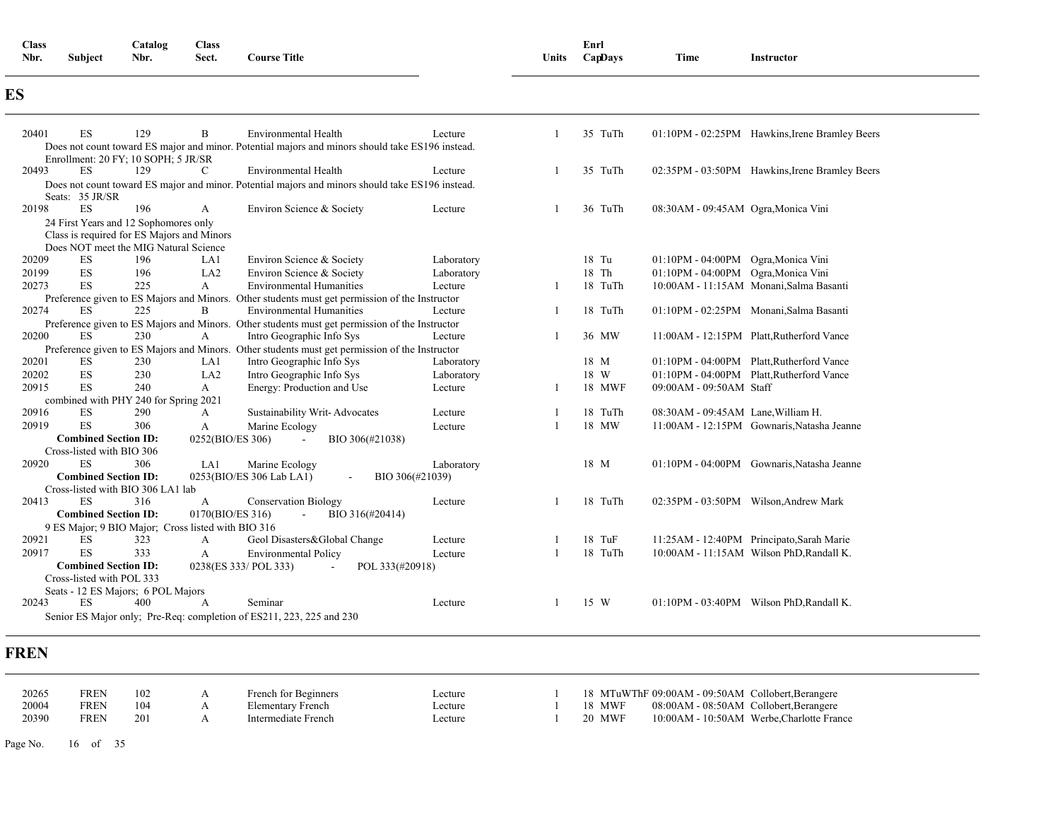| Class Nbr. | Subject | Catalog Nbr. | Class Sect. | Course Title | | Units | Enrl Cap | Days | Time | Instructor |
|---|---|---|---|---|---|---|---|---|---|---|

## ES

| Class Nbr. | Subject | Catalog Nbr. | Class Sect. | Course Title | | Units | Enrl Cap | Days | Time | Instructor |
|---|---|---|---|---|---|---|---|---|---|---|
| 20401 | ES | 129 | B | Environmental Health | Lecture | 1 | 35 | TuTh | 01:10PM - 02:25PM | Hawkins,Irene Bramley Beers |
| Does not count toward ES major and minor. Potential majors and minors should take ES196 instead. Enrollment: 20 FY; 10 SOPH; 5 JR/SR | | | | | | | | | | |
| 20493 | ES | 129 | C | Environmental Health | Lecture | 1 | 35 | TuTh | 02:35PM - 03:50PM | Hawkins,Irene Bramley Beers |
| Does not count toward ES major and minor. Potential majors and minors should take ES196 instead. Seats: 35 JR/SR | | | | | | | | | | |
| 20198 | ES | 196 | A | Environ Science & Society | Lecture | 1 | 36 | TuTh | 08:30AM - 09:45AM | Ogra,Monica Vini |
| 24 First Years and 12 Sophomores only<br>Class is required for ES Majors and Minors<br>Does NOT meet the MIG Natural Science | | | | | | | | | | |
| 20209 | ES | 196 | LA1 | Environ Science & Society | Laboratory | | 18 | Tu | 01:10PM - 04:00PM | Ogra,Monica Vini |
| 20199 | ES | 196 | LA2 | Environ Science & Society | Laboratory | | 18 | Th | 01:10PM - 04:00PM | Ogra,Monica Vini |
| 20273 | ES | 225 | A | Environmental Humanities | Lecture | 1 | 18 | TuTh | 10:00AM - 11:15AM | Monani,Salma Basanti |
| Preference given to ES Majors and Minors. Other students must get permission of the Instructor | | | | | | | | | | |
| 20274 | ES | 225 | B | Environmental Humanities | Lecture | 1 | 18 | TuTh | 01:10PM - 02:25PM | Monani,Salma Basanti |
| Preference given to ES Majors and Minors. Other students must get permission of the Instructor | | | | | | | | | | |
| 20200 | ES | 230 | A | Intro Geographic Info Sys | Lecture | 1 | 36 | MW | 11:00AM - 12:15PM | Platt,Rutherford Vance |
| Preference given to ES Majors and Minors. Other students must get permission of the Instructor | | | | | | | | | | |
| 20201 | ES | 230 | LA1 | Intro Geographic Info Sys | Laboratory | | 18 | M | 01:10PM - 04:00PM | Platt,Rutherford Vance |
| 20202 | ES | 230 | LA2 | Intro Geographic Info Sys | Laboratory | | 18 | W | 01:10PM - 04:00PM | Platt,Rutherford Vance |
| 20915 | ES | 240 | A | Energy: Production and Use | Lecture | 1 | 18 | MWF | 09:00AM - 09:50AM | Staff |
| combined with PHY 240 for Spring 2021 | | | | | | | | | | |
| 20916 | ES | 290 | A | Sustainability Writ- Advocates | Lecture | 1 | 18 | TuTh | 08:30AM - 09:45AM | Lane,William H. |
| 20919 | ES | 306 | A | Marine Ecology | Lecture | 1 | 18 | MW | 11:00AM - 12:15PM | Gownaris,Natasha Jeanne |
| **Combined Section ID:** 0252(BIO/ES 306) - BIO 306(#21038)<br>Cross-listed with BIO 306 | | | | | | | | | | |
| 20920 | ES | 306 | LA1 | Marine Ecology | Laboratory | | 18 | M | 01:10PM - 04:00PM | Gownaris,Natasha Jeanne |
| **Combined Section ID:** 0253(BIO/ES 306 Lab LA1) - BIO 306(#21039)<br>Cross-listed with BIO 306 LA1 lab | | | | | | | | | | |
| 20413 | ES | 316 | A | Conservation Biology | Lecture | 1 | 18 | TuTh | 02:35PM - 03:50PM | Wilson,Andrew Mark |
| **Combined Section ID:** 0170(BIO/ES 316) - BIO 316(#20414)<br>9 ES Major; 9 BIO Major; Cross listed with BIO 316 | | | | | | | | | | |
| 20921 | ES | 323 | A | Geol Disasters&Global Change | Lecture | 1 | 18 | TuF | 11:25AM - 12:40PM | Principato,Sarah Marie |
| 20917 | ES | 333 | A | Environmental Policy | Lecture | 1 | 18 | TuTh | 10:00AM - 11:15AM | Wilson PhD,Randall K. |
| **Combined Section ID:** 0238(ES 333/ POL 333) - POL 333(#20918)<br>Cross-listed with POL 333<br>Seats - 12 ES Majors; 6 POL Majors | | | | | | | | | | |
| 20243 | ES | 400 | A | Seminar | Lecture | 1 | 15 | W | 01:10PM - 03:40PM | Wilson PhD,Randall K. |
| Senior ES Major only; Pre-Req: completion of ES211, 223, 225 and 230 | | | | | | | | | | |

## FREN

| Class Nbr. | Subject | Catalog Nbr. | Class Sect. | Course Title | | Units | Enrl Cap | Days | Time | Instructor |
|---|---|---|---|---|---|---|---|---|---|---|
| 20265 | FREN | 102 | A | French for Beginners | Lecture | 1 | 18 | MTuWThF | 09:00AM - 09:50AM | Collobert,Berangere |
| 20004 | FREN | 104 | A | Elementary French | Lecture | 1 | 18 | MWF | 08:00AM - 08:50AM | Collobert,Berangere |
| 20390 | FREN | 201 | A | Intermediate French | Lecture | 1 | 20 | MWF | 10:00AM - 10:50AM | Werbe,Charlotte France |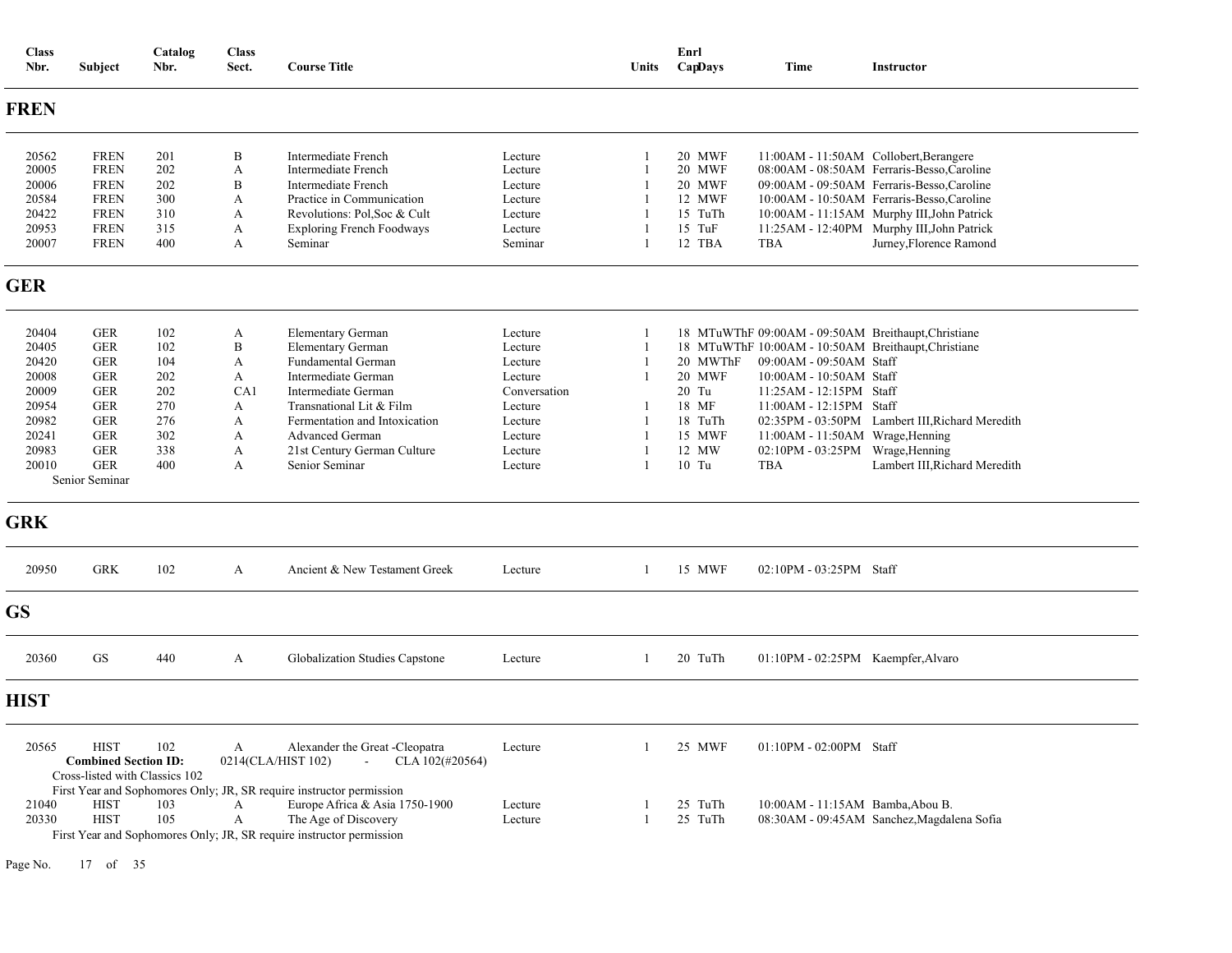| Class Nbr. | Subject | Catalog Nbr. | Class Sect. | Course Title | | Units | Enrl Cap | Days | Time | Instructor |
|---|---|---|---|---|---|---|---|---|---|---|

## FREN

| Class Nbr. | Subject | Catalog Nbr. | Class Sect. | Course Title | | Units | Enrl Cap | Days | Time | Instructor |
|---|---|---|---|---|---|---|---|---|---|---|
| 20562 | FREN | 201 | B | Intermediate French | Lecture | 1 | 20 | MWF | 11:00AM - 11:50AM | Collobert,Berangere |
| 20005 | FREN | 202 | A | Intermediate French | Lecture | 1 | 20 | MWF | 08:00AM - 08:50AM | Ferraris-Besso,Caroline |
| 20006 | FREN | 202 | B | Intermediate French | Lecture | 1 | 20 | MWF | 09:00AM - 09:50AM | Ferraris-Besso,Caroline |
| 20584 | FREN | 300 | A | Practice in Communication | Lecture | 1 | 12 | MWF | 10:00AM - 10:50AM | Ferraris-Besso,Caroline |
| 20422 | FREN | 310 | A | Revolutions: Pol,Soc & Cult | Lecture | 1 | 15 | TuTh | 10:00AM - 11:15AM | Murphy III,John Patrick |
| 20953 | FREN | 315 | A | Exploring French Foodways | Lecture | 1 | 15 | TuF | 11:25AM - 12:40PM | Murphy III,John Patrick |
| 20007 | FREN | 400 | A | Seminar | Seminar | 1 | 12 | TBA | TBA | Jurney,Florence Ramond |

## GER

| Class Nbr. | Subject | Catalog Nbr. | Class Sect. | Course Title | | Units | Enrl Cap | Days | Time | Instructor |
|---|---|---|---|---|---|---|---|---|---|---|
| 20404 | GER | 102 | A | Elementary German | Lecture | 1 | 18 | MTuWThF | 09:00AM - 09:50AM | Breithaupt,Christiane |
| 20405 | GER | 102 | B | Elementary German | Lecture | 1 | 18 | MTuWThF | 10:00AM - 10:50AM | Breithaupt,Christiane |
| 20420 | GER | 104 | A | Fundamental German | Lecture | 1 | 20 | MWThF | 09:00AM - 09:50AM | Staff |
| 20008 | GER | 202 | A | Intermediate German | Lecture | 1 | 20 | MWF | 10:00AM - 10:50AM | Staff |
| 20009 | GER | 202 | CA1 | Intermediate German | Conversation | | 20 | Tu | 11:25AM - 12:15PM | Staff |
| 20954 | GER | 270 | A | Transnational Lit & Film | Lecture | 1 | 18 | MF | 11:00AM - 12:15PM | Staff |
| 20982 | GER | 276 | A | Fermentation and Intoxication | Lecture | 1 | 18 | TuTh | 02:35PM - 03:50PM | Lambert III,Richard Meredith |
| 20241 | GER | 302 | A | Advanced German | Lecture | 1 | 15 | MWF | 11:00AM - 11:50AM | Wrage,Henning |
| 20983 | GER | 338 | A | 21st Century German Culture | Lecture | 1 | 12 | MW | 02:10PM - 03:25PM | Wrage,Henning |
| 20010 | GER | 400 | A | Senior Seminar | Lecture | 1 | 10 | Tu | TBA | Lambert III,Richard Meredith |

Senior Seminar

## GRK

| Class Nbr. | Subject | Catalog Nbr. | Class Sect. | Course Title | | Units | Enrl Cap | Days | Time | Instructor |
|---|---|---|---|---|---|---|---|---|---|---|
| 20950 | GRK | 102 | A | Ancient & New Testament Greek | Lecture | 1 | 15 | MWF | 02:10PM - 03:25PM | Staff |

## GS

| Class Nbr. | Subject | Catalog Nbr. | Class Sect. | Course Title | | Units | Enrl Cap | Days | Time | Instructor |
|---|---|---|---|---|---|---|---|---|---|---|
| 20360 | GS | 440 | A | Globalization Studies Capstone | Lecture | 1 | 20 | TuTh | 01:10PM - 02:25PM | Kaempfer,Alvaro |

## HIST

| Class Nbr. | Subject | Catalog Nbr. | Class Sect. | Course Title | | Units | Enrl Cap | Days | Time | Instructor |
|---|---|---|---|---|---|---|---|---|---|---|
| 20565 | HIST | 102 | A | Alexander the Great -Cleopatra | Lecture | 1 | 25 | MWF | 01:10PM - 02:00PM | Staff |

**Combined Section ID:** 0214(CLA/HIST 102) - CLA 102(#20564)

Cross-listed with Classics 102

First Year and Sophomores Only; JR, SR require instructor permission

| Class Nbr. | Subject | Catalog Nbr. | Class Sect. | Course Title | | Units | Enrl Cap | Days | Time | Instructor |
|---|---|---|---|---|---|---|---|---|---|---|
| 21040 | HIST | 103 | A | Europe Africa & Asia 1750-1900 | Lecture | 1 | 25 | TuTh | 10:00AM - 11:15AM | Bamba,Abou B. |
| 20330 | HIST | 105 | A | The Age of Discovery | Lecture | 1 | 25 | TuTh | 08:30AM - 09:45AM | Sanchez,Magdalena Sofia |

First Year and Sophomores Only; JR, SR require instructor permission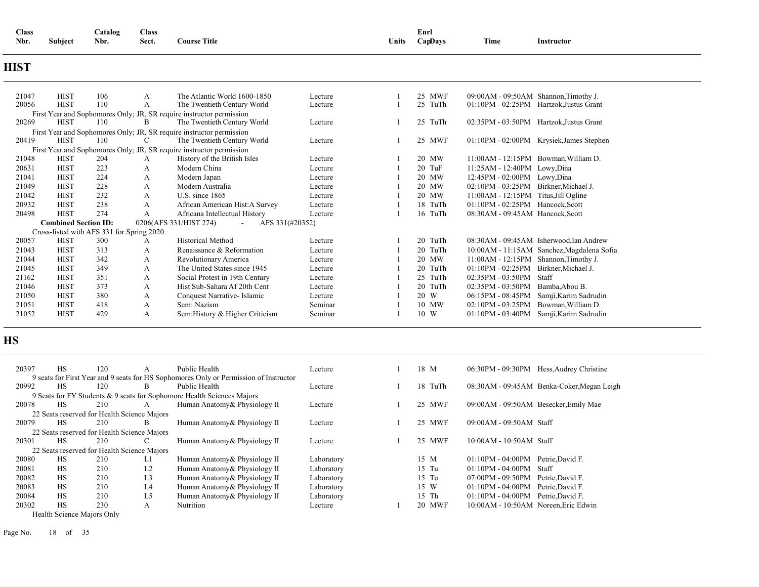| Class Nbr. | Subject | Catalog Nbr. | Class Sect. | Course Title | | Units | Enrl Cap | Days | Time | Instructor |
|---|---|---|---|---|---|---|---|---|---|---|

## HIST

| Class Nbr. | Subject | Catalog Nbr. | Class Sect. | Course Title | | Units | Enrl Cap | Days | Time | Instructor |
|---|---|---|---|---|---|---|---|---|---|---|
| 21047 | HIST | 106 | A | The Atlantic World 1600-1850 | Lecture | 1 | 25 | MWF | 09:00AM - 09:50AM | Shannon,Timothy J. |
| 20056 | HIST | 110 | A | The Twentieth Century World | Lecture | 1 | 25 | TuTh | 01:10PM - 02:25PM | Hartzok,Justus Grant |
| First Year and Sophomores Only; JR, SR require instructor permission | | | | | | | | | | |
| 20269 | HIST | 110 | B | The Twentieth Century World | Lecture | 1 | 25 | TuTh | 02:35PM - 03:50PM | Hartzok,Justus Grant |
| First Year and Sophomores Only; JR, SR require instructor permission | | | | | | | | | | |
| 20419 | HIST | 110 | C | The Twentieth Century World | Lecture | 1 | 25 | MWF | 01:10PM - 02:00PM | Krysiek,James Stephen |
| First Year and Sophomores Only; JR, SR require instructor permission | | | | | | | | | | |
| 21048 | HIST | 204 | A | History of the British Isles | Lecture | 1 | 20 | MW | 11:00AM - 12:15PM | Bowman,William D. |
| 20631 | HIST | 223 | A | Modern China | Lecture | 1 | 20 | TuF | 11:25AM - 12:40PM | Lowy,Dina |
| 21041 | HIST | 224 | A | Modern Japan | Lecture | 1 | 20 | MW | 12:45PM - 02:00PM | Lowy,Dina |
| 21049 | HIST | 228 | A | Modern Australia | Lecture | 1 | 20 | MW | 02:10PM - 03:25PM | Birkner,Michael J. |
| 21042 | HIST | 232 | A | U.S. since 1865 | Lecture | 1 | 20 | MW | 11:00AM - 12:15PM | Titus,Jill Ogline |
| 20932 | HIST | 238 | A | African American Hist:A Survey | Lecture | 1 | 18 | TuTh | 01:10PM - 02:25PM | Hancock,Scott |
| 20498 | HIST | 274 | A | Africana Intellectual History | Lecture | 1 | 16 | TuTh | 08:30AM - 09:45AM | Hancock,Scott |
| **Combined Section ID:** 0206(AFS 331/HIST 274) - AFS 331(#20352) | | | | | | | | | | |
| Cross-listed with AFS 331 for Spring 2020 | | | | | | | | | | |
| 20057 | HIST | 300 | A | Historical Method | Lecture | 1 | 20 | TuTh | 08:30AM - 09:45AM | Isherwood,Ian Andrew |
| 21043 | HIST | 313 | A | Renaissance & Reformation | Lecture | 1 | 20 | TuTh | 10:00AM - 11:15AM | Sanchez,Magdalena Sofia |
| 21044 | HIST | 342 | A | Revolutionary America | Lecture | 1 | 20 | MW | 11:00AM - 12:15PM | Shannon,Timothy J. |
| 21045 | HIST | 349 | A | The United States since 1945 | Lecture | 1 | 20 | TuTh | 01:10PM - 02:25PM | Birkner,Michael J. |
| 21162 | HIST | 351 | A | Social Protest in 19th Century | Lecture | 1 | 25 | TuTh | 02:35PM - 03:50PM | Staff |
| 21046 | HIST | 373 | A | Hist Sub-Sahara Af 20th Cent | Lecture | 1 | 20 | TuTh | 02:35PM - 03:50PM | Bamba,Abou B. |
| 21050 | HIST | 380 | A | Conquest Narrative- Islamic | Lecture | 1 | 20 | W | 06:15PM - 08:45PM | Samji,Karim Sadrudin |
| 21051 | HIST | 418 | A | Sem: Nazism | Seminar | 1 | 10 | MW | 02:10PM - 03:25PM | Bowman,William D. |
| 21052 | HIST | 429 | A | Sem:History & Higher Criticism | Seminar | 1 | 10 | W | 01:10PM - 03:40PM | Samji,Karim Sadrudin |

## HS

| Class Nbr. | Subject | Catalog Nbr. | Class Sect. | Course Title | | Units | Enrl Cap | Days | Time | Instructor |
|---|---|---|---|---|---|---|---|---|---|---|
| 20397 | HS | 120 | A | Public Health | Lecture | 1 | 18 | M | 06:30PM - 09:30PM | Hess,Audrey Christine |
| 9 seats for First Year and 9 seats for HS Sophomores Only or Permission of Instructor | | | | | | | | | | |
| 20992 | HS | 120 | B | Public Health | Lecture | 1 | 18 | TuTh | 08:30AM - 09:45AM | Benka-Coker,Megan Leigh |
| 9 Seats for FY Students & 9 seats for Sophomore Health Sciences Majors | | | | | | | | | | |
| 20078 | HS | 210 | A | Human Anatomy& Physiology II | Lecture | 1 | 25 | MWF | 09:00AM - 09:50AM | Besecker,Emily Mae |
| 22 Seats reserved for Health Science Majors | | | | | | | | | | |
| 20079 | HS | 210 | B | Human Anatomy& Physiology II | Lecture | 1 | 25 | MWF | 09:00AM - 09:50AM | Staff |
| 22 Seats reserved for Health Science Majors | | | | | | | | | | |
| 20301 | HS | 210 | C | Human Anatomy& Physiology II | Lecture | 1 | 25 | MWF | 10:00AM - 10:50AM | Staff |
| 22 Seats reserved for Health Science Majors | | | | | | | | | | |
| 20080 | HS | 210 | L1 | Human Anatomy& Physiology II | Laboratory | | 15 | M | 01:10PM - 04:00PM | Petrie,David F. |
| 20081 | HS | 210 | L2 | Human Anatomy& Physiology II | Laboratory | | 15 | Tu | 01:10PM - 04:00PM | Staff |
| 20082 | HS | 210 | L3 | Human Anatomy& Physiology II | Laboratory | | 15 | Tu | 07:00PM - 09:50PM | Petrie,David F. |
| 20083 | HS | 210 | L4 | Human Anatomy& Physiology II | Laboratory | | 15 | W | 01:10PM - 04:00PM | Petrie,David F. |
| 20084 | HS | 210 | L5 | Human Anatomy& Physiology II | Laboratory | | 15 | Th | 01:10PM - 04:00PM | Petrie,David F. |
| 20302 | HS | 230 | A | Nutrition | Lecture | 1 | 20 | MWF | 10:00AM - 10:50AM | Noreen,Eric Edwin |
| Health Science Majors Only | | | | | | | | | | |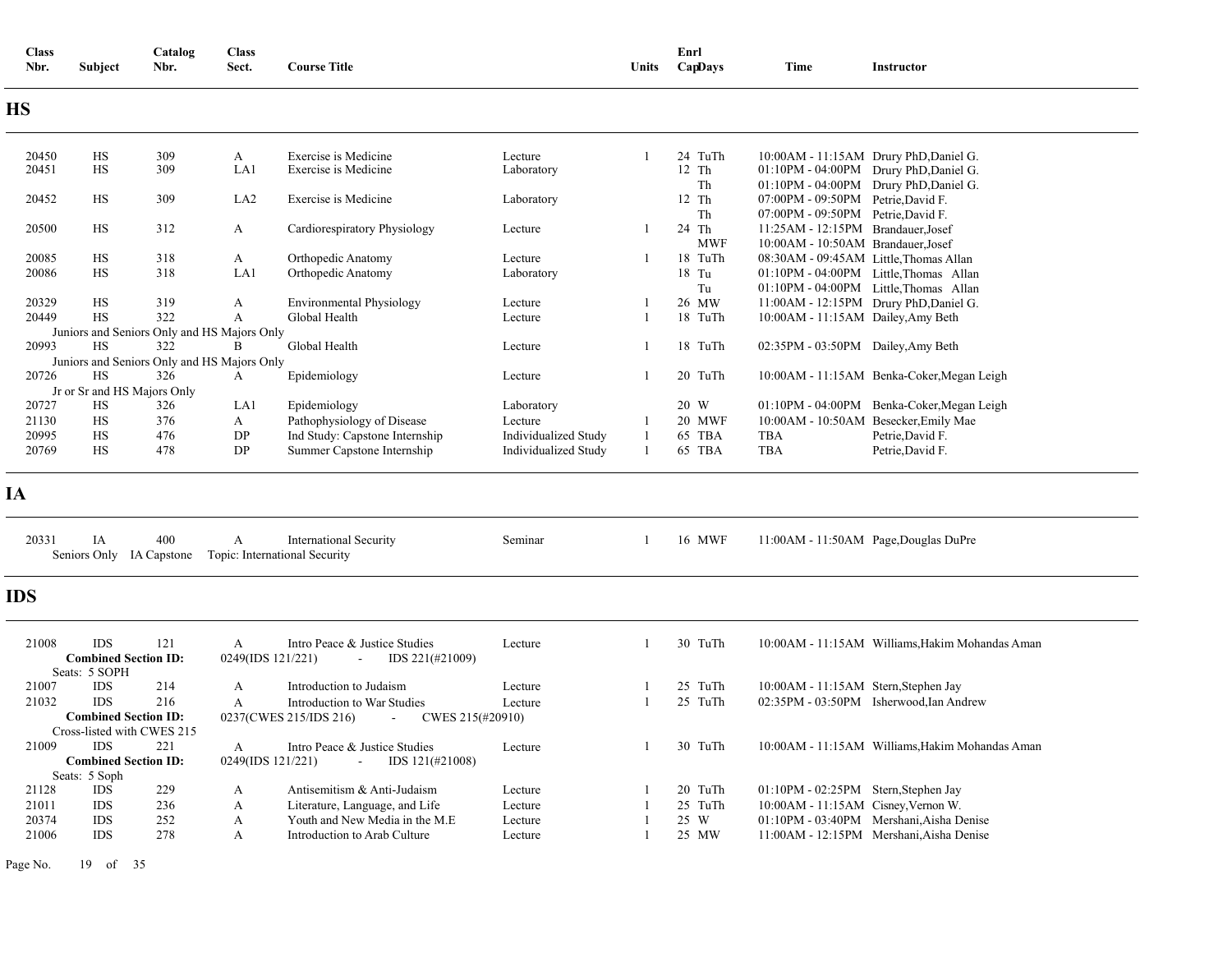| Class Nbr. | Subject | Catalog Nbr. | Class Sect. | Course Title | | Units | Enrl Cap | Days | Time | Instructor |
|---|---|---|---|---|---|---|---|---|---|---|

## HS

| Class Nbr. | Subject | Catalog Nbr. | Class Sect. | Course Title | | Units | Enrl Cap | Days | Time | Instructor |
|---|---|---|---|---|---|---|---|---|---|---|
| 20450 | HS | 309 | A | Exercise is Medicine | Lecture | 1 | 24 | TuTh | 10:00AM - 11:15AM | Drury PhD,Daniel G. |
| 20451 | HS | 309 | LA1 | Exercise is Medicine | Laboratory | | 12 | Th | 01:10PM - 04:00PM | Drury PhD,Daniel G. |
| | | | | | | | | Th | 01:10PM - 04:00PM | Drury PhD,Daniel G. |
| 20452 | HS | 309 | LA2 | Exercise is Medicine | Laboratory | | 12 | Th | 07:00PM - 09:50PM | Petrie,David F. |
| | | | | | | | | Th | 07:00PM - 09:50PM | Petrie,David F. |
| 20500 | HS | 312 | A | Cardiorespiratory Physiology | Lecture | 1 | 24 | Th | 11:25AM - 12:15PM | Brandauer,Josef |
| | | | | | | | | MWF | 10:00AM - 10:50AM | Brandauer,Josef |
| 20085 | HS | 318 | A | Orthopedic Anatomy | Lecture | 1 | 18 | TuTh | 08:30AM - 09:45AM | Little,Thomas Allan |
| 20086 | HS | 318 | LA1 | Orthopedic Anatomy | Laboratory | | 18 | Tu | 01:10PM - 04:00PM | Little,Thomas Allan |
| | | | | | | | | Tu | 01:10PM - 04:00PM | Little,Thomas Allan |
| 20329 | HS | 319 | A | Environmental Physiology | Lecture | 1 | 26 | MW | 11:00AM - 12:15PM | Drury PhD,Daniel G. |
| 20449 | HS | 322 | A | Global Health | Lecture | 1 | 18 | TuTh | 10:00AM - 11:15AM | Dailey,Amy Beth |
| | Juniors and Seniors Only and HS Majors Only | | | | | | | | | |
| 20993 | HS | 322 | B | Global Health | Lecture | 1 | 18 | TuTh | 02:35PM - 03:50PM | Dailey,Amy Beth |
| | Juniors and Seniors Only and HS Majors Only | | | | | | | | | |
| 20726 | HS | 326 | A | Epidemiology | Lecture | 1 | 20 | TuTh | 10:00AM - 11:15AM | Benka-Coker,Megan Leigh |
| | Jr or Sr and HS Majors Only | | | | | | | | | |
| 20727 | HS | 326 | LA1 | Epidemiology | Laboratory | | 20 | W | 01:10PM - 04:00PM | Benka-Coker,Megan Leigh |
| 21130 | HS | 376 | A | Pathophysiology of Disease | Lecture | 1 | 20 | MWF | 10:00AM - 10:50AM | Besecker,Emily Mae |
| 20995 | HS | 476 | DP | Ind Study: Capstone Internship | Individualized Study | 1 | 65 | TBA | TBA | Petrie,David F. |
| 20769 | HS | 478 | DP | Summer Capstone Internship | Individualized Study | 1 | 65 | TBA | TBA | Petrie,David F. |

## IA

| Class Nbr. | Subject | Catalog Nbr. | Class Sect. | Course Title | | Units | Enrl Cap | Days | Time | Instructor |
|---|---|---|---|---|---|---|---|---|---|---|
| 20331 | IA | 400 | A | International Security | Seminar | 1 | 16 | MWF | 11:00AM - 11:50AM | Page,Douglas DuPre |
| | Seniors Only | IA Capstone | | Topic: International Security | | | | | | |

## IDS

| Class Nbr. | Subject | Catalog Nbr. | Class Sect. | Course Title | | Units | Enrl Cap | Days | Time | Instructor |
|---|---|---|---|---|---|---|---|---|---|---|
| 21008 | IDS | 121 | A | Intro Peace & Justice Studies | Lecture | 1 | 30 | TuTh | 10:00AM - 11:15AM | Williams,Hakim Mohandas Aman |
| | **Combined Section ID:** | | 0249(IDS 121/221) - IDS 221(#21009) | | | | | | | |
| | Seats: 5 SOPH | | | | | | | | | |
| 21007 | IDS | 214 | A | Introduction to Judaism | Lecture | 1 | 25 | TuTh | 10:00AM - 11:15AM | Stern,Stephen Jay |
| 21032 | IDS | 216 | A | Introduction to War Studies | Lecture | 1 | 25 | TuTh | 02:35PM - 03:50PM | Isherwood,Ian Andrew |
| | **Combined Section ID:** | | 0237(CWES 215/IDS 216) - CWES 215(#20910) | | | | | | | |
| | Cross-listed with CWES 215 | | | | | | | | | |
| 21009 | IDS | 221 | A | Intro Peace & Justice Studies | Lecture | 1 | 30 | TuTh | 10:00AM - 11:15AM | Williams,Hakim Mohandas Aman |
| | **Combined Section ID:** | | 0249(IDS 121/221) - IDS 121(#21008) | | | | | | | |
| | Seats: 5 Soph | | | | | | | | | |
| 21128 | IDS | 229 | A | Antisemitism & Anti-Judaism | Lecture | 1 | 20 | TuTh | 01:10PM - 02:25PM | Stern,Stephen Jay |
| 21011 | IDS | 236 | A | Literature, Language, and Life | Lecture | 1 | 25 | TuTh | 10:00AM - 11:15AM | Cisney,Vernon W. |
| 20374 | IDS | 252 | A | Youth and New Media in the M.E | Lecture | 1 | 25 | W | 01:10PM - 03:40PM | Mershani,Aisha Denise |
| 21006 | IDS | 278 | A | Introduction to Arab Culture | Lecture | 1 | 25 | MW | 11:00AM - 12:15PM | Mershani,Aisha Denise |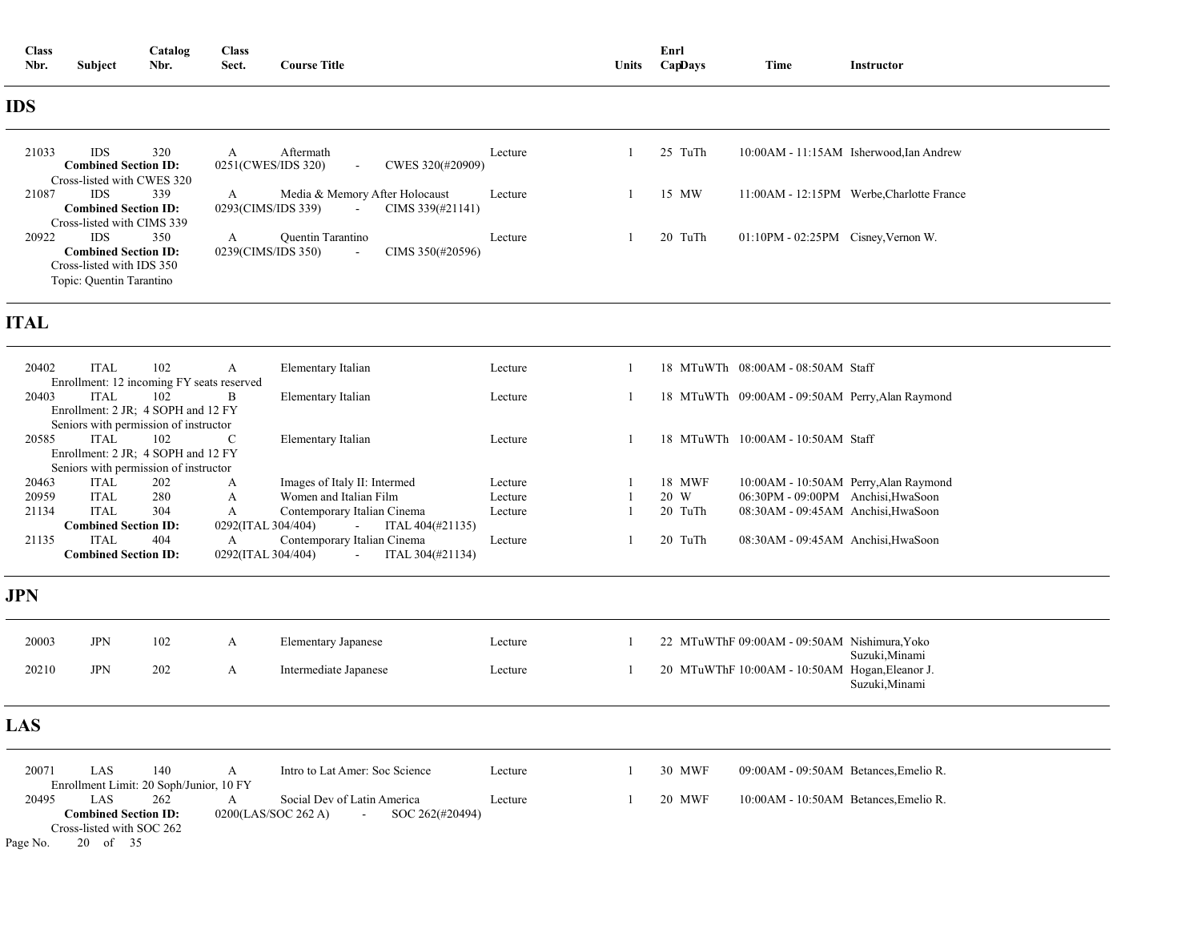| Class Nbr. | Subject | Catalog Nbr. | Class Sect. | Course Title | | Units | Enrl Cap | Days | Time | Instructor |
|---|---|---|---|---|---|---|---|---|---|---|

## IDS

| Class Nbr. | Subject | Catalog Nbr. | Class Sect. | Course Title | | Units | Enrl Cap | Days | Time | Instructor |
|---|---|---|---|---|---|---|---|---|---|---|
| 21033 | IDS | 320 | A | Aftermath | Lecture | 1 | 25 | TuTh | 10:00AM - 11:15AM | Isherwood,Ian Andrew |
| | **Combined Section ID:** 0251(CWES/IDS 320) - CWES 320(#20909) | | | | | | | | | |
| | Cross-listed with CWES 320 | | | | | | | | | |
| 21087 | IDS | 339 | A | Media & Memory After Holocaust | Lecture | 1 | 15 | MW | 11:00AM - 12:15PM | Werbe,Charlotte France |
| | **Combined Section ID:** 0293(CIMS/IDS 339) - CIMS 339(#21141) | | | | | | | | | |
| | Cross-listed with CIMS 339 | | | | | | | | | |
| 20922 | IDS | 350 | A | Quentin Tarantino | Lecture | 1 | 20 | TuTh | 01:10PM - 02:25PM | Cisney,Vernon W. |
| | **Combined Section ID:** 0239(CIMS/IDS 350) - CIMS 350(#20596) | | | | | | | | | |
| | Cross-listed with IDS 350 | | | | | | | | | |
| | Topic: Quentin Tarantino | | | | | | | | | |

## ITAL

| Class Nbr. | Subject | Catalog Nbr. | Class Sect. | Course Title | | Units | Enrl Cap | Days | Time | Instructor |
|---|---|---|---|---|---|---|---|---|---|---|
| 20402 | ITAL | 102 | A | Elementary Italian | Lecture | 1 | 18 | MTuWTh | 08:00AM - 08:50AM | Staff |
| | Enrollment: 12 incoming FY seats reserved | | | | | | | | | |
| 20403 | ITAL | 102 | B | Elementary Italian | Lecture | 1 | 18 | MTuWTh | 09:00AM - 09:50AM | Perry,Alan Raymond |
| | Enrollment: 2 JR; 4 SOPH and 12 FY | | | | | | | | | |
| | Seniors with permission of instructor | | | | | | | | | |
| 20585 | ITAL | 102 | C | Elementary Italian | Lecture | 1 | 18 | MTuWTh | 10:00AM - 10:50AM | Staff |
| | Enrollment: 2 JR; 4 SOPH and 12 FY | | | | | | | | | |
| | Seniors with permission of instructor | | | | | | | | | |
| 20463 | ITAL | 202 | A | Images of Italy II: Intermed | Lecture | 1 | 18 | MWF | 10:00AM - 10:50AM | Perry,Alan Raymond |
| 20959 | ITAL | 280 | A | Women and Italian Film | Lecture | 1 | 20 | W | 06:30PM - 09:00PM | Anchisi,HwaSoon |
| 21134 | ITAL | 304 | A | Contemporary Italian Cinema | Lecture | 1 | 20 | TuTh | 08:30AM - 09:45AM | Anchisi,HwaSoon |
| | **Combined Section ID:** 0292(ITAL 304/404) - ITAL 404(#21135) | | | | | | | | | |
| 21135 | ITAL | 404 | A | Contemporary Italian Cinema | Lecture | 1 | 20 | TuTh | 08:30AM - 09:45AM | Anchisi,HwaSoon |
| | **Combined Section ID:** 0292(ITAL 304/404) - ITAL 304(#21134) | | | | | | | | | |

## JPN

| Class Nbr. | Subject | Catalog Nbr. | Class Sect. | Course Title | | Units | Enrl Cap | Days | Time | Instructor |
|---|---|---|---|---|---|---|---|---|---|---|
| 20003 | JPN | 102 | A | Elementary Japanese | Lecture | 1 | 22 | MTuWThF | 09:00AM - 09:50AM | Nishimura,Yoko; Suzuki,Minami |
| 20210 | JPN | 202 | A | Intermediate Japanese | Lecture | 1 | 20 | MTuWThF | 10:00AM - 10:50AM | Hogan,Eleanor J.; Suzuki,Minami |

## LAS

| Class Nbr. | Subject | Catalog Nbr. | Class Sect. | Course Title | | Units | Enrl Cap | Days | Time | Instructor |
|---|---|---|---|---|---|---|---|---|---|---|
| 20071 | LAS | 140 | A | Intro to Lat Amer: Soc Science | Lecture | 1 | 30 | MWF | 09:00AM - 09:50AM | Betances,Emelio R. |
| | Enrollment Limit: 20 Soph/Junior, 10 FY | | | | | | | | | |
| 20495 | LAS | 262 | A | Social Dev of Latin America | Lecture | 1 | 20 | MWF | 10:00AM - 10:50AM | Betances,Emelio R. |
| | **Combined Section ID:** 0200(LAS/SOC 262 A) - SOC 262(#20494) | | | | | | | | | |
| | Cross-listed with SOC 262 | | | | | | | | | |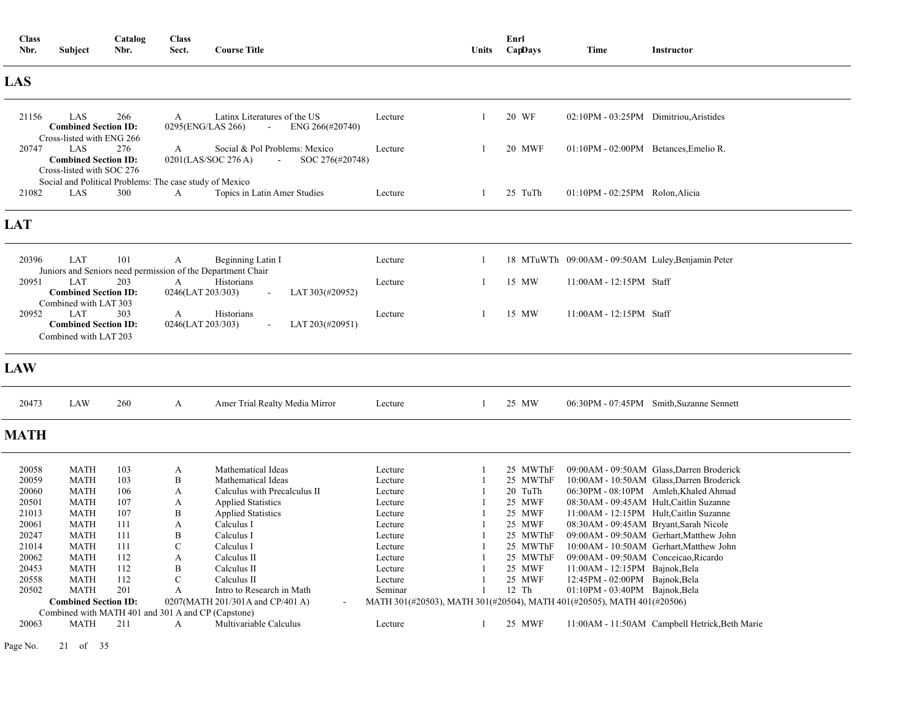| Class Nbr. | Subject | Catalog Nbr. | Class Sect. | Course Title | | Units | Enrl Cap | Days | Time | Instructor |
|---|---|---|---|---|---|---|---|---|---|---|

## LAS

| Class Nbr. | Subject | Catalog Nbr. | Class Sect. | Course Title | | Units | Enrl Cap | Days | Time | Instructor |
|---|---|---|---|---|---|---|---|---|---|---|
| 21156 | LAS | 266 | A | Latinx Literatures of the US | Lecture | 1 | 20 | WF | 02:10PM - 03:25PM | Dimitriou,Aristides |
| | **Combined Section ID:** | | 0295(ENG/LAS 266) - ENG 266(#20740) | | | | | | | |
| | Cross-listed with ENG 266 | | | | | | | | | |
| 20747 | LAS | 276 | A | Social & Pol Problems: Mexico | Lecture | 1 | 20 | MWF | 01:10PM - 02:00PM | Betances,Emelio R. |
| | **Combined Section ID:** | | 0201(LAS/SOC 276 A) - SOC 276(#20748) | | | | | | | |
| | Cross-listed with SOC 276 | | | | | | | | | |
| | Social and Political Problems: The case study of Mexico | | | | | | | | | |
| 21082 | LAS | 300 | A | Topics in Latin Amer Studies | Lecture | 1 | 25 | TuTh | 01:10PM - 02:25PM | Rolon,Alicia |

## LAT

| Class Nbr. | Subject | Catalog Nbr. | Class Sect. | Course Title | | Units | Enrl Cap | Days | Time | Instructor |
|---|---|---|---|---|---|---|---|---|---|---|
| 20396 | LAT | 101 | A | Beginning Latin I | Lecture | 1 | 18 | MTuWTh | 09:00AM - 09:50AM | Luley,Benjamin Peter |
| | Juniors and Seniors need permission of the Department Chair | | | | | | | | | |
| 20951 | LAT | 203 | A | Historians | Lecture | 1 | 15 | MW | 11:00AM - 12:15PM | Staff |
| | **Combined Section ID:** | | 0246(LAT 203/303) - LAT 303(#20952) | | | | | | | |
| | Combined with LAT 303 | | | | | | | | | |
| 20952 | LAT | 303 | A | Historians | Lecture | 1 | 15 | MW | 11:00AM - 12:15PM | Staff |
| | **Combined Section ID:** | | 0246(LAT 203/303) - LAT 203(#20951) | | | | | | | |
| | Combined with LAT 203 | | | | | | | | | |

## LAW

| Class Nbr. | Subject | Catalog Nbr. | Class Sect. | Course Title | | Units | Enrl Cap | Days | Time | Instructor |
|---|---|---|---|---|---|---|---|---|---|---|
| 20473 | LAW | 260 | A | Amer Trial Realty Media Mirror | Lecture | 1 | 25 | MW | 06:30PM - 07:45PM | Smith,Suzanne Sennett |

## MATH

| Class Nbr. | Subject | Catalog Nbr. | Class Sect. | Course Title | | Units | Enrl Cap | Days | Time | Instructor |
|---|---|---|---|---|---|---|---|---|---|---|
| 20058 | MATH | 103 | A | Mathematical Ideas | Lecture | 1 | 25 | MWThF | 09:00AM - 09:50AM | Glass,Darren Broderick |
| 20059 | MATH | 103 | B | Mathematical Ideas | Lecture | 1 | 25 | MWThF | 10:00AM - 10:50AM | Glass,Darren Broderick |
| 20060 | MATH | 106 | A | Calculus with Precalculus II | Lecture | 1 | 20 | TuTh | 06:30PM - 08:10PM | Amleh,Khaled Ahmad |
| 20501 | MATH | 107 | A | Applied Statistics | Lecture | 1 | 25 | MWF | 08:30AM - 09:45AM | Hult,Caitlin Suzanne |
| 21013 | MATH | 107 | B | Applied Statistics | Lecture | 1 | 25 | MWF | 11:00AM - 12:15PM | Hult,Caitlin Suzanne |
| 20061 | MATH | 111 | A | Calculus I | Lecture | 1 | 25 | MWF | 08:30AM - 09:45AM | Bryant,Sarah Nicole |
| 20247 | MATH | 111 | B | Calculus I | Lecture | 1 | 25 | MWThF | 09:00AM - 09:50AM | Gerhart,Matthew John |
| 21014 | MATH | 111 | C | Calculus I | Lecture | 1 | 25 | MWThF | 10:00AM - 10:50AM | Gerhart,Matthew John |
| 20062 | MATH | 112 | A | Calculus II | Lecture | 1 | 25 | MWThF | 09:00AM - 09:50AM | Conceicao,Ricardo |
| 20453 | MATH | 112 | B | Calculus II | Lecture | 1 | 25 | MWF | 11:00AM - 12:15PM | Bajnok,Bela |
| 20558 | MATH | 112 | C | Calculus II | Lecture | 1 | 25 | MWF | 12:45PM - 02:00PM | Bajnok,Bela |
| 20502 | MATH | 201 | A | Intro to Research in Math | Seminar | 1 | 12 | Th | 01:10PM - 03:40PM | Bajnok,Bela |
| | **Combined Section ID:** | | 0207(MATH 201/301A and CP/401 A) - MATH 301(#20503), MATH 301(#20504), MATH 401(#20505), MATH 401(#20506) | | | | | | | |
| | Combined with MATH 401 and 301 A and CP (Capstone) | | | | | | | | | |
| 20063 | MATH | 211 | A | Multivariable Calculus | Lecture | 1 | 25 | MWF | 11:00AM - 11:50AM | Campbell Hetrick,Beth Marie |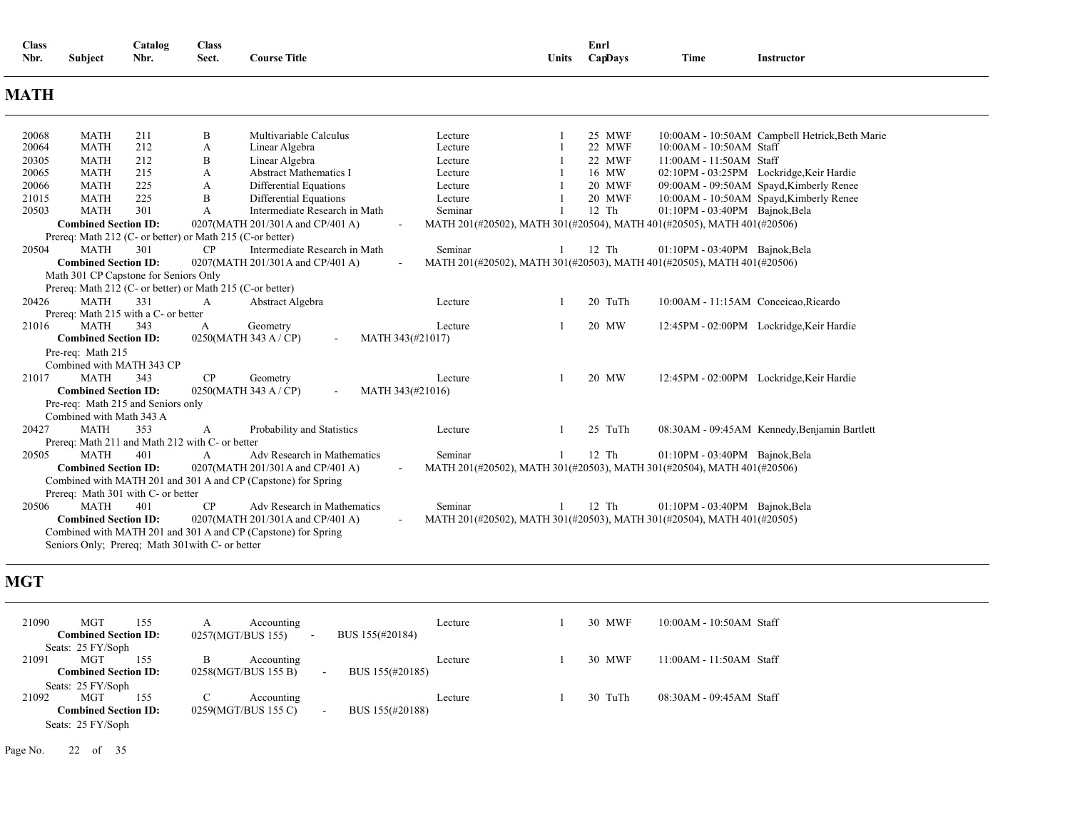| Class Nbr. | Subject | Catalog Nbr. | Class Sect. | Course Title | | Units | Enrl Cap | Days | Time | Instructor |
|---|---|---|---|---|---|---|---|---|---|---|

## MATH

| Class Nbr. | Subject | Catalog Nbr. | Class Sect. | Course Title | | Units | Enrl Cap | Days | Time | Instructor |
|---|---|---|---|---|---|---|---|---|---|---|
| 20068 | MATH | 211 | B | Multivariable Calculus | Lecture | 1 | 25 | MWF | 10:00AM - 10:50AM | Campbell Hetrick,Beth Marie |
| 20064 | MATH | 212 | A | Linear Algebra | Lecture | 1 | 22 | MWF | 10:00AM - 10:50AM | Staff |
| 20305 | MATH | 212 | B | Linear Algebra | Lecture | 1 | 22 | MWF | 11:00AM - 11:50AM | Staff |
| 20065 | MATH | 215 | A | Abstract Mathematics I | Lecture | 1 | 16 | MW | 02:10PM - 03:25PM | Lockridge,Keir Hardie |
| 20066 | MATH | 225 | A | Differential Equations | Lecture | 1 | 20 | MWF | 09:00AM - 09:50AM | Spayd,Kimberly Renee |
| 21015 | MATH | 225 | B | Differential Equations | Lecture | 1 | 20 | MWF | 10:00AM - 10:50AM | Spayd,Kimberly Renee |
| 20503 | MATH | 301 | A | Intermediate Research in Math | Seminar | 1 | 12 | Th | 01:10PM - 03:40PM | Bajnok,Bela |

**Combined Section ID:** 0207(MATH 201/301A and CP/401 A) - MATH 201(#20502), MATH 301(#20504), MATH 401(#20505), MATH 401(#20506)
Prereq: Math 212 (C- or better) or Math 215 (C-or better)

| Class Nbr. | Subject | Catalog Nbr. | Class Sect. | Course Title | | Units | Enrl Cap | Days | Time | Instructor |
|---|---|---|---|---|---|---|---|---|---|---|
| 20504 | MATH | 301 | CP | Intermediate Research in Math | Seminar | 1 | 12 | Th | 01:10PM - 03:40PM | Bajnok,Bela |

**Combined Section ID:** 0207(MATH 201/301A and CP/401 A) - MATH 201(#20502), MATH 301(#20503), MATH 401(#20505), MATH 401(#20506)
Math 301 CP Capstone for Seniors Only
Prereq: Math 212 (C- or better) or Math 215 (C-or better)

| Class Nbr. | Subject | Catalog Nbr. | Class Sect. | Course Title | | Units | Enrl Cap | Days | Time | Instructor |
|---|---|---|---|---|---|---|---|---|---|---|
| 20426 | MATH | 331 | A | Abstract Algebra | Lecture | 1 | 20 | TuTh | 10:00AM - 11:15AM | Conceicao,Ricardo |

Prereq: Math 215 with a C- or better

| Class Nbr. | Subject | Catalog Nbr. | Class Sect. | Course Title | | Units | Enrl Cap | Days | Time | Instructor |
|---|---|---|---|---|---|---|---|---|---|---|
| 21016 | MATH | 343 | A | Geometry | Lecture | 1 | 20 | MW | 12:45PM - 02:00PM | Lockridge,Keir Hardie |

**Combined Section ID:** 0250(MATH 343 A / CP) - MATH 343(#21017)
Pre-req: Math 215
Combined with MATH 343 CP

| Class Nbr. | Subject | Catalog Nbr. | Class Sect. | Course Title | | Units | Enrl Cap | Days | Time | Instructor |
|---|---|---|---|---|---|---|---|---|---|---|
| 21017 | MATH | 343 | CP | Geometry | Lecture | 1 | 20 | MW | 12:45PM - 02:00PM | Lockridge,Keir Hardie |

**Combined Section ID:** 0250(MATH 343 A / CP) - MATH 343(#21016)
Pre-req: Math 215 and Seniors only
Combined with Math 343 A

| Class Nbr. | Subject | Catalog Nbr. | Class Sect. | Course Title | | Units | Enrl Cap | Days | Time | Instructor |
|---|---|---|---|---|---|---|---|---|---|---|
| 20427 | MATH | 353 | A | Probability and Statistics | Lecture | 1 | 25 | TuTh | 08:30AM - 09:45AM | Kennedy,Benjamin Bartlett |

Prereq: Math 211 and Math 212 with C- or better

| Class Nbr. | Subject | Catalog Nbr. | Class Sect. | Course Title | | Units | Enrl Cap | Days | Time | Instructor |
|---|---|---|---|---|---|---|---|---|---|---|
| 20505 | MATH | 401 | A | Adv Research in Mathematics | Seminar | 1 | 12 | Th | 01:10PM - 03:40PM | Bajnok,Bela |

**Combined Section ID:** 0207(MATH 201/301A and CP/401 A) - MATH 201(#20502), MATH 301(#20503), MATH 301(#20504), MATH 401(#20506)
Combined with MATH 201 and 301 A and CP (Capstone) for Spring
Prereq: Math 301 with C- or better

| Class Nbr. | Subject | Catalog Nbr. | Class Sect. | Course Title | | Units | Enrl Cap | Days | Time | Instructor |
|---|---|---|---|---|---|---|---|---|---|---|
| 20506 | MATH | 401 | CP | Adv Research in Mathematics | Seminar | 1 | 12 | Th | 01:10PM - 03:40PM | Bajnok,Bela |

**Combined Section ID:** 0207(MATH 201/301A and CP/401 A) - MATH 201(#20502), MATH 301(#20503), MATH 301(#20504), MATH 401(#20505)
Combined with MATH 201 and 301 A and CP (Capstone) for Spring
Seniors Only; Prereq; Math 301with C- or better

## MGT

| Class Nbr. | Subject | Catalog Nbr. | Class Sect. | Course Title | | Units | Enrl Cap | Days | Time | Instructor |
|---|---|---|---|---|---|---|---|---|---|---|
| 21090 | MGT | 155 | A | Accounting | Lecture | 1 | 30 | MWF | 10:00AM - 10:50AM | Staff |

**Combined Section ID:** 0257(MGT/BUS 155) - BUS 155(#20184)
Seats: 25 FY/Soph

| Class Nbr. | Subject | Catalog Nbr. | Class Sect. | Course Title | | Units | Enrl Cap | Days | Time | Instructor |
|---|---|---|---|---|---|---|---|---|---|---|
| 21091 | MGT | 155 | B | Accounting | Lecture | 1 | 30 | MWF | 11:00AM - 11:50AM | Staff |

**Combined Section ID:** 0258(MGT/BUS 155 B) - BUS 155(#20185)
Seats: 25 FY/Soph

| Class Nbr. | Subject | Catalog Nbr. | Class Sect. | Course Title | | Units | Enrl Cap | Days | Time | Instructor |
|---|---|---|---|---|---|---|---|---|---|---|
| 21092 | MGT | 155 | C | Accounting | Lecture | 1 | 30 | TuTh | 08:30AM - 09:45AM | Staff |

**Combined Section ID:** 0259(MGT/BUS 155 C) - BUS 155(#20188)
Seats: 25 FY/Soph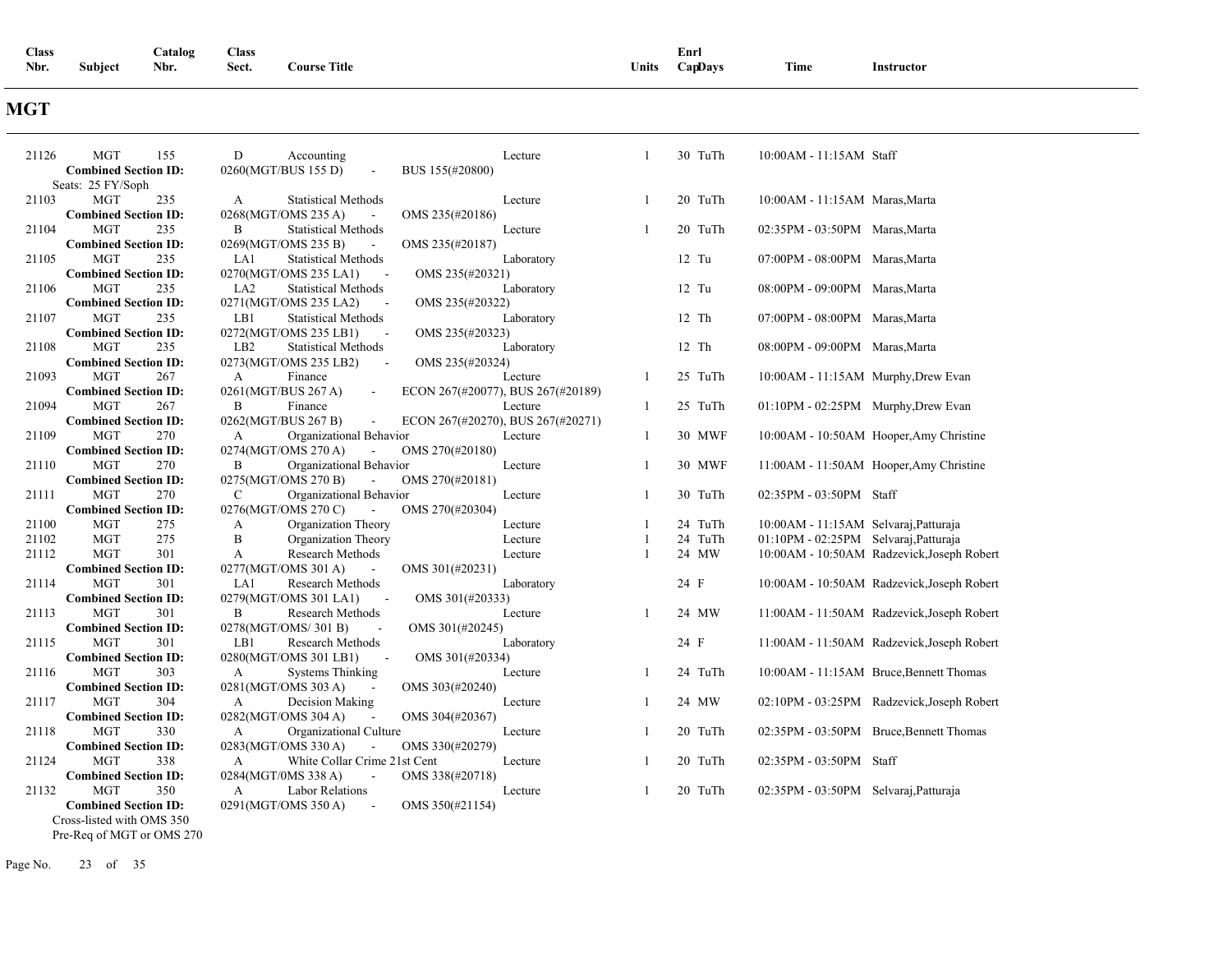## MGT

| Class Nbr. | Subject | Catalog Nbr. | Class Sect. | Course Title | | Units | Enrl Cap | Days | Time | Instructor |
|---|---|---|---|---|---|---|---|---|---|---|
| 21126 | MGT | 155 | D | Accounting | Lecture | 1 | 30 | TuTh | 10:00AM - 11:15AM | Staff |
| | **Combined Section ID:** | | 0260(MGT/BUS 155 D) - BUS 155(#20800) | | | | | | | |
| | Seats: 25 FY/Soph | | | | | | | | | |
| 21103 | MGT | 235 | A | Statistical Methods | Lecture | 1 | 20 | TuTh | 10:00AM - 11:15AM | Maras,Marta |
| | **Combined Section ID:** | | 0268(MGT/OMS 235 A) - OMS 235(#20186) | | | | | | | |
| 21104 | MGT | 235 | B | Statistical Methods | Lecture | 1 | 20 | TuTh | 02:35PM - 03:50PM | Maras,Marta |
| | **Combined Section ID:** | | 0269(MGT/OMS 235 B) - OMS 235(#20187) | | | | | | | |
| 21105 | MGT | 235 | LA1 | Statistical Methods | Laboratory | | 12 | Tu | 07:00PM - 08:00PM | Maras,Marta |
| | **Combined Section ID:** | | 0270(MGT/OMS 235 LA1) - OMS 235(#20321) | | | | | | | |
| 21106 | MGT | 235 | LA2 | Statistical Methods | Laboratory | | 12 | Tu | 08:00PM - 09:00PM | Maras,Marta |
| | **Combined Section ID:** | | 0271(MGT/OMS 235 LA2) - OMS 235(#20322) | | | | | | | |
| 21107 | MGT | 235 | LB1 | Statistical Methods | Laboratory | | 12 | Th | 07:00PM - 08:00PM | Maras,Marta |
| | **Combined Section ID:** | | 0272(MGT/OMS 235 LB1) - OMS 235(#20323) | | | | | | | |
| 21108 | MGT | 235 | LB2 | Statistical Methods | Laboratory | | 12 | Th | 08:00PM - 09:00PM | Maras,Marta |
| | **Combined Section ID:** | | 0273(MGT/OMS 235 LB2) - OMS 235(#20324) | | | | | | | |
| 21093 | MGT | 267 | A | Finance | Lecture | 1 | 25 | TuTh | 10:00AM - 11:15AM | Murphy,Drew Evan |
| | **Combined Section ID:** | | 0261(MGT/BUS 267 A) - ECON 267(#20077), BUS 267(#20189) | | | | | | | |
| 21094 | MGT | 267 | B | Finance | Lecture | 1 | 25 | TuTh | 01:10PM - 02:25PM | Murphy,Drew Evan |
| | **Combined Section ID:** | | 0262(MGT/BUS 267 B) - ECON 267(#20270), BUS 267(#20271) | | | | | | | |
| 21109 | MGT | 270 | A | Organizational Behavior | Lecture | 1 | 30 | MWF | 10:00AM - 10:50AM | Hooper,Amy Christine |
| | **Combined Section ID:** | | 0274(MGT/OMS 270 A) - OMS 270(#20180) | | | | | | | |
| 21110 | MGT | 270 | B | Organizational Behavior | Lecture | 1 | 30 | MWF | 11:00AM - 11:50AM | Hooper,Amy Christine |
| | **Combined Section ID:** | | 0275(MGT/OMS 270 B) - OMS 270(#20181) | | | | | | | |
| 21111 | MGT | 270 | C | Organizational Behavior | Lecture | 1 | 30 | TuTh | 02:35PM - 03:50PM | Staff |
| | **Combined Section ID:** | | 0276(MGT/OMS 270 C) - OMS 270(#20304) | | | | | | | |
| 21100 | MGT | 275 | A | Organization Theory | Lecture | 1 | 24 | TuTh | 10:00AM - 11:15AM | Selvaraj,Patturaja |
| 21102 | MGT | 275 | B | Organization Theory | Lecture | 1 | 24 | TuTh | 01:10PM - 02:25PM | Selvaraj,Patturaja |
| 21112 | MGT | 301 | A | Research Methods | Lecture | 1 | 24 | MW | 10:00AM - 10:50AM | Radzevick,Joseph Robert |
| | **Combined Section ID:** | | 0277(MGT/OMS 301 A) - OMS 301(#20231) | | | | | | | |
| 21114 | MGT | 301 | LA1 | Research Methods | Laboratory | | 24 | F | 10:00AM - 10:50AM | Radzevick,Joseph Robert |
| | **Combined Section ID:** | | 0279(MGT/OMS 301 LA1) - OMS 301(#20333) | | | | | | | |
| 21113 | MGT | 301 | B | Research Methods | Lecture | 1 | 24 | MW | 11:00AM - 11:50AM | Radzevick,Joseph Robert |
| | **Combined Section ID:** | | 0278(MGT/OMS/ 301 B) - OMS 301(#20245) | | | | | | | |
| 21115 | MGT | 301 | LB1 | Research Methods | Laboratory | | 24 | F | 11:00AM - 11:50AM | Radzevick,Joseph Robert |
| | **Combined Section ID:** | | 0280(MGT/OMS 301 LB1) - OMS 301(#20334) | | | | | | | |
| 21116 | MGT | 303 | A | Systems Thinking | Lecture | 1 | 24 | TuTh | 10:00AM - 11:15AM | Bruce,Bennett Thomas |
| | **Combined Section ID:** | | 0281(MGT/OMS 303 A) - OMS 303(#20240) | | | | | | | |
| 21117 | MGT | 304 | A | Decision Making | Lecture | 1 | 24 | MW | 02:10PM - 03:25PM | Radzevick,Joseph Robert |
| | **Combined Section ID:** | | 0282(MGT/OMS 304 A) - OMS 304(#20367) | | | | | | | |
| 21118 | MGT | 330 | A | Organizational Culture | Lecture | 1 | 20 | TuTh | 02:35PM - 03:50PM | Bruce,Bennett Thomas |
| | **Combined Section ID:** | | 0283(MGT/OMS 330 A) - OMS 330(#20279) | | | | | | | |
| 21124 | MGT | 338 | A | White Collar Crime 21st Cent | Lecture | 1 | 20 | TuTh | 02:35PM - 03:50PM | Staff |
| | **Combined Section ID:** | | 0284(MGT/0MS 338 A) - OMS 338(#20718) | | | | | | | |
| 21132 | MGT | 350 | A | Labor Relations | Lecture | 1 | 20 | TuTh | 02:35PM - 03:50PM | Selvaraj,Patturaja |
| | **Combined Section ID:** | | 0291(MGT/OMS 350 A) - OMS 350(#21154) | | | | | | | |
| | Cross-listed with OMS 350 | | | | | | | | | |
| | Pre-Req of MGT or OMS 270 | | | | | | | | | |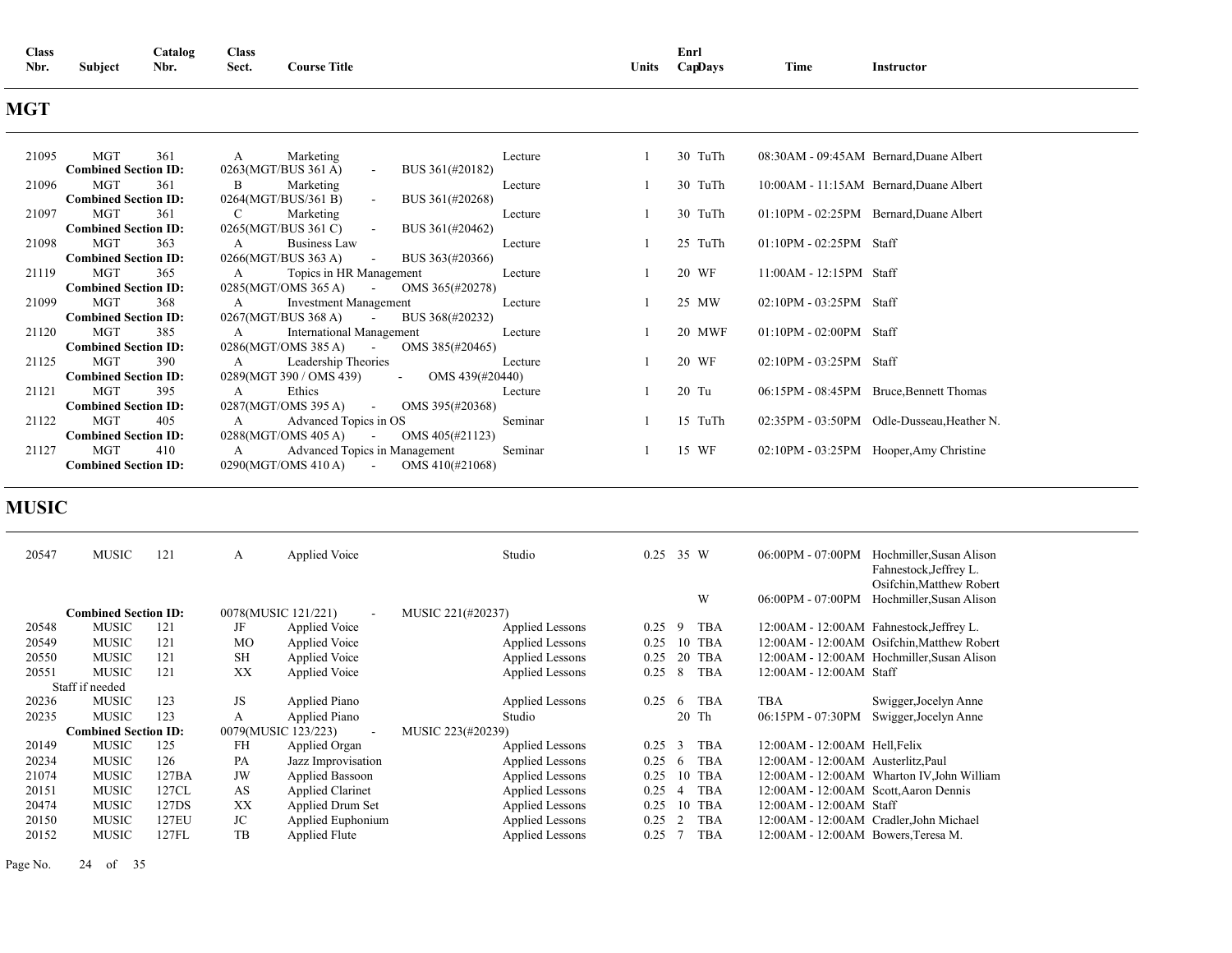| Class Nbr. | Subject | Catalog Nbr. | Class Sect. | Course Title | | Units | Enrl Cap | Days | Time | Instructor |
|---|---|---|---|---|---|---|---|---|---|---|

## MGT

| Class Nbr. | Subject | Catalog Nbr. | Class Sect. | Course Title | | Units | Enrl Cap | Days | Time | Instructor |
|---|---|---|---|---|---|---|---|---|---|---|
| 21095 | MGT | 361 | A | Marketing | Lecture | 1 | 30 | TuTh | 08:30AM - 09:45AM | Bernard,Duane Albert |
| | **Combined Section ID:** | | 0263(MGT/BUS 361 A) | - | BUS 361(#20182) | | | | | |
| 21096 | MGT | 361 | B | Marketing | Lecture | 1 | 30 | TuTh | 10:00AM - 11:15AM | Bernard,Duane Albert |
| | **Combined Section ID:** | | 0264(MGT/BUS/361 B) | - | BUS 361(#20268) | | | | | |
| 21097 | MGT | 361 | C | Marketing | Lecture | 1 | 30 | TuTh | 01:10PM - 02:25PM | Bernard,Duane Albert |
| | **Combined Section ID:** | | 0265(MGT/BUS 361 C) | - | BUS 361(#20462) | | | | | |
| 21098 | MGT | 363 | A | Business Law | Lecture | 1 | 25 | TuTh | 01:10PM - 02:25PM | Staff |
| | **Combined Section ID:** | | 0266(MGT/BUS 363 A) | - | BUS 363(#20366) | | | | | |
| 21119 | MGT | 365 | A | Topics in HR Management | Lecture | 1 | 20 | WF | 11:00AM - 12:15PM | Staff |
| | **Combined Section ID:** | | 0285(MGT/OMS 365 A) | - | OMS 365(#20278) | | | | | |
| 21099 | MGT | 368 | A | Investment Management | Lecture | 1 | 25 | MW | 02:10PM - 03:25PM | Staff |
| | **Combined Section ID:** | | 0267(MGT/BUS 368 A) | - | BUS 368(#20232) | | | | | |
| 21120 | MGT | 385 | A | International Management | Lecture | 1 | 20 | MWF | 01:10PM - 02:00PM | Staff |
| | **Combined Section ID:** | | 0286(MGT/OMS 385 A) | - | OMS 385(#20465) | | | | | |
| 21125 | MGT | 390 | A | Leadership Theories | Lecture | 1 | 20 | WF | 02:10PM - 03:25PM | Staff |
| | **Combined Section ID:** | | 0289(MGT 390 / OMS 439) | - | OMS 439(#20440) | | | | | |
| 21121 | MGT | 395 | A | Ethics | Lecture | 1 | 20 | Tu | 06:15PM - 08:45PM | Bruce,Bennett Thomas |
| | **Combined Section ID:** | | 0287(MGT/OMS 395 A) | - | OMS 395(#20368) | | | | | |
| 21122 | MGT | 405 | A | Advanced Topics in OS | Seminar | 1 | 15 | TuTh | 02:35PM - 03:50PM | Odle-Dusseau,Heather N. |
| | **Combined Section ID:** | | 0288(MGT/OMS 405 A) | - | OMS 405(#21123) | | | | | |
| 21127 | MGT | 410 | A | Advanced Topics in Management | Seminar | 1 | 15 | WF | 02:10PM - 03:25PM | Hooper,Amy Christine |
| | **Combined Section ID:** | | 0290(MGT/OMS 410 A) | - | OMS 410(#21068) | | | | | |

## MUSIC

| Class Nbr. | Subject | Catalog Nbr. | Class Sect. | Course Title | | Units | Enrl Cap | Days | Time | Instructor |
|---|---|---|---|---|---|---|---|---|---|---|
| 20547 | MUSIC | 121 | A | Applied Voice | Studio | 0.25 | 35 | W | 06:00PM - 07:00PM | Hochmiller,Susan Alison<br>Fahnestock,Jeffrey L.<br>Osifchin,Matthew Robert |
| | | | | | | | | W | 06:00PM - 07:00PM | Hochmiller,Susan Alison |
| | **Combined Section ID:** | | 0078(MUSIC 121/221) | - | MUSIC 221(#20237) | | | | | |
| 20548 | MUSIC | 121 | JF | Applied Voice | Applied Lessons | 0.25 | 9 | TBA | 12:00AM - 12:00AM | Fahnestock,Jeffrey L. |
| 20549 | MUSIC | 121 | MO | Applied Voice | Applied Lessons | 0.25 | 10 | TBA | 12:00AM - 12:00AM | Osifchin,Matthew Robert |
| 20550 | MUSIC | 121 | SH | Applied Voice | Applied Lessons | 0.25 | 20 | TBA | 12:00AM - 12:00AM | Hochmiller,Susan Alison |
| 20551 | MUSIC | 121 | XX | Applied Voice | Applied Lessons | 0.25 | 8 | TBA | 12:00AM - 12:00AM | Staff |
| | Staff if needed | | | | | | | | | |
| 20236 | MUSIC | 123 | JS | Applied Piano | Applied Lessons | 0.25 | 6 | TBA | TBA | Swigger,Jocelyn Anne |
| 20235 | MUSIC | 123 | A | Applied Piano | Studio | | 20 | Th | 06:15PM - 07:30PM | Swigger,Jocelyn Anne |
| | **Combined Section ID:** | | 0079(MUSIC 123/223) | - | MUSIC 223(#20239) | | | | | |
| 20149 | MUSIC | 125 | FH | Applied Organ | Applied Lessons | 0.25 | 3 | TBA | 12:00AM - 12:00AM | Hell,Felix |
| 20234 | MUSIC | 126 | PA | Jazz Improvisation | Applied Lessons | 0.25 | 6 | TBA | 12:00AM - 12:00AM | Austerlitz,Paul |
| 21074 | MUSIC | 127BA | JW | Applied Bassoon | Applied Lessons | 0.25 | 10 | TBA | 12:00AM - 12:00AM | Wharton IV,John William |
| 20151 | MUSIC | 127CL | AS | Applied Clarinet | Applied Lessons | 0.25 | 4 | TBA | 12:00AM - 12:00AM | Scott,Aaron Dennis |
| 20474 | MUSIC | 127DS | XX | Applied Drum Set | Applied Lessons | 0.25 | 10 | TBA | 12:00AM - 12:00AM | Staff |
| 20150 | MUSIC | 127EU | JC | Applied Euphonium | Applied Lessons | 0.25 | 2 | TBA | 12:00AM - 12:00AM | Cradler,John Michael |
| 20152 | MUSIC | 127FL | TB | Applied Flute | Applied Lessons | 0.25 | 7 | TBA | 12:00AM - 12:00AM | Bowers,Teresa M. |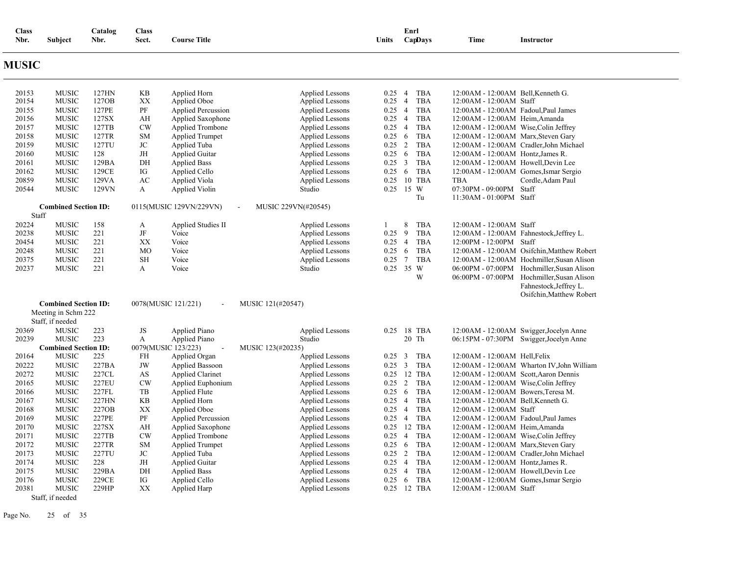| Class Nbr. | Subject | Catalog Nbr. | Class Sect. | Course Title | | Units | Enrl Cap | Days | Time | Instructor |
|---|---|---|---|---|---|---|---|---|---|---|

# MUSIC

| Class Nbr. | Subject | Catalog Nbr. | Class Sect. | Course Title | | Units | Enrl Cap | Days | Time | Instructor |
|---|---|---|---|---|---|---|---|---|---|---|
| 20153 | MUSIC | 127HN | KB | Applied Horn | Applied Lessons | 0.25 | 4 | TBA | 12:00AM - 12:00AM | Bell,Kenneth G. |
| 20154 | MUSIC | 127OB | XX | Applied Oboe | Applied Lessons | 0.25 | 4 | TBA | 12:00AM - 12:00AM | Staff |
| 20155 | MUSIC | 127PE | PF | Applied Percussion | Applied Lessons | 0.25 | 4 | TBA | 12:00AM - 12:00AM | Fadoul,Paul James |
| 20156 | MUSIC | 127SX | AH | Applied Saxophone | Applied Lessons | 0.25 | 4 | TBA | 12:00AM - 12:00AM | Heim,Amanda |
| 20157 | MUSIC | 127TB | CW | Applied Trombone | Applied Lessons | 0.25 | 4 | TBA | 12:00AM - 12:00AM | Wise,Colin Jeffrey |
| 20158 | MUSIC | 127TR | SM | Applied Trumpet | Applied Lessons | 0.25 | 6 | TBA | 12:00AM - 12:00AM | Marx,Steven Gary |
| 20159 | MUSIC | 127TU | JC | Applied Tuba | Applied Lessons | 0.25 | 2 | TBA | 12:00AM - 12:00AM | Cradler,John Michael |
| 20160 | MUSIC | 128 | JH | Applied Guitar | Applied Lessons | 0.25 | 6 | TBA | 12:00AM - 12:00AM | Hontz,James R. |
| 20161 | MUSIC | 129BA | DH | Applied Bass | Applied Lessons | 0.25 | 3 | TBA | 12:00AM - 12:00AM | Howell,Devin Lee |
| 20162 | MUSIC | 129CE | IG | Applied Cello | Applied Lessons | 0.25 | 6 | TBA | 12:00AM - 12:00AM | Gomes,Ismar Sergio |
| 20859 | MUSIC | 129VA | AC | Applied Viola | Applied Lessons | 0.25 | 10 | TBA | TBA | Cordle,Adam Paul |
| 20544 | MUSIC | 129VN | A | Applied Violin | Studio | 0.25 | 15 | W | 07:30PM - 09:00PM | Staff |
| | | | | | | | | Tu | 11:30AM - 01:00PM | Staff |
| | **Combined Section ID:** | | 0115(MUSIC 129VN/229VN) | - | MUSIC 229VN(#20545) | | | | | |
| | Staff | | | | | | | | | |
| 20224 | MUSIC | 158 | A | Applied Studies II | Applied Lessons | 1 | 8 | TBA | 12:00AM - 12:00AM | Staff |
| 20238 | MUSIC | 221 | JF | Voice | Applied Lessons | 0.25 | 9 | TBA | 12:00AM - 12:00AM | Fahnestock,Jeffrey L. |
| 20454 | MUSIC | 221 | XX | Voice | Applied Lessons | 0.25 | 4 | TBA | 12:00PM - 12:00PM | Staff |
| 20248 | MUSIC | 221 | MO | Voice | Applied Lessons | 0.25 | 6 | TBA | 12:00AM - 12:00AM | Osifchin,Matthew Robert |
| 20375 | MUSIC | 221 | SH | Voice | Applied Lessons | 0.25 | 7 | TBA | 12:00AM - 12:00AM | Hochmiller,Susan Alison |
| 20237 | MUSIC | 221 | A | Voice | Studio | 0.25 | 35 | W | 06:00PM - 07:00PM | Hochmiller,Susan Alison |
| | | | | | | | | W | 06:00PM - 07:00PM | Hochmiller,Susan Alison Fahnestock,Jeffrey L. Osifchin,Matthew Robert |
| | **Combined Section ID:** | | 0078(MUSIC 121/221) | - | MUSIC 121(#20547) | | | | | |
| | Meeting in Schm 222 | | | | | | | | | |
| | Staff, if needed | | | | | | | | | |
| 20369 | MUSIC | 223 | JS | Applied Piano | Applied Lessons | 0.25 | 18 | TBA | 12:00AM - 12:00AM | Swigger,Jocelyn Anne |
| 20239 | MUSIC | 223 | A | Applied Piano | Studio | | 20 | Th | 06:15PM - 07:30PM | Swigger,Jocelyn Anne |
| | **Combined Section ID:** | | 0079(MUSIC 123/223) | - | MUSIC 123(#20235) | | | | | |
| 20164 | MUSIC | 225 | FH | Applied Organ | Applied Lessons | 0.25 | 3 | TBA | 12:00AM - 12:00AM | Hell,Felix |
| 20222 | MUSIC | 227BA | JW | Applied Bassoon | Applied Lessons | 0.25 | 3 | TBA | 12:00AM - 12:00AM | Wharton IV,John William |
| 20272 | MUSIC | 227CL | AS | Applied Clarinet | Applied Lessons | 0.25 | 12 | TBA | 12:00AM - 12:00AM | Scott,Aaron Dennis |
| 20165 | MUSIC | 227EU | CW | Applied Euphonium | Applied Lessons | 0.25 | 2 | TBA | 12:00AM - 12:00AM | Wise,Colin Jeffrey |
| 20166 | MUSIC | 227FL | TB | Applied Flute | Applied Lessons | 0.25 | 6 | TBA | 12:00AM - 12:00AM | Bowers,Teresa M. |
| 20167 | MUSIC | 227HN | KB | Applied Horn | Applied Lessons | 0.25 | 4 | TBA | 12:00AM - 12:00AM | Bell,Kenneth G. |
| 20168 | MUSIC | 227OB | XX | Applied Oboe | Applied Lessons | 0.25 | 4 | TBA | 12:00AM - 12:00AM | Staff |
| 20169 | MUSIC | 227PE | PF | Applied Percussion | Applied Lessons | 0.25 | 4 | TBA | 12:00AM - 12:00AM | Fadoul,Paul James |
| 20170 | MUSIC | 227SX | AH | Applied Saxophone | Applied Lessons | 0.25 | 12 | TBA | 12:00AM - 12:00AM | Heim,Amanda |
| 20171 | MUSIC | 227TB | CW | Applied Trombone | Applied Lessons | 0.25 | 4 | TBA | 12:00AM - 12:00AM | Wise,Colin Jeffrey |
| 20172 | MUSIC | 227TR | SM | Applied Trumpet | Applied Lessons | 0.25 | 6 | TBA | 12:00AM - 12:00AM | Marx,Steven Gary |
| 20173 | MUSIC | 227TU | JC | Applied Tuba | Applied Lessons | 0.25 | 2 | TBA | 12:00AM - 12:00AM | Cradler,John Michael |
| 20174 | MUSIC | 228 | JH | Applied Guitar | Applied Lessons | 0.25 | 4 | TBA | 12:00AM - 12:00AM | Hontz,James R. |
| 20175 | MUSIC | 229BA | DH | Applied Bass | Applied Lessons | 0.25 | 4 | TBA | 12:00AM - 12:00AM | Howell,Devin Lee |
| 20176 | MUSIC | 229CE | IG | Applied Cello | Applied Lessons | 0.25 | 6 | TBA | 12:00AM - 12:00AM | Gomes,Ismar Sergio |
| 20381 | MUSIC | 229HP | XX | Applied Harp | Applied Lessons | 0.25 | 12 | TBA | 12:00AM - 12:00AM | Staff |
| | Staff, if needed | | | | | | | | | |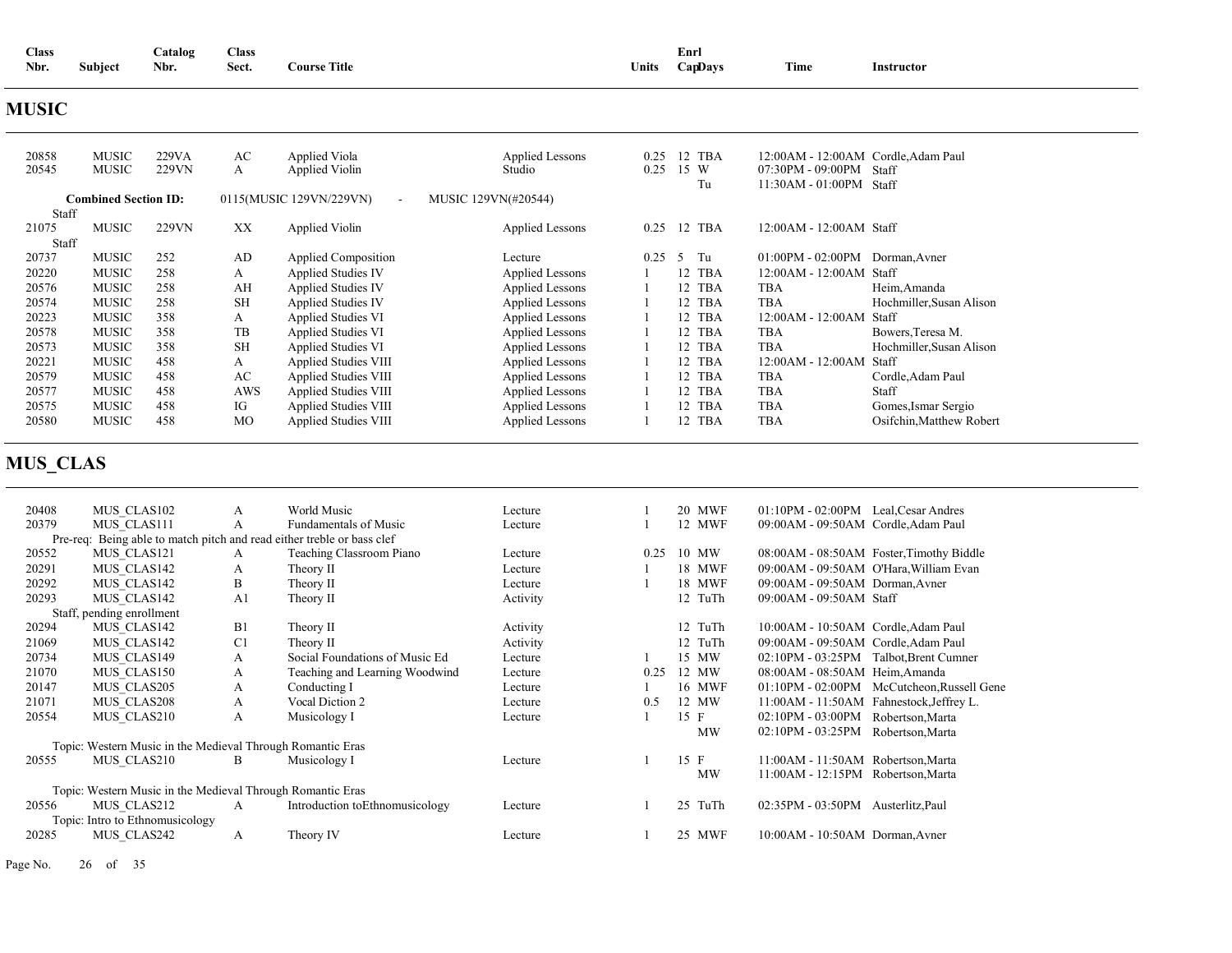| Class Nbr. | Subject | Catalog Nbr. | Class Sect. | Course Title | | Units | Enrl Cap | Days | Time | Instructor |
|---|---|---|---|---|---|---|---|---|---|---|

## MUSIC

| Class Nbr. | Subject | Catalog Nbr. | Class Sect. | Course Title | | Units | Enrl Cap | Days | Time | Instructor |
|---|---|---|---|---|---|---|---|---|---|---|
| 20858 | MUSIC | 229VA | AC | Applied Viola | Applied Lessons | 0.25 | 12 | TBA | 12:00AM - 12:00AM | Cordle,Adam Paul |
| 20545 | MUSIC | 229VN | A | Applied Violin | Studio | 0.25 | 15 | W | 07:30PM - 09:00PM | Staff |
| | | | | | | | | Tu | 11:30AM - 01:00PM | Staff |
| Combined Section ID: | | 0115(MUSIC 129VN/229VN) | - | MUSIC 129VN(#20544) | | | | | | |
| Staff | | | | | | | | | | |
| 21075 | MUSIC | 229VN | XX | Applied Violin | Applied Lessons | 0.25 | 12 | TBA | 12:00AM - 12:00AM | Staff |
| Staff | | | | | | | | | | |
| 20737 | MUSIC | 252 | AD | Applied Composition | Lecture | 0.25 | 5 | Tu | 01:00PM - 02:00PM | Dorman,Avner |
| 20220 | MUSIC | 258 | A | Applied Studies IV | Applied Lessons | 1 | 12 | TBA | 12:00AM - 12:00AM | Staff |
| 20576 | MUSIC | 258 | AH | Applied Studies IV | Applied Lessons | 1 | 12 | TBA | TBA | Heim,Amanda |
| 20574 | MUSIC | 258 | SH | Applied Studies IV | Applied Lessons | 1 | 12 | TBA | TBA | Hochmiller,Susan Alison |
| 20223 | MUSIC | 358 | A | Applied Studies VI | Applied Lessons | 1 | 12 | TBA | 12:00AM - 12:00AM | Staff |
| 20578 | MUSIC | 358 | TB | Applied Studies VI | Applied Lessons | 1 | 12 | TBA | TBA | Bowers,Teresa M. |
| 20573 | MUSIC | 358 | SH | Applied Studies VI | Applied Lessons | 1 | 12 | TBA | TBA | Hochmiller,Susan Alison |
| 20221 | MUSIC | 458 | A | Applied Studies VIII | Applied Lessons | 1 | 12 | TBA | 12:00AM - 12:00AM | Staff |
| 20579 | MUSIC | 458 | AC | Applied Studies VIII | Applied Lessons | 1 | 12 | TBA | TBA | Cordle,Adam Paul |
| 20577 | MUSIC | 458 | AWS | Applied Studies VIII | Applied Lessons | 1 | 12 | TBA | TBA | Staff |
| 20575 | MUSIC | 458 | IG | Applied Studies VIII | Applied Lessons | 1 | 12 | TBA | TBA | Gomes,Ismar Sergio |
| 20580 | MUSIC | 458 | MO | Applied Studies VIII | Applied Lessons | 1 | 12 | TBA | TBA | Osifchin,Matthew Robert |

## MUS_CLAS

| Class Nbr. | Subject | Catalog Nbr. | Class Sect. | Course Title | | Units | Enrl Cap | Days | Time | Instructor |
|---|---|---|---|---|---|---|---|---|---|---|
| 20408 | MUS_CLAS | 102 | A | World Music | Lecture | 1 | 20 | MWF | 01:10PM - 02:00PM | Leal,Cesar Andres |
| 20379 | MUS_CLAS | 111 | A | Fundamentals of Music | Lecture | 1 | 12 | MWF | 09:00AM - 09:50AM | Cordle,Adam Paul |
| Pre-req: Being able to match pitch and read either treble or bass clef | | | | | | | | | | |
| 20552 | MUS_CLAS | 121 | A | Teaching Classroom Piano | Lecture | 0.25 | 10 | MW | 08:00AM - 08:50AM | Foster,Timothy Biddle |
| 20291 | MUS_CLAS | 142 | A | Theory II | Lecture | 1 | 18 | MWF | 09:00AM - 09:50AM | O'Hara,William Evan |
| 20292 | MUS_CLAS | 142 | B | Theory II | Lecture | 1 | 18 | MWF | 09:00AM - 09:50AM | Dorman,Avner |
| 20293 | MUS_CLAS | 142 | A1 | Theory II | Activity | | 12 | TuTh | 09:00AM - 09:50AM | Staff |
| Staff, pending enrollment | | | | | | | | | | |
| 20294 | MUS_CLAS | 142 | B1 | Theory II | Activity | | 12 | TuTh | 10:00AM - 10:50AM | Cordle,Adam Paul |
| 21069 | MUS_CLAS | 142 | C1 | Theory II | Activity | | 12 | TuTh | 09:00AM - 09:50AM | Cordle,Adam Paul |
| 20734 | MUS_CLAS | 149 | A | Social Foundations of Music Ed | Lecture | 1 | 15 | MW | 02:10PM - 03:25PM | Talbot,Brent Cumner |
| 21070 | MUS_CLAS | 150 | A | Teaching and Learning Woodwind | Lecture | 0.25 | 12 | MW | 08:00AM - 08:50AM | Heim,Amanda |
| 20147 | MUS_CLAS | 205 | A | Conducting I | Lecture | 1 | 16 | MWF | 01:10PM - 02:00PM | McCutcheon,Russell Gene |
| 21071 | MUS_CLAS | 208 | A | Vocal Diction 2 | Lecture | 0.5 | 12 | MW | 11:00AM - 11:50AM | Fahnestock,Jeffrey L. |
| 20554 | MUS_CLAS | 210 | A | Musicology I | Lecture | 1 | 15 | F | 02:10PM - 03:00PM | Robertson,Marta |
| | | | | | | | | MW | 02:10PM - 03:25PM | Robertson,Marta |
| Topic: Western Music in the Medieval Through Romantic Eras | | | | | | | | | | |
| 20555 | MUS_CLAS | 210 | B | Musicology I | Lecture | 1 | 15 | F | 11:00AM - 11:50AM | Robertson,Marta |
| | | | | | | | | MW | 11:00AM - 12:15PM | Robertson,Marta |
| Topic: Western Music in the Medieval Through Romantic Eras | | | | | | | | | | |
| 20556 | MUS_CLAS | 212 | A | Introduction toEthnomusicology | Lecture | 1 | 25 | TuTh | 02:35PM - 03:50PM | Austerlitz,Paul |
| Topic: Intro to Ethnomusicology | | | | | | | | | | |
| 20285 | MUS_CLAS | 242 | A | Theory IV | Lecture | 1 | 25 | MWF | 10:00AM - 10:50AM | Dorman,Avner |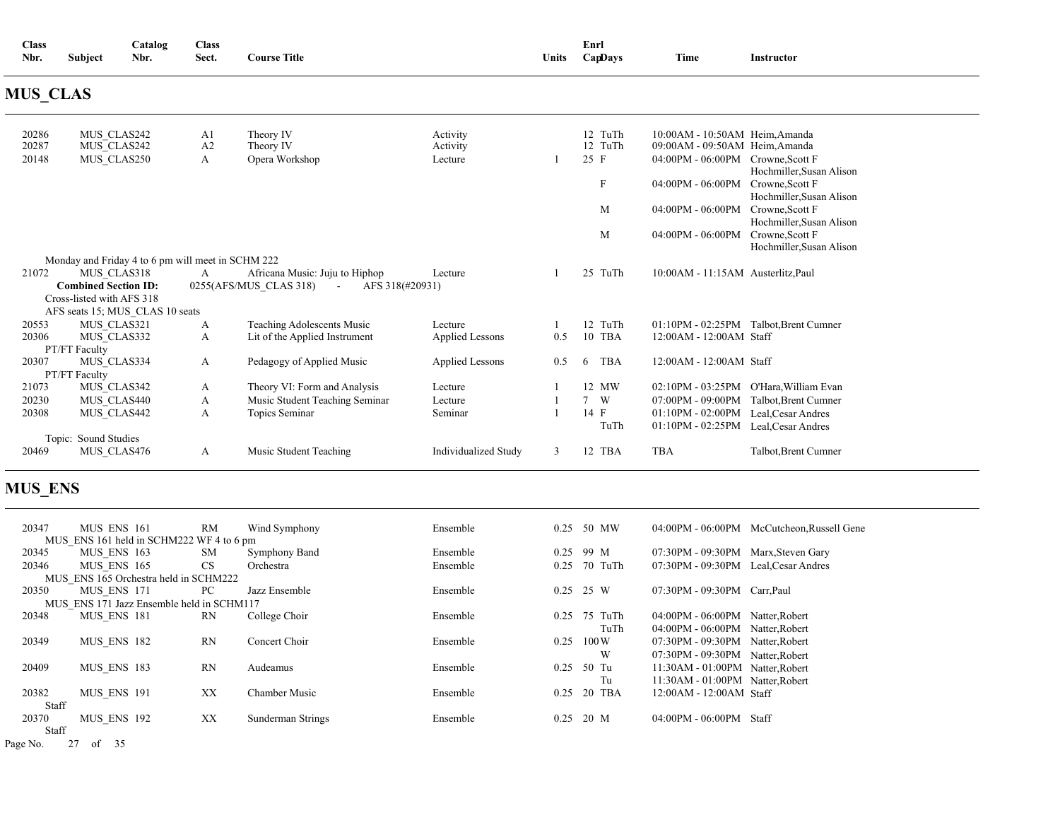| Class Nbr. | Subject | Catalog Nbr. | Class Sect. | Course Title | | Units | Enrl Cap | Days | Time | Instructor |
|---|---|---|---|---|---|---|---|---|---|---|

## MUS_CLAS

| Class Nbr. | Subject | Catalog Nbr. | Class Sect. | Course Title | | Units | Enrl Cap | Days | Time | Instructor |
|---|---|---|---|---|---|---|---|---|---|---|
| 20286 | MUS_CLAS | 242 | A1 | Theory IV | Activity | | 12 | TuTh | 10:00AM - 10:50AM | Heim,Amanda |
| 20287 | MUS_CLAS | 242 | A2 | Theory IV | Activity | | 12 | TuTh | 09:00AM - 09:50AM | Heim,Amanda |
| 20148 | MUS_CLAS | 250 | A | Opera Workshop | Lecture | 1 | 25 | F | 04:00PM - 06:00PM | Crowne,Scott F; Hochmiller,Susan Alison |
| | | | | | | | | F | 04:00PM - 06:00PM | Crowne,Scott F; Hochmiller,Susan Alison |
| | | | | | | | | M | 04:00PM - 06:00PM | Crowne,Scott F; Hochmiller,Susan Alison |
| | | | | | | | | M | 04:00PM - 06:00PM | Crowne,Scott F; Hochmiller,Susan Alison |
| Monday and Friday 4 to 6 pm will meet in SCHM 222 | | | | | | | | | | |
| 21072 | MUS_CLAS | 318 | A | Africana Music: Juju to Hiphop | Lecture | 1 | 25 | TuTh | 10:00AM - 11:15AM | Austerlitz,Paul |
| **Combined Section ID:** 0255(AFS/MUS_CLAS 318) - AFS 318(#20931) | | | | | | | | | | |
| Cross-listed with AFS 318 | | | | | | | | | | |
| AFS seats 15; MUS_CLAS 10 seats | | | | | | | | | | |
| 20553 | MUS_CLAS | 321 | A | Teaching Adolescents Music | Lecture | 1 | 12 | TuTh | 01:10PM - 02:25PM | Talbot,Brent Cumner |
| 20306 | MUS_CLAS | 332 | A | Lit of the Applied Instrument | Applied Lessons | 0.5 | 10 | TBA | 12:00AM - 12:00AM | Staff |
| PT/FT Faculty | | | | | | | | | | |
| 20307 | MUS_CLAS | 334 | A | Pedagogy of Applied Music | Applied Lessons | 0.5 | 6 | TBA | 12:00AM - 12:00AM | Staff |
| PT/FT Faculty | | | | | | | | | | |
| 21073 | MUS_CLAS | 342 | A | Theory VI: Form and Analysis | Lecture | 1 | 12 | MW | 02:10PM - 03:25PM | O'Hara,William Evan |
| 20230 | MUS_CLAS | 440 | A | Music Student Teaching Seminar | Lecture | 1 | 7 | W | 07:00PM - 09:00PM | Talbot,Brent Cumner |
| 20308 | MUS_CLAS | 442 | A | Topics Seminar | Seminar | 1 | 14 | F | 01:10PM - 02:00PM | Leal,Cesar Andres |
| | | | | | | | | TuTh | 01:10PM - 02:25PM | Leal,Cesar Andres |
| Topic: Sound Studies | | | | | | | | | | |
| 20469 | MUS_CLAS | 476 | A | Music Student Teaching | Individualized Study | 3 | 12 | TBA | TBA | Talbot,Brent Cumner |

## MUS_ENS

| Class Nbr. | Subject | Catalog Nbr. | Class Sect. | Course Title | | Units | Enrl Cap | Days | Time | Instructor |
|---|---|---|---|---|---|---|---|---|---|---|
| 20347 | MUS_ENS | 161 | RM | Wind Symphony | Ensemble | 0.25 | 50 | MW | 04:00PM - 06:00PM | McCutcheon,Russell Gene |
| MUS_ENS 161 held in SCHM222 WF 4 to 6 pm | | | | | | | | | | |
| 20345 | MUS_ENS | 163 | SM | Symphony Band | Ensemble | 0.25 | 99 | M | 07:30PM - 09:30PM | Marx,Steven Gary |
| 20346 | MUS_ENS | 165 | CS | Orchestra | Ensemble | 0.25 | 70 | TuTh | 07:30PM - 09:30PM | Leal,Cesar Andres |
| MUS_ENS 165 Orchestra held in SCHM222 | | | | | | | | | | |
| 20350 | MUS_ENS | 171 | PC | Jazz Ensemble | Ensemble | 0.25 | 25 | W | 07:30PM - 09:30PM | Carr,Paul |
| MUS_ENS 171 Jazz Ensemble held in SCHM117 | | | | | | | | | | |
| 20348 | MUS_ENS | 181 | RN | College Choir | Ensemble | 0.25 | 75 | TuTh | 04:00PM - 06:00PM | Natter,Robert |
| | | | | | | | | TuTh | 04:00PM - 06:00PM | Natter,Robert |
| 20349 | MUS_ENS | 182 | RN | Concert Choir | Ensemble | 0.25 | 100 | W | 07:30PM - 09:30PM | Natter,Robert |
| | | | | | | | | W | 07:30PM - 09:30PM | Natter,Robert |
| 20409 | MUS_ENS | 183 | RN | Audeamus | Ensemble | 0.25 | 50 | Tu | 11:30AM - 01:00PM | Natter,Robert |
| | | | | | | | | Tu | 11:30AM - 01:00PM | Natter,Robert |
| 20382 | MUS_ENS | 191 | XX | Chamber Music | Ensemble | 0.25 | 20 | TBA | 12:00AM - 12:00AM | Staff |
| Staff | | | | | | | | | | |
| 20370 | MUS_ENS | 192 | XX | Sunderman Strings | Ensemble | 0.25 | 20 | M | 04:00PM - 06:00PM | Staff |
| Staff | | | | | | | | | | |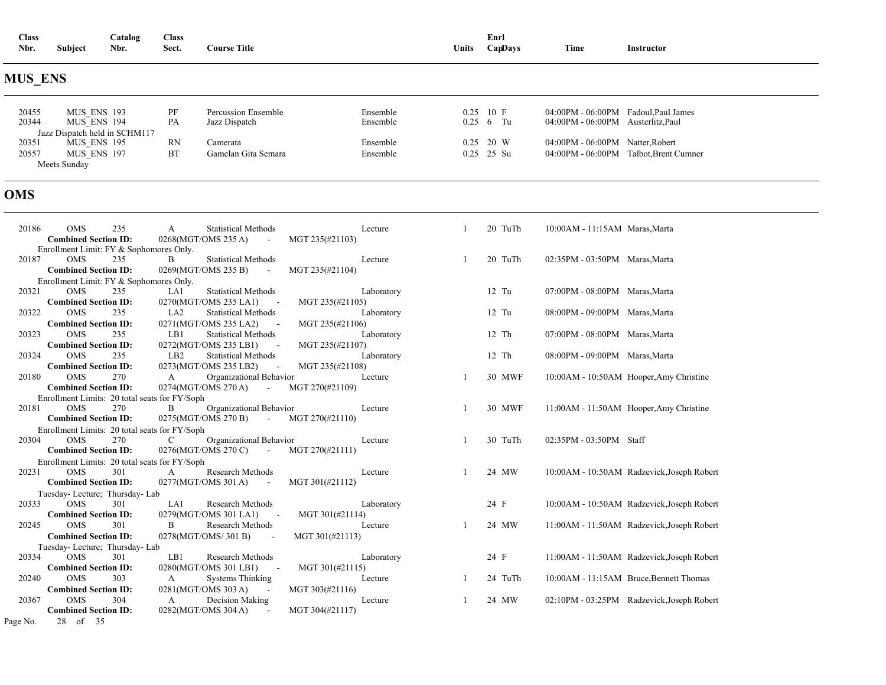| Class Nbr. | Subject | Catalog Nbr. | Class Sect. | Course Title | | Units | Enrl Cap | Days | Time | Instructor |
|---|---|---|---|---|---|---|---|---|---|---|

## MUS_ENS

| Class Nbr. | Subject | Catalog Nbr. | Class Sect. | Course Title | | Units | Enrl Cap | Days | Time | Instructor |
|---|---|---|---|---|---|---|---|---|---|---|
| 20455 | MUS_ENS | 193 | PF | Percussion Ensemble | Ensemble | 0.25 | 10 | F | 04:00PM - 06:00PM | Fadoul,Paul James |
| 20344 | MUS_ENS | 194 | PA | Jazz Dispatch | Ensemble | 0.25 | 6 | Tu | 04:00PM - 06:00PM | Austerlitz,Paul |
| Jazz Dispatch held in SCHM117 | | | | | | | | | | |
| 20351 | MUS_ENS | 195 | RN | Camerata | Ensemble | 0.25 | 20 | W | 04:00PM - 06:00PM | Natter,Robert |
| 20557 | MUS_ENS | 197 | BT | Gamelan Gita Semara | Ensemble | 0.25 | 25 | Su | 04:00PM - 06:00PM | Talbot,Brent Cumner |
| Meets Sunday | | | | | | | | | | |

## OMS

| Class Nbr. | Subject | Catalog Nbr. | Class Sect. | Course Title | | Units | Enrl Cap | Days | Time | Instructor |
|---|---|---|---|---|---|---|---|---|---|---|
| 20186 | OMS | 235 | A | Statistical Methods | Lecture | 1 | 20 | TuTh | 10:00AM - 11:15AM | Maras,Marta |
| **Combined Section ID:** 0268(MGT/OMS 235 A) - MGT 235(#21103) | | | | | | | | | | |
| Enrollment Limit: FY & Sophomores Only. | | | | | | | | | | |
| 20187 | OMS | 235 | B | Statistical Methods | Lecture | 1 | 20 | TuTh | 02:35PM - 03:50PM | Maras,Marta |
| **Combined Section ID:** 0269(MGT/OMS 235 B) - MGT 235(#21104) | | | | | | | | | | |
| Enrollment Limit: FY & Sophomores Only. | | | | | | | | | | |
| 20321 | OMS | 235 | LA1 | Statistical Methods | Laboratory | | 12 | Tu | 07:00PM - 08:00PM | Maras,Marta |
| **Combined Section ID:** 0270(MGT/OMS 235 LA1) - MGT 235(#21105) | | | | | | | | | | |
| 20322 | OMS | 235 | LA2 | Statistical Methods | Laboratory | | 12 | Tu | 08:00PM - 09:00PM | Maras,Marta |
| **Combined Section ID:** 0271(MGT/OMS 235 LA2) - MGT 235(#21106) | | | | | | | | | | |
| 20323 | OMS | 235 | LB1 | Statistical Methods | Laboratory | | 12 | Th | 07:00PM - 08:00PM | Maras,Marta |
| **Combined Section ID:** 0272(MGT/OMS 235 LB1) - MGT 235(#21107) | | | | | | | | | | |
| 20324 | OMS | 235 | LB2 | Statistical Methods | Laboratory | | 12 | Th | 08:00PM - 09:00PM | Maras,Marta |
| **Combined Section ID:** 0273(MGT/OMS 235 LB2) - MGT 235(#21108) | | | | | | | | | | |
| 20180 | OMS | 270 | A | Organizational Behavior | Lecture | 1 | 30 | MWF | 10:00AM - 10:50AM | Hooper,Amy Christine |
| **Combined Section ID:** 0274(MGT/OMS 270 A) - MGT 270(#21109) | | | | | | | | | | |
| Enrollment Limits: 20 total seats for FY/Soph | | | | | | | | | | |
| 20181 | OMS | 270 | B | Organizational Behavior | Lecture | 1 | 30 | MWF | 11:00AM - 11:50AM | Hooper,Amy Christine |
| **Combined Section ID:** 0275(MGT/OMS 270 B) - MGT 270(#21110) | | | | | | | | | | |
| Enrollment Limits: 20 total seats for FY/Soph | | | | | | | | | | |
| 20304 | OMS | 270 | C | Organizational Behavior | Lecture | 1 | 30 | TuTh | 02:35PM - 03:50PM | Staff |
| **Combined Section ID:** 0276(MGT/OMS 270 C) - MGT 270(#21111) | | | | | | | | | | |
| Enrollment Limits: 20 total seats for FY/Soph | | | | | | | | | | |
| 20231 | OMS | 301 | A | Research Methods | Lecture | 1 | 24 | MW | 10:00AM - 10:50AM | Radzevick,Joseph Robert |
| **Combined Section ID:** 0277(MGT/OMS 301 A) - MGT 301(#21112) | | | | | | | | | | |
| Tuesday- Lecture; Thursday- Lab | | | | | | | | | | |
| 20333 | OMS | 301 | LA1 | Research Methods | Laboratory | | 24 | F | 10:00AM - 10:50AM | Radzevick,Joseph Robert |
| **Combined Section ID:** 0279(MGT/OMS 301 LA1) - MGT 301(#21114) | | | | | | | | | | |
| 20245 | OMS | 301 | B | Research Methods | Lecture | 1 | 24 | MW | 11:00AM - 11:50AM | Radzevick,Joseph Robert |
| **Combined Section ID:** 0278(MGT/OMS/ 301 B) - MGT 301(#21113) | | | | | | | | | | |
| Tuesday- Lecture; Thursday- Lab | | | | | | | | | | |
| 20334 | OMS | 301 | LB1 | Research Methods | Laboratory | | 24 | F | 11:00AM - 11:50AM | Radzevick,Joseph Robert |
| **Combined Section ID:** 0280(MGT/OMS 301 LB1) - MGT 301(#21115) | | | | | | | | | | |
| 20240 | OMS | 303 | A | Systems Thinking | Lecture | 1 | 24 | TuTh | 10:00AM - 11:15AM | Bruce,Bennett Thomas |
| **Combined Section ID:** 0281(MGT/OMS 303 A) - MGT 303(#21116) | | | | | | | | | | |
| 20367 | OMS | 304 | A | Decision Making | Lecture | 1 | 24 | MW | 02:10PM - 03:25PM | Radzevick,Joseph Robert |
| **Combined Section ID:** 0282(MGT/OMS 304 A) - MGT 304(#21117) | | | | | | | | | | |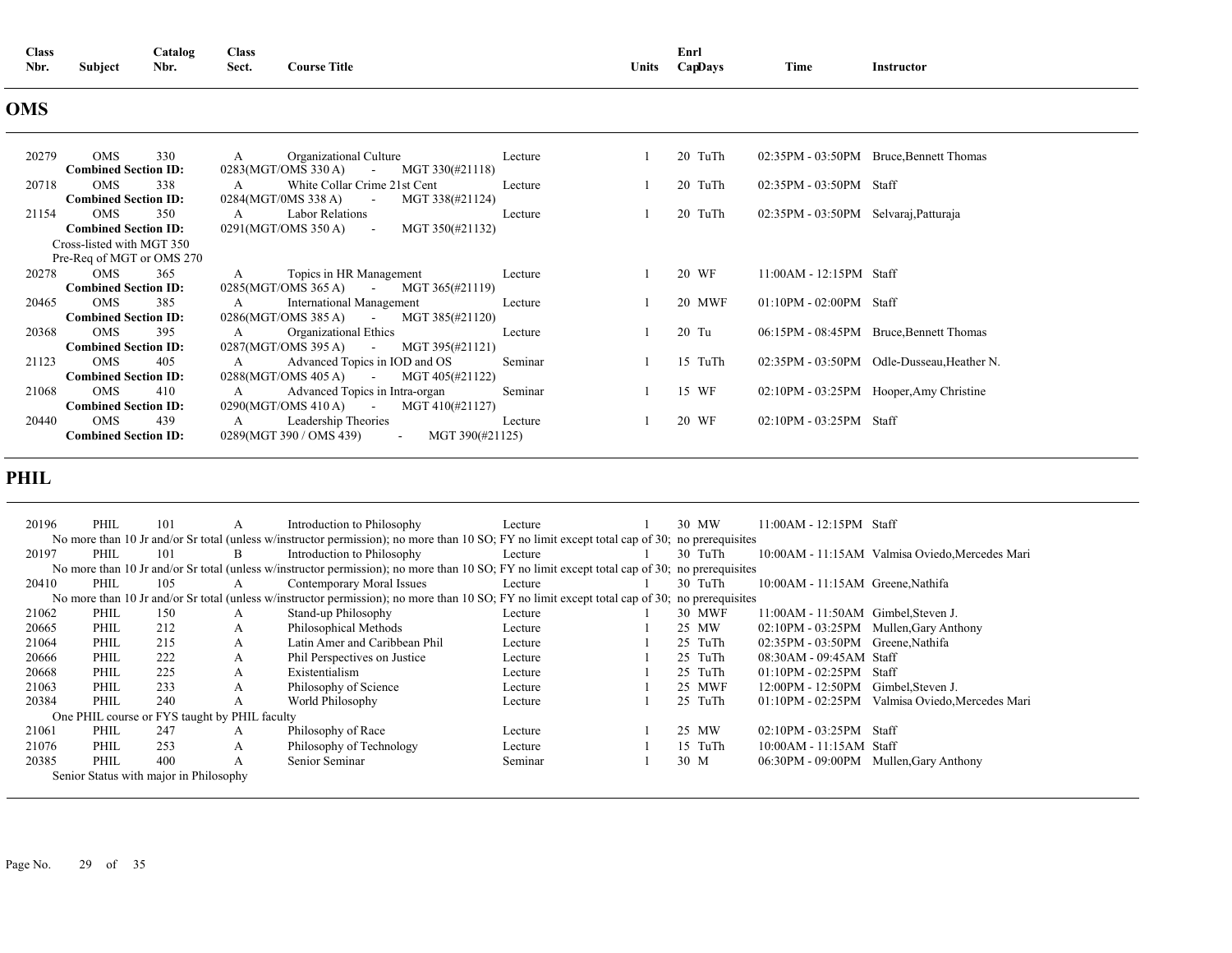| Class Nbr. | Subject | Catalog Nbr. | Class Sect. | Course Title | | Units | Enrl Cap | Days | Time | Instructor |
|---|---|---|---|---|---|---|---|---|---|---|

## OMS

| Class Nbr. | Subject | Catalog Nbr. | Class Sect. | Course Title | | Units | Enrl Cap | Days | Time | Instructor |
|---|---|---|---|---|---|---|---|---|---|---|
| 20279 | OMS | 330 | A | Organizational Culture | Lecture | 1 | 20 | TuTh | 02:35PM - 03:50PM | Bruce,Bennett Thomas |
| | **Combined Section ID:** | | 0283(MGT/OMS 330 A) - MGT 330(#21118) | | | | | | | |
| 20718 | OMS | 338 | A | White Collar Crime 21st Cent | Lecture | 1 | 20 | TuTh | 02:35PM - 03:50PM | Staff |
| | **Combined Section ID:** | | 0284(MGT/0MS 338 A) - MGT 338(#21124) | | | | | | | |
| 21154 | OMS | 350 | A | Labor Relations | Lecture | 1 | 20 | TuTh | 02:35PM - 03:50PM | Selvaraj,Patturaja |
| | **Combined Section ID:** | | 0291(MGT/OMS 350 A) - MGT 350(#21132) | | | | | | | |
| | Cross-listed with MGT 350<br>Pre-Req of MGT or OMS 270 | | | | | | | | | |
| 20278 | OMS | 365 | A | Topics in HR Management | Lecture | 1 | 20 | WF | 11:00AM - 12:15PM | Staff |
| | **Combined Section ID:** | | 0285(MGT/OMS 365 A) - MGT 365(#21119) | | | | | | | |
| 20465 | OMS | 385 | A | International Management | Lecture | 1 | 20 | MWF | 01:10PM - 02:00PM | Staff |
| | **Combined Section ID:** | | 0286(MGT/OMS 385 A) - MGT 385(#21120) | | | | | | | |
| 20368 | OMS | 395 | A | Organizational Ethics | Lecture | 1 | 20 | Tu | 06:15PM - 08:45PM | Bruce,Bennett Thomas |
| | **Combined Section ID:** | | 0287(MGT/OMS 395 A) - MGT 395(#21121) | | | | | | | |
| 21123 | OMS | 405 | A | Advanced Topics in IOD and OS | Seminar | 1 | 15 | TuTh | 02:35PM - 03:50PM | Odle-Dusseau,Heather N. |
| | **Combined Section ID:** | | 0288(MGT/OMS 405 A) - MGT 405(#21122) | | | | | | | |
| 21068 | OMS | 410 | A | Advanced Topics in Intra-organ | Seminar | 1 | 15 | WF | 02:10PM - 03:25PM | Hooper,Amy Christine |
| | **Combined Section ID:** | | 0290(MGT/OMS 410 A) - MGT 410(#21127) | | | | | | | |
| 20440 | OMS | 439 | A | Leadership Theories | Lecture | 1 | 20 | WF | 02:10PM - 03:25PM | Staff |
| | **Combined Section ID:** | | 0289(MGT 390 / OMS 439) - MGT 390(#21125) | | | | | | | |

## PHIL

| Class Nbr. | Subject | Catalog Nbr. | Class Sect. | Course Title | | Units | Enrl Cap | Days | Time | Instructor |
|---|---|---|---|---|---|---|---|---|---|---|
| 20196 | PHIL | 101 | A | Introduction to Philosophy | Lecture | 1 | 30 | MW | 11:00AM - 12:15PM | Staff |
| | No more than 10 Jr and/or Sr total (unless w/instructor permission); no more than 10 SO; FY no limit except total cap of 30; no prerequisites | | | | | | | | | |
| 20197 | PHIL | 101 | B | Introduction to Philosophy | Lecture | 1 | 30 | TuTh | 10:00AM - 11:15AM | Valmisa Oviedo,Mercedes Mari |
| | No more than 10 Jr and/or Sr total (unless w/instructor permission); no more than 10 SO; FY no limit except total cap of 30; no prerequisites | | | | | | | | | |
| 20410 | PHIL | 105 | A | Contemporary Moral Issues | Lecture | 1 | 30 | TuTh | 10:00AM - 11:15AM | Greene,Nathifa |
| | No more than 10 Jr and/or Sr total (unless w/instructor permission); no more than 10 SO; FY no limit except total cap of 30; no prerequisites | | | | | | | | | |
| 21062 | PHIL | 150 | A | Stand-up Philosophy | Lecture | 1 | 30 | MWF | 11:00AM - 11:50AM | Gimbel,Steven J. |
| 20665 | PHIL | 212 | A | Philosophical Methods | Lecture | 1 | 25 | MW | 02:10PM - 03:25PM | Mullen,Gary Anthony |
| 21064 | PHIL | 215 | A | Latin Amer and Caribbean Phil | Lecture | 1 | 25 | TuTh | 02:35PM - 03:50PM | Greene,Nathifa |
| 20666 | PHIL | 222 | A | Phil Perspectives on Justice | Lecture | 1 | 25 | TuTh | 08:30AM - 09:45AM | Staff |
| 20668 | PHIL | 225 | A | Existentialism | Lecture | 1 | 25 | TuTh | 01:10PM - 02:25PM | Staff |
| 21063 | PHIL | 233 | A | Philosophy of Science | Lecture | 1 | 25 | MWF | 12:00PM - 12:50PM | Gimbel,Steven J. |
| 20384 | PHIL | 240 | A | World Philosophy | Lecture | 1 | 25 | TuTh | 01:10PM - 02:25PM | Valmisa Oviedo,Mercedes Mari |
| | One PHIL course or FYS taught by PHIL faculty | | | | | | | | | |
| 21061 | PHIL | 247 | A | Philosophy of Race | Lecture | 1 | 25 | MW | 02:10PM - 03:25PM | Staff |
| 21076 | PHIL | 253 | A | Philosophy of Technology | Lecture | 1 | 15 | TuTh | 10:00AM - 11:15AM | Staff |
| 20385 | PHIL | 400 | A | Senior Seminar | Seminar | 1 | 30 | M | 06:30PM - 09:00PM | Mullen,Gary Anthony |
| | Senior Status with major in Philosophy | | | | | | | | | |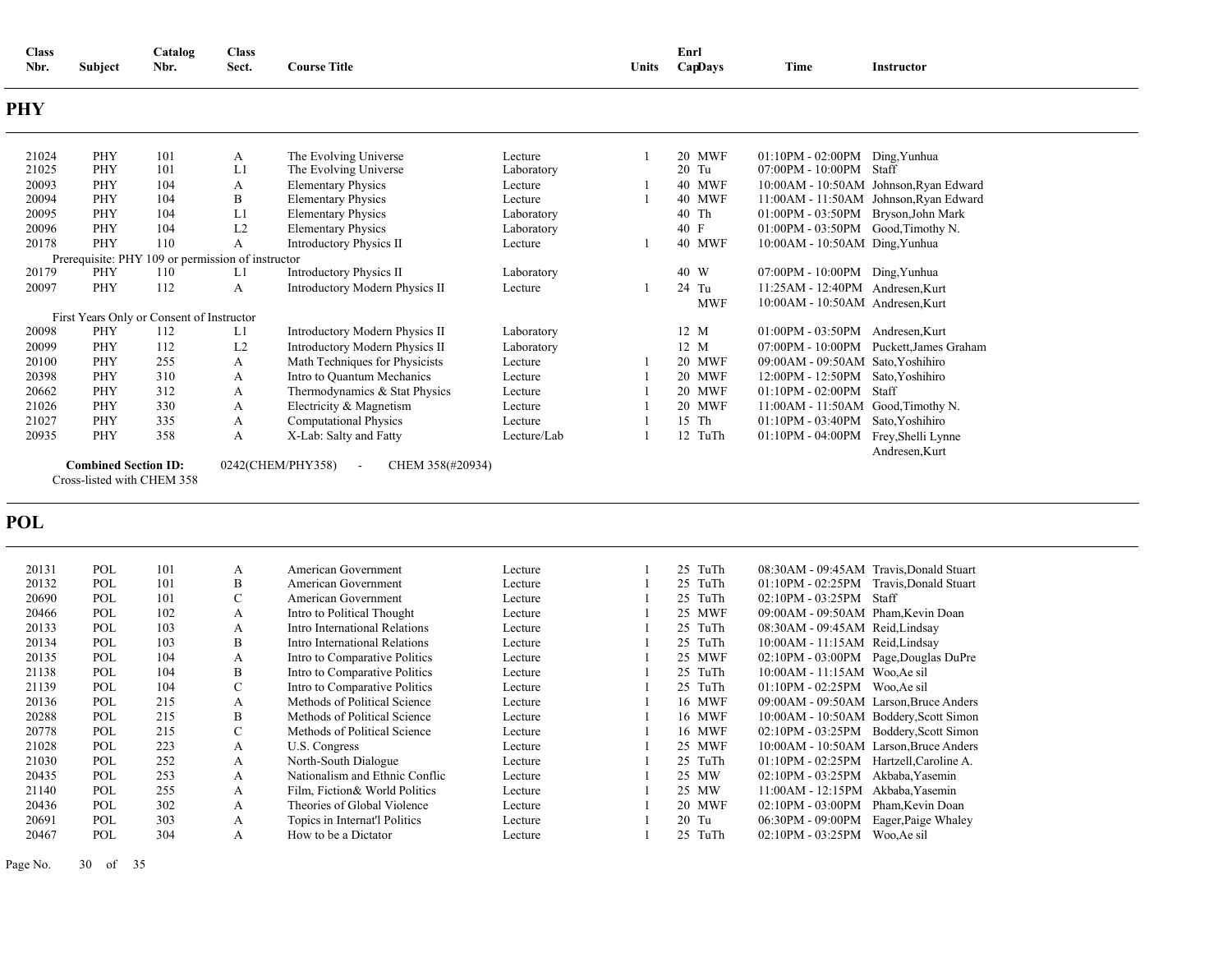| Class Nbr. | Subject | Catalog Nbr. | Class Sect. | Course Title | | Units | Enrl Cap | Days | Time | Instructor |
|---|---|---|---|---|---|---|---|---|---|---|

## PHY

| Class Nbr. | Subject | Catalog Nbr. | Class Sect. | Course Title | | Units | Enrl Cap | Days | Time | Instructor |
|---|---|---|---|---|---|---|---|---|---|---|
| 21024 | PHY | 101 | A | The Evolving Universe | Lecture | 1 | 20 | MWF | 01:10PM - 02:00PM | Ding,Yunhua |
| 21025 | PHY | 101 | L1 | The Evolving Universe | Laboratory | | 20 | Tu | 07:00PM - 10:00PM | Staff |
| 20093 | PHY | 104 | A | Elementary Physics | Lecture | 1 | 40 | MWF | 10:00AM - 10:50AM | Johnson,Ryan Edward |
| 20094 | PHY | 104 | B | Elementary Physics | Lecture | 1 | 40 | MWF | 11:00AM - 11:50AM | Johnson,Ryan Edward |
| 20095 | PHY | 104 | L1 | Elementary Physics | Laboratory | | 40 | Th | 01:00PM - 03:50PM | Bryson,John Mark |
| 20096 | PHY | 104 | L2 | Elementary Physics | Laboratory | | 40 | F | 01:00PM - 03:50PM | Good,Timothy N. |
| 20178 | PHY | 110 | A | Introductory Physics II | Lecture | 1 | 40 | MWF | 10:00AM - 10:50AM | Ding,Yunhua |
| Prerequisite: PHY 109 or permission of instructor | | | | | | | | | | |
| 20179 | PHY | 110 | L1 | Introductory Physics II | Laboratory | | 40 | W | 07:00PM - 10:00PM | Ding,Yunhua |
| 20097 | PHY | 112 | A | Introductory Modern Physics II | Lecture | 1 | 24 | Tu | 11:25AM - 12:40PM | Andresen,Kurt |
| | | | | | | | | MWF | 10:00AM - 10:50AM | Andresen,Kurt |
| First Years Only or Consent of Instructor | | | | | | | | | | |
| 20098 | PHY | 112 | L1 | Introductory Modern Physics II | Laboratory | | 12 | M | 01:00PM - 03:50PM | Andresen,Kurt |
| 20099 | PHY | 112 | L2 | Introductory Modern Physics II | Laboratory | | 12 | M | 07:00PM - 10:00PM | Puckett,James Graham |
| 20100 | PHY | 255 | A | Math Techniques for Physicists | Lecture | 1 | 20 | MWF | 09:00AM - 09:50AM | Sato,Yoshihiro |
| 20398 | PHY | 310 | A | Intro to Quantum Mechanics | Lecture | 1 | 20 | MWF | 12:00PM - 12:50PM | Sato,Yoshihiro |
| 20662 | PHY | 312 | A | Thermodynamics & Stat Physics | Lecture | 1 | 20 | MWF | 01:10PM - 02:00PM | Staff |
| 21026 | PHY | 330 | A | Electricity & Magnetism | Lecture | 1 | 20 | MWF | 11:00AM - 11:50AM | Good,Timothy N. |
| 21027 | PHY | 335 | A | Computational Physics | Lecture | 1 | 15 | Th | 01:10PM - 03:40PM | Sato,Yoshihiro |
| 20935 | PHY | 358 | A | X-Lab: Salty and Fatty | Lecture/Lab | 1 | 12 | TuTh | 01:10PM - 04:00PM | Frey,Shelli Lynne<br>Andresen,Kurt |

**Combined Section ID:** 0242(CHEM/PHY358) - CHEM 358(#20934)

Cross-listed with CHEM 358

## POL

| Class Nbr. | Subject | Catalog Nbr. | Class Sect. | Course Title | | Units | Enrl Cap | Days | Time | Instructor |
|---|---|---|---|---|---|---|---|---|---|---|
| 20131 | POL | 101 | A | American Government | Lecture | 1 | 25 | TuTh | 08:30AM - 09:45AM | Travis,Donald Stuart |
| 20132 | POL | 101 | B | American Government | Lecture | 1 | 25 | TuTh | 01:10PM - 02:25PM | Travis,Donald Stuart |
| 20690 | POL | 101 | C | American Government | Lecture | 1 | 25 | TuTh | 02:10PM - 03:25PM | Staff |
| 20466 | POL | 102 | A | Intro to Political Thought | Lecture | 1 | 25 | MWF | 09:00AM - 09:50AM | Pham,Kevin Doan |
| 20133 | POL | 103 | A | Intro International Relations | Lecture | 1 | 25 | TuTh | 08:30AM - 09:45AM | Reid,Lindsay |
| 20134 | POL | 103 | B | Intro International Relations | Lecture | 1 | 25 | TuTh | 10:00AM - 11:15AM | Reid,Lindsay |
| 20135 | POL | 104 | A | Intro to Comparative Politics | Lecture | 1 | 25 | MWF | 02:10PM - 03:00PM | Page,Douglas DuPre |
| 21138 | POL | 104 | B | Intro to Comparative Politics | Lecture | 1 | 25 | TuTh | 10:00AM - 11:15AM | Woo,Ae sil |
| 21139 | POL | 104 | C | Intro to Comparative Politics | Lecture | 1 | 25 | TuTh | 01:10PM - 02:25PM | Woo,Ae sil |
| 20136 | POL | 215 | A | Methods of Political Science | Lecture | 1 | 16 | MWF | 09:00AM - 09:50AM | Larson,Bruce Anders |
| 20288 | POL | 215 | B | Methods of Political Science | Lecture | 1 | 16 | MWF | 10:00AM - 10:50AM | Boddery,Scott Simon |
| 20778 | POL | 215 | C | Methods of Political Science | Lecture | 1 | 16 | MWF | 02:10PM - 03:25PM | Boddery,Scott Simon |
| 21028 | POL | 223 | A | U.S. Congress | Lecture | 1 | 25 | MWF | 10:00AM - 10:50AM | Larson,Bruce Anders |
| 21030 | POL | 252 | A | North-South Dialogue | Lecture | 1 | 25 | TuTh | 01:10PM - 02:25PM | Hartzell,Caroline A. |
| 20435 | POL | 253 | A | Nationalism and Ethnic Conflic | Lecture | 1 | 25 | MW | 02:10PM - 03:25PM | Akbaba,Yasemin |
| 21140 | POL | 255 | A | Film, Fiction& World Politics | Lecture | 1 | 25 | MW | 11:00AM - 12:15PM | Akbaba,Yasemin |
| 20436 | POL | 302 | A | Theories of Global Violence | Lecture | 1 | 20 | MWF | 02:10PM - 03:00PM | Pham,Kevin Doan |
| 20691 | POL | 303 | A | Topics in Internat'l Politics | Lecture | 1 | 20 | Tu | 06:30PM - 09:00PM | Eager,Paige Whaley |
| 20467 | POL | 304 | A | How to be a Dictator | Lecture | 1 | 25 | TuTh | 02:10PM - 03:25PM | Woo,Ae sil |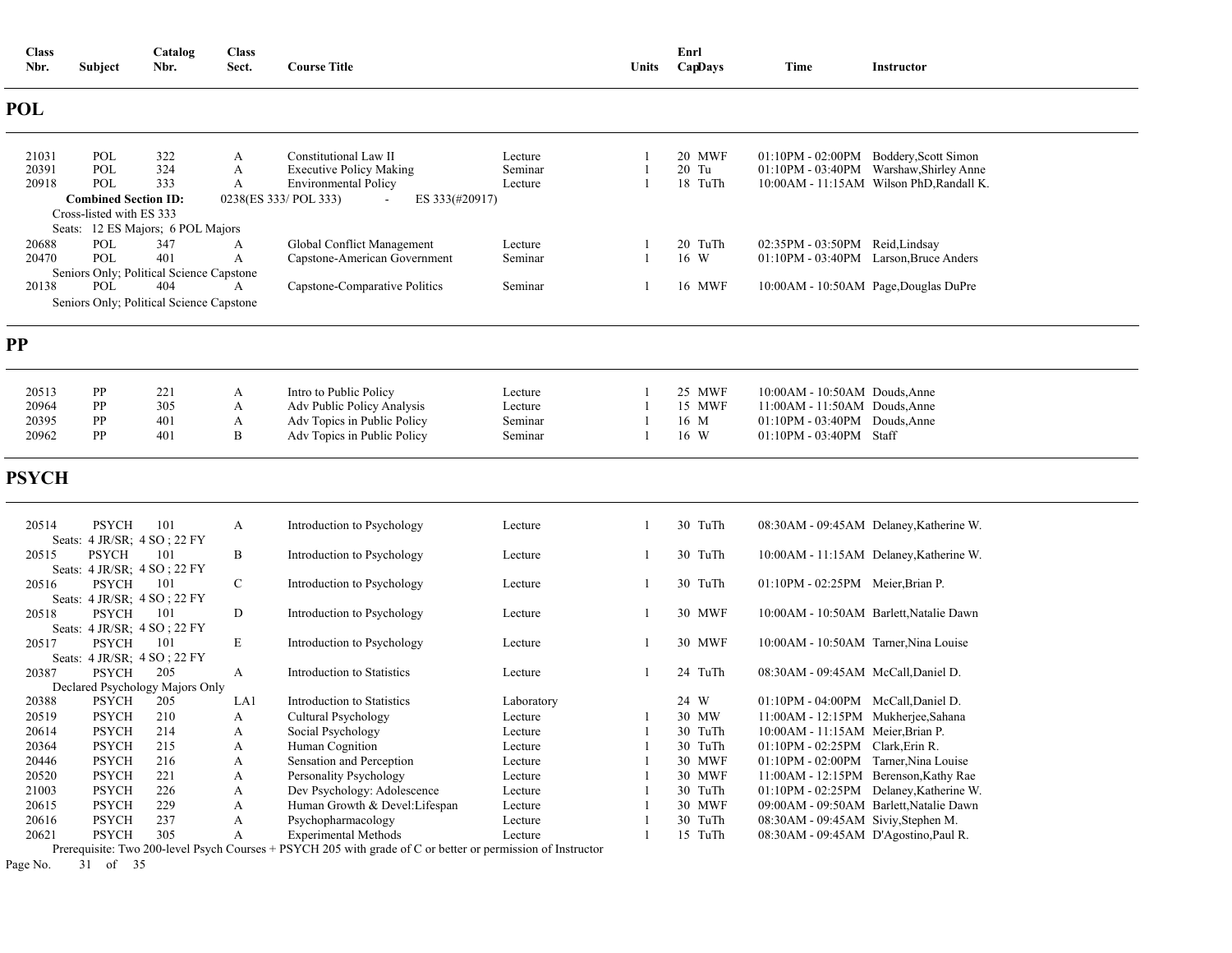| Class Nbr. | Subject | Catalog Nbr. | Class Sect. | Course Title | | Units | Enrl Cap | Days | Time | Instructor |
|---|---|---|---|---|---|---|---|---|---|---|

## POL

| Class Nbr. | Subject | Catalog Nbr. | Class Sect. | Course Title | | Units | Enrl Cap | Days | Time | Instructor |
|---|---|---|---|---|---|---|---|---|---|---|
| 21031 | POL | 322 | A | Constitutional Law II | Lecture | 1 | 20 | MWF | 01:10PM - 02:00PM | Boddery,Scott Simon |
| 20391 | POL | 324 | A | Executive Policy Making | Seminar | 1 | 20 | Tu | 01:10PM - 03:40PM | Warshaw,Shirley Anne |
| 20918 | POL | 333 | A | Environmental Policy | Lecture | 1 | 18 | TuTh | 10:00AM - 11:15AM | Wilson PhD,Randall K. |

**Combined Section ID:** 0238(ES 333/ POL 333) - ES 333(#20917)

Cross-listed with ES 333

Seats: 12 ES Majors; 6 POL Majors

| Class Nbr. | Subject | Catalog Nbr. | Class Sect. | Course Title | | Units | Enrl Cap | Days | Time | Instructor |
|---|---|---|---|---|---|---|---|---|---|---|
| 20688 | POL | 347 | A | Global Conflict Management | Lecture | 1 | 20 | TuTh | 02:35PM - 03:50PM | Reid,Lindsay |
| 20470 | POL | 401 | A | Capstone-American Government | Seminar | 1 | 16 | W | 01:10PM - 03:40PM | Larson,Bruce Anders |

Seniors Only; Political Science Capstone

| Class Nbr. | Subject | Catalog Nbr. | Class Sect. | Course Title | | Units | Enrl Cap | Days | Time | Instructor |
|---|---|---|---|---|---|---|---|---|---|---|
| 20138 | POL | 404 | A | Capstone-Comparative Politics | Seminar | 1 | 16 | MWF | 10:00AM - 10:50AM | Page,Douglas DuPre |

Seniors Only; Political Science Capstone

## PP

| Class Nbr. | Subject | Catalog Nbr. | Class Sect. | Course Title | | Units | Enrl Cap | Days | Time | Instructor |
|---|---|---|---|---|---|---|---|---|---|---|
| 20513 | PP | 221 | A | Intro to Public Policy | Lecture | 1 | 25 | MWF | 10:00AM - 10:50AM | Douds,Anne |
| 20964 | PP | 305 | A | Adv Public Policy Analysis | Lecture | 1 | 15 | MWF | 11:00AM - 11:50AM | Douds,Anne |
| 20395 | PP | 401 | A | Adv Topics in Public Policy | Seminar | 1 | 16 | M | 01:10PM - 03:40PM | Douds,Anne |
| 20962 | PP | 401 | B | Adv Topics in Public Policy | Seminar | 1 | 16 | W | 01:10PM - 03:40PM | Staff |

## PSYCH

| Class Nbr. | Subject | Catalog Nbr. | Class Sect. | Course Title | | Units | Enrl Cap | Days | Time | Instructor |
|---|---|---|---|---|---|---|---|---|---|---|
| 20514 | PSYCH | 101 | A | Introduction to Psychology | Lecture | 1 | 30 | TuTh | 08:30AM - 09:45AM | Delaney,Katherine W. |

Seats: 4 JR/SR; 4 SO ; 22 FY

| Class Nbr. | Subject | Catalog Nbr. | Class Sect. | Course Title | | Units | Enrl Cap | Days | Time | Instructor |
|---|---|---|---|---|---|---|---|---|---|---|
| 20515 | PSYCH | 101 | B | Introduction to Psychology | Lecture | 1 | 30 | TuTh | 10:00AM - 11:15AM | Delaney,Katherine W. |

Seats: 4 JR/SR; 4 SO ; 22 FY

| Class Nbr. | Subject | Catalog Nbr. | Class Sect. | Course Title | | Units | Enrl Cap | Days | Time | Instructor |
|---|---|---|---|---|---|---|---|---|---|---|
| 20516 | PSYCH | 101 | C | Introduction to Psychology | Lecture | 1 | 30 | TuTh | 01:10PM - 02:25PM | Meier,Brian P. |

Seats: 4 JR/SR; 4 SO ; 22 FY

| Class Nbr. | Subject | Catalog Nbr. | Class Sect. | Course Title | | Units | Enrl Cap | Days | Time | Instructor |
|---|---|---|---|---|---|---|---|---|---|---|
| 20518 | PSYCH | 101 | D | Introduction to Psychology | Lecture | 1 | 30 | MWF | 10:00AM - 10:50AM | Barlett,Natalie Dawn |

Seats: 4 JR/SR; 4 SO ; 22 FY

| Class Nbr. | Subject | Catalog Nbr. | Class Sect. | Course Title | | Units | Enrl Cap | Days | Time | Instructor |
|---|---|---|---|---|---|---|---|---|---|---|
| 20517 | PSYCH | 101 | E | Introduction to Psychology | Lecture | 1 | 30 | MWF | 10:00AM - 10:50AM | Tarner,Nina Louise |

Seats: 4 JR/SR; 4 SO ; 22 FY

| Class Nbr. | Subject | Catalog Nbr. | Class Sect. | Course Title | | Units | Enrl Cap | Days | Time | Instructor |
|---|---|---|---|---|---|---|---|---|---|---|
| 20387 | PSYCH | 205 | A | Introduction to Statistics | Lecture | 1 | 24 | TuTh | 08:30AM - 09:45AM | McCall,Daniel D. |

Declared Psychology Majors Only

| Class Nbr. | Subject | Catalog Nbr. | Class Sect. | Course Title | | Units | Enrl Cap | Days | Time | Instructor |
|---|---|---|---|---|---|---|---|---|---|---|
| 20388 | PSYCH | 205 | LA1 | Introduction to Statistics | Laboratory | | 24 | W | 01:10PM - 04:00PM | McCall,Daniel D. |
| 20519 | PSYCH | 210 | A | Cultural Psychology | Lecture | 1 | 30 | MW | 11:00AM - 12:15PM | Mukherjee,Sahana |
| 20614 | PSYCH | 214 | A | Social Psychology | Lecture | 1 | 30 | TuTh | 10:00AM - 11:15AM | Meier,Brian P. |
| 20364 | PSYCH | 215 | A | Human Cognition | Lecture | 1 | 30 | TuTh | 01:10PM - 02:25PM | Clark,Erin R. |
| 20446 | PSYCH | 216 | A | Sensation and Perception | Lecture | 1 | 30 | MWF | 01:10PM - 02:00PM | Tarner,Nina Louise |
| 20520 | PSYCH | 221 | A | Personality Psychology | Lecture | 1 | 30 | MWF | 11:00AM - 12:15PM | Berenson,Kathy Rae |
| 21003 | PSYCH | 226 | A | Dev Psychology: Adolescence | Lecture | 1 | 30 | TuTh | 01:10PM - 02:25PM | Delaney,Katherine W. |
| 20615 | PSYCH | 229 | A | Human Growth & Devel:Lifespan | Lecture | 1 | 30 | MWF | 09:00AM - 09:50AM | Barlett,Natalie Dawn |
| 20616 | PSYCH | 237 | A | Psychopharmacology | Lecture | 1 | 30 | TuTh | 08:30AM - 09:45AM | Siviy,Stephen M. |
| 20621 | PSYCH | 305 | A | Experimental Methods | Lecture | 1 | 15 | TuTh | 08:30AM - 09:45AM | D'Agostino,Paul R. |

Prerequisite: Two 200-level Psych Courses + PSYCH 205 with grade of C or better or permission of Instructor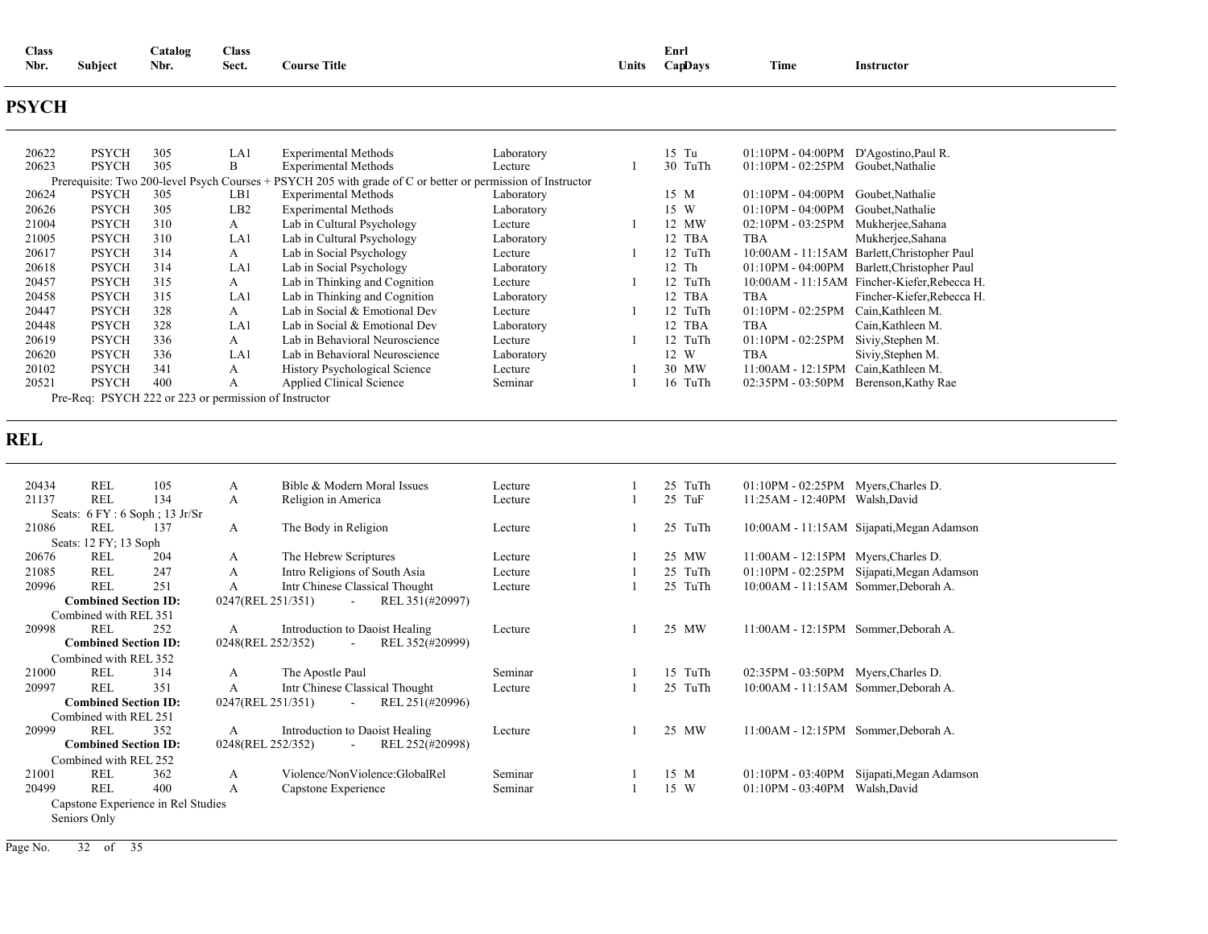| Class Nbr. | Subject | Catalog Nbr. | Class Sect. | Course Title | | Units | Enrl Cap | Days | Time | Instructor |
|---|---|---|---|---|---|---|---|---|---|---|

## PSYCH

| Class Nbr. | Subject | Catalog Nbr. | Class Sect. | Course Title | | Units | Enrl Cap | Days | Time | Instructor |
|---|---|---|---|---|---|---|---|---|---|---|
| 20622 | PSYCH | 305 | LA1 | Experimental Methods | Laboratory | | 15 | Tu | 01:10PM - 04:00PM | D'Agostino,Paul R. |
| 20623 | PSYCH | 305 | B | Experimental Methods | Lecture | 1 | 30 | TuTh | 01:10PM - 02:25PM | Goubet,Nathalie |
| Prerequisite: Two 200-level Psych Courses + PSYCH 205 with grade of C or better or permission of Instructor | | | | | | | | | | |
| 20624 | PSYCH | 305 | LB1 | Experimental Methods | Laboratory | | 15 | M | 01:10PM - 04:00PM | Goubet,Nathalie |
| 20626 | PSYCH | 305 | LB2 | Experimental Methods | Laboratory | | 15 | W | 01:10PM - 04:00PM | Goubet,Nathalie |
| 21004 | PSYCH | 310 | A | Lab in Cultural Psychology | Lecture | 1 | 12 | MW | 02:10PM - 03:25PM | Mukherjee,Sahana |
| 21005 | PSYCH | 310 | LA1 | Lab in Cultural Psychology | Laboratory | | 12 | TBA | TBA | Mukherjee,Sahana |
| 20617 | PSYCH | 314 | A | Lab in Social Psychology | Lecture | 1 | 12 | TuTh | 10:00AM - 11:15AM | Barlett,Christopher Paul |
| 20618 | PSYCH | 314 | LA1 | Lab in Social Psychology | Laboratory | | 12 | Th | 01:10PM - 04:00PM | Barlett,Christopher Paul |
| 20457 | PSYCH | 315 | A | Lab in Thinking and Cognition | Lecture | 1 | 12 | TuTh | 10:00AM - 11:15AM | Fincher-Kiefer,Rebecca H. |
| 20458 | PSYCH | 315 | LA1 | Lab in Thinking and Cognition | Laboratory | | 12 | TBA | TBA | Fincher-Kiefer,Rebecca H. |
| 20447 | PSYCH | 328 | A | Lab in Social & Emotional Dev | Lecture | 1 | 12 | TuTh | 01:10PM - 02:25PM | Cain,Kathleen M. |
| 20448 | PSYCH | 328 | LA1 | Lab in Social & Emotional Dev | Laboratory | | 12 | TBA | TBA | Cain,Kathleen M. |
| 20619 | PSYCH | 336 | A | Lab in Behavioral Neuroscience | Lecture | 1 | 12 | TuTh | 01:10PM - 02:25PM | Siviy,Stephen M. |
| 20620 | PSYCH | 336 | LA1 | Lab in Behavioral Neuroscience | Laboratory | | 12 | W | TBA | Siviy,Stephen M. |
| 20102 | PSYCH | 341 | A | History Psychological Science | Lecture | 1 | 30 | MW | 11:00AM - 12:15PM | Cain,Kathleen M. |
| 20521 | PSYCH | 400 | A | Applied Clinical Science | Seminar | 1 | 16 | TuTh | 02:35PM - 03:50PM | Berenson,Kathy Rae |
| Pre-Req: PSYCH 222 or 223 or permission of Instructor | | | | | | | | | | |

## REL

| Class Nbr. | Subject | Catalog Nbr. | Class Sect. | Course Title | | Units | Enrl Cap | Days | Time | Instructor |
|---|---|---|---|---|---|---|---|---|---|---|
| 20434 | REL | 105 | A | Bible & Modern Moral Issues | Lecture | 1 | 25 | TuTh | 01:10PM - 02:25PM | Myers,Charles D. |
| 21137 | REL | 134 | A | Religion in America | Lecture | 1 | 25 | TuF | 11:25AM - 12:40PM | Walsh,David |
| Seats: 6 FY : 6 Soph ; 13 Jr/Sr | | | | | | | | | | |
| 21086 | REL | 137 | A | The Body in Religion | Lecture | 1 | 25 | TuTh | 10:00AM - 11:15AM | Sijapati,Megan Adamson |
| Seats: 12 FY; 13 Soph | | | | | | | | | | |
| 20676 | REL | 204 | A | The Hebrew Scriptures | Lecture | 1 | 25 | MW | 11:00AM - 12:15PM | Myers,Charles D. |
| 21085 | REL | 247 | A | Intro Religions of South Asia | Lecture | 1 | 25 | TuTh | 01:10PM - 02:25PM | Sijapati,Megan Adamson |
| 20996 | REL | 251 | A | Intr Chinese Classical Thought | Lecture | 1 | 25 | TuTh | 10:00AM - 11:15AM | Sommer,Deborah A. |
| **Combined Section ID:** | | | 0247(REL 251/351) | - REL 351(#20997) | | | | | | |
| Combined with REL 351 | | | | | | | | | | |
| 20998 | REL | 252 | A | Introduction to Daoist Healing | Lecture | 1 | 25 | MW | 11:00AM - 12:15PM | Sommer,Deborah A. |
| **Combined Section ID:** | | | 0248(REL 252/352) | - REL 352(#20999) | | | | | | |
| Combined with REL 352 | | | | | | | | | | |
| 21000 | REL | 314 | A | The Apostle Paul | Seminar | 1 | 15 | TuTh | 02:35PM - 03:50PM | Myers,Charles D. |
| 20997 | REL | 351 | A | Intr Chinese Classical Thought | Lecture | 1 | 25 | TuTh | 10:00AM - 11:15AM | Sommer,Deborah A. |
| **Combined Section ID:** | | | 0247(REL 251/351) | - REL 251(#20996) | | | | | | |
| Combined with REL 251 | | | | | | | | | | |
| 20999 | REL | 352 | A | Introduction to Daoist Healing | Lecture | 1 | 25 | MW | 11:00AM - 12:15PM | Sommer,Deborah A. |
| **Combined Section ID:** | | | 0248(REL 252/352) | - REL 252(#20998) | | | | | | |
| Combined with REL 252 | | | | | | | | | | |
| 21001 | REL | 362 | A | Violence/NonViolence:GlobalRel | Seminar | 1 | 15 | M | 01:10PM - 03:40PM | Sijapati,Megan Adamson |
| 20499 | REL | 400 | A | Capstone Experience | Seminar | 1 | 15 | W | 01:10PM - 03:40PM | Walsh,David |
| Capstone Experience in Rel Studies | | | | | | | | | | |
| Seniors Only | | | | | | | | | | |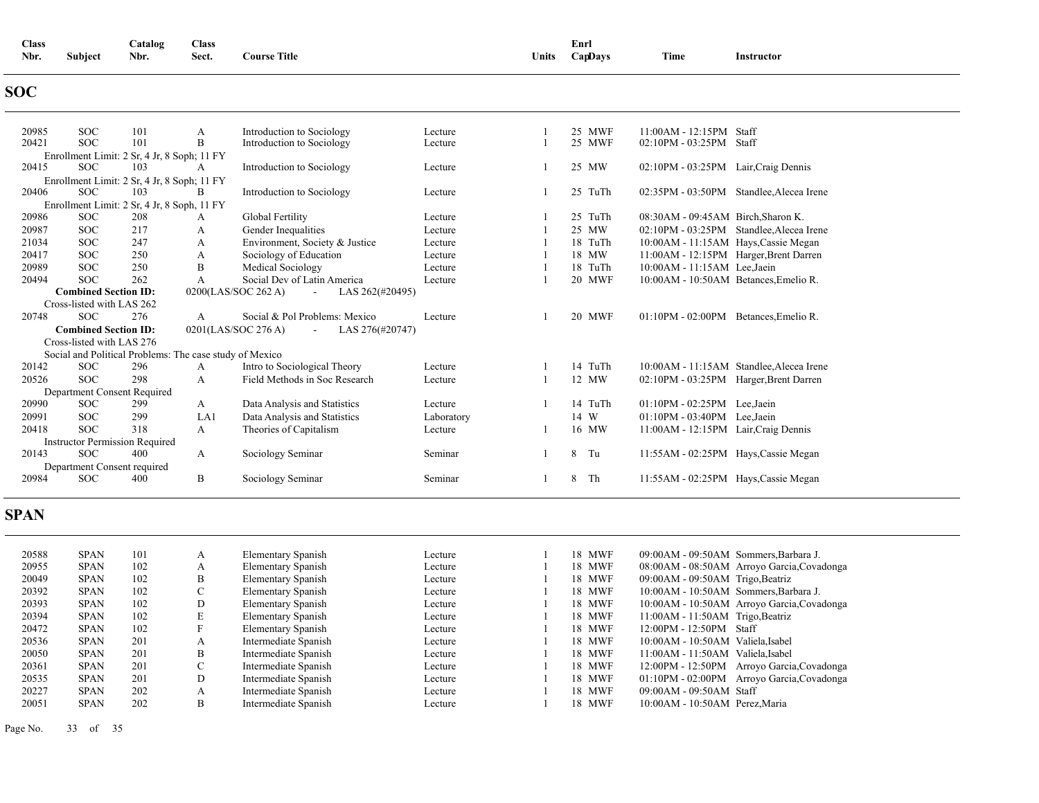| Class Nbr. | Subject | Catalog Nbr. | Class Sect. | Course Title | | Units | Enrl Cap | Days | Time | Instructor |
|---|---|---|---|---|---|---|---|---|---|---|

## SOC

| Class Nbr. | Subject | Catalog Nbr. | Class Sect. | Course Title | | Units | Enrl Cap | Days | Time | Instructor |
|---|---|---|---|---|---|---|---|---|---|---|
| 20985 | SOC | 101 | A | Introduction to Sociology | Lecture | 1 | 25 | MWF | 11:00AM - 12:15PM | Staff |
| 20421 | SOC | 101 | B | Introduction to Sociology | Lecture | 1 | 25 | MWF | 02:10PM - 03:25PM | Staff |
| Enrollment Limit: 2 Sr, 4 Jr, 8 Soph; 11 FY | | | | | | | | | | |
| 20415 | SOC | 103 | A | Introduction to Sociology | Lecture | 1 | 25 | MW | 02:10PM - 03:25PM | Lair,Craig Dennis |
| Enrollment Limit: 2 Sr, 4 Jr, 8 Soph; 11 FY | | | | | | | | | | |
| 20406 | SOC | 103 | B | Introduction to Sociology | Lecture | 1 | 25 | TuTh | 02:35PM - 03:50PM | Standlee,Alecea Irene |
| Enrollment Limit: 2 Sr, 4 Jr, 8 Soph, 11 FY | | | | | | | | | | |
| 20986 | SOC | 208 | A | Global Fertility | Lecture | 1 | 25 | TuTh | 08:30AM - 09:45AM | Birch,Sharon K. |
| 20987 | SOC | 217 | A | Gender Inequalities | Lecture | 1 | 25 | MW | 02:10PM - 03:25PM | Standlee,Alecea Irene |
| 21034 | SOC | 247 | A | Environment, Society & Justice | Lecture | 1 | 18 | TuTh | 10:00AM - 11:15AM | Hays,Cassie Megan |
| 20417 | SOC | 250 | A | Sociology of Education | Lecture | 1 | 18 | MW | 11:00AM - 12:15PM | Harger,Brent Darren |
| 20989 | SOC | 250 | B | Medical Sociology | Lecture | 1 | 18 | TuTh | 10:00AM - 11:15AM | Lee,Jaein |
| 20494 | SOC | 262 | A | Social Dev of Latin America | Lecture | 1 | 20 | MWF | 10:00AM - 10:50AM | Betances,Emelio R. |
| **Combined Section ID:** 0200(LAS/SOC 262 A) - LAS 262(#20495) | | | | | | | | | | |
| Cross-listed with LAS 262 | | | | | | | | | | |
| 20748 | SOC | 276 | A | Social & Pol Problems: Mexico | Lecture | 1 | 20 | MWF | 01:10PM - 02:00PM | Betances,Emelio R. |
| **Combined Section ID:** 0201(LAS/SOC 276 A) - LAS 276(#20747) | | | | | | | | | | |
| Cross-listed with LAS 276 | | | | | | | | | | |
| Social and Political Problems: The case study of Mexico | | | | | | | | | | |
| 20142 | SOC | 296 | A | Intro to Sociological Theory | Lecture | 1 | 14 | TuTh | 10:00AM - 11:15AM | Standlee,Alecea Irene |
| 20526 | SOC | 298 | A | Field Methods in Soc Research | Lecture | 1 | 12 | MW | 02:10PM - 03:25PM | Harger,Brent Darren |
| Department Consent Required | | | | | | | | | | |
| 20990 | SOC | 299 | A | Data Analysis and Statistics | Lecture | 1 | 14 | TuTh | 01:10PM - 02:25PM | Lee,Jaein |
| 20991 | SOC | 299 | LA1 | Data Analysis and Statistics | Laboratory | | 14 | W | 01:10PM - 03:40PM | Lee,Jaein |
| 20418 | SOC | 318 | A | Theories of Capitalism | Lecture | 1 | 16 | MW | 11:00AM - 12:15PM | Lair,Craig Dennis |
| Instructor Permission Required | | | | | | | | | | |
| 20143 | SOC | 400 | A | Sociology Seminar | Seminar | 1 | 8 | Tu | 11:55AM - 02:25PM | Hays,Cassie Megan |
| Department Consent required | | | | | | | | | | |
| 20984 | SOC | 400 | B | Sociology Seminar | Seminar | 1 | 8 | Th | 11:55AM - 02:25PM | Hays,Cassie Megan |

## SPAN

| Class Nbr. | Subject | Catalog Nbr. | Class Sect. | Course Title | | Units | Enrl Cap | Days | Time | Instructor |
|---|---|---|---|---|---|---|---|---|---|---|
| 20588 | SPAN | 101 | A | Elementary Spanish | Lecture | 1 | 18 | MWF | 09:00AM - 09:50AM | Sommers,Barbara J. |
| 20955 | SPAN | 102 | A | Elementary Spanish | Lecture | 1 | 18 | MWF | 08:00AM - 08:50AM | Arroyo Garcia,Covadonga |
| 20049 | SPAN | 102 | B | Elementary Spanish | Lecture | 1 | 18 | MWF | 09:00AM - 09:50AM | Trigo,Beatriz |
| 20392 | SPAN | 102 | C | Elementary Spanish | Lecture | 1 | 18 | MWF | 10:00AM - 10:50AM | Sommers,Barbara J. |
| 20393 | SPAN | 102 | D | Elementary Spanish | Lecture | 1 | 18 | MWF | 10:00AM - 10:50AM | Arroyo Garcia,Covadonga |
| 20394 | SPAN | 102 | E | Elementary Spanish | Lecture | 1 | 18 | MWF | 11:00AM - 11:50AM | Trigo,Beatriz |
| 20472 | SPAN | 102 | F | Elementary Spanish | Lecture | 1 | 18 | MWF | 12:00PM - 12:50PM | Staff |
| 20536 | SPAN | 201 | A | Intermediate Spanish | Lecture | 1 | 18 | MWF | 10:00AM - 10:50AM | Valiela,Isabel |
| 20050 | SPAN | 201 | B | Intermediate Spanish | Lecture | 1 | 18 | MWF | 11:00AM - 11:50AM | Valiela,Isabel |
| 20361 | SPAN | 201 | C | Intermediate Spanish | Lecture | 1 | 18 | MWF | 12:00PM - 12:50PM | Arroyo Garcia,Covadonga |
| 20535 | SPAN | 201 | D | Intermediate Spanish | Lecture | 1 | 18 | MWF | 01:10PM - 02:00PM | Arroyo Garcia,Covadonga |
| 20227 | SPAN | 202 | A | Intermediate Spanish | Lecture | 1 | 18 | MWF | 09:00AM - 09:50AM | Staff |
| 20051 | SPAN | 202 | B | Intermediate Spanish | Lecture | 1 | 18 | MWF | 10:00AM - 10:50AM | Perez,Maria |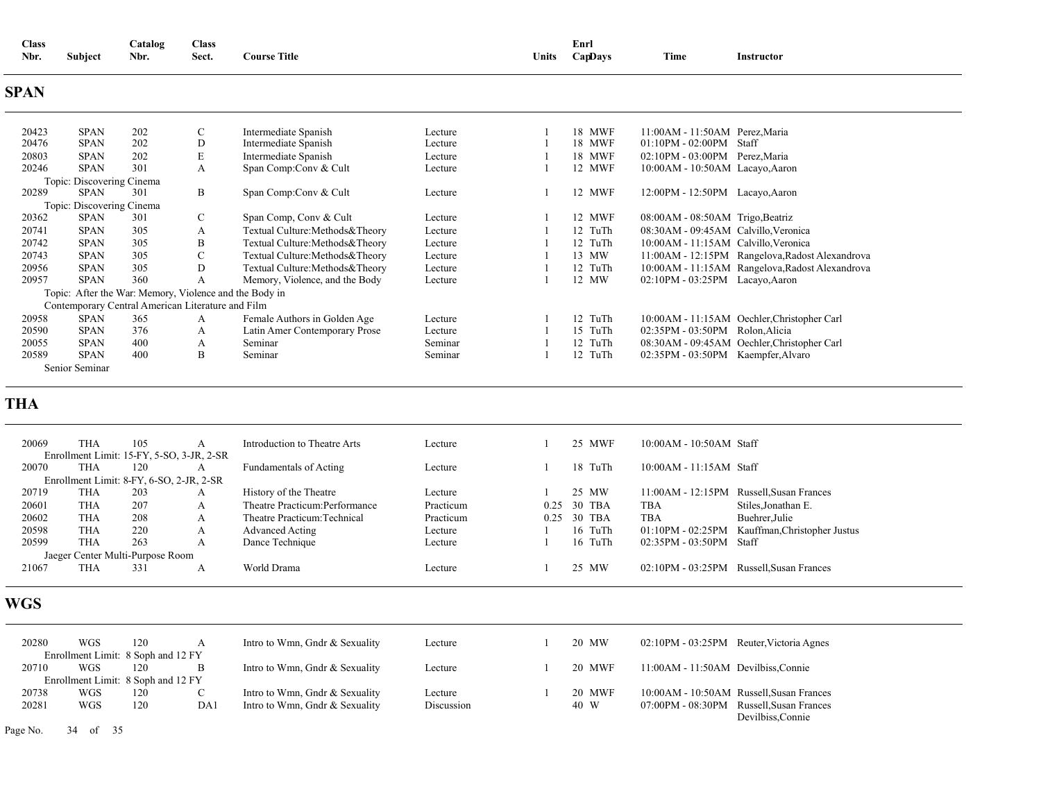| Class Nbr. | Subject | Catalog Nbr. | Class Sect. | Course Title | | Units | Enrl Cap | Days | Time | Instructor |
|---|---|---|---|---|---|---|---|---|---|---|

## SPAN

| Class Nbr. | Subject | Catalog Nbr. | Class Sect. | Course Title | | Units | Enrl Cap | Days | Time | Instructor |
|---|---|---|---|---|---|---|---|---|---|---|
| 20423 | SPAN | 202 | C | Intermediate Spanish | Lecture | 1 | 18 | MWF | 11:00AM - 11:50AM | Perez,Maria |
| 20476 | SPAN | 202 | D | Intermediate Spanish | Lecture | 1 | 18 | MWF | 01:10PM - 02:00PM | Staff |
| 20803 | SPAN | 202 | E | Intermediate Spanish | Lecture | 1 | 18 | MWF | 02:10PM - 03:00PM | Perez,Maria |
| 20246 | SPAN | 301 | A | Span Comp:Conv & Cult | Lecture | 1 | 12 | MWF | 10:00AM - 10:50AM | Lacayo,Aaron |
| | Topic: Discovering Cinema | | | | | | | | | |
| 20289 | SPAN | 301 | B | Span Comp:Conv & Cult | Lecture | 1 | 12 | MWF | 12:00PM - 12:50PM | Lacayo,Aaron |
| | Topic: Discovering Cinema | | | | | | | | | |
| 20362 | SPAN | 301 | C | Span Comp, Conv & Cult | Lecture | 1 | 12 | MWF | 08:00AM - 08:50AM | Trigo,Beatriz |
| 20741 | SPAN | 305 | A | Textual Culture:Methods&Theory | Lecture | 1 | 12 | TuTh | 08:30AM - 09:45AM | Calvillo,Veronica |
| 20742 | SPAN | 305 | B | Textual Culture:Methods&Theory | Lecture | 1 | 12 | TuTh | 10:00AM - 11:15AM | Calvillo,Veronica |
| 20743 | SPAN | 305 | C | Textual Culture:Methods&Theory | Lecture | 1 | 13 | MW | 11:00AM - 12:15PM | Rangelova,Radost Alexandrova |
| 20956 | SPAN | 305 | D | Textual Culture:Methods&Theory | Lecture | 1 | 12 | TuTh | 10:00AM - 11:15AM | Rangelova,Radost Alexandrova |
| 20957 | SPAN | 360 | A | Memory, Violence, and the Body | Lecture | 1 | 12 | MW | 02:10PM - 03:25PM | Lacayo,Aaron |
| | Topic: After the War: Memory, Violence and the Body in Contemporary Central American Literature and Film | | | | | | | | | |
| 20958 | SPAN | 365 | A | Female Authors in Golden Age | Lecture | 1 | 12 | TuTh | 10:00AM - 11:15AM | Oechler,Christopher Carl |
| 20590 | SPAN | 376 | A | Latin Amer Contemporary Prose | Lecture | 1 | 15 | TuTh | 02:35PM - 03:50PM | Rolon,Alicia |
| 20055 | SPAN | 400 | A | Seminar | Seminar | 1 | 12 | TuTh | 08:30AM - 09:45AM | Oechler,Christopher Carl |
| 20589 | SPAN | 400 | B | Seminar | Seminar | 1 | 12 | TuTh | 02:35PM - 03:50PM | Kaempfer,Alvaro |
| | Senior Seminar | | | | | | | | | |

## THA

| Class Nbr. | Subject | Catalog Nbr. | Class Sect. | Course Title | | Units | Enrl Cap | Days | Time | Instructor |
|---|---|---|---|---|---|---|---|---|---|---|
| 20069 | THA | 105 | A | Introduction to Theatre Arts | Lecture | 1 | 25 | MWF | 10:00AM - 10:50AM | Staff |
| | Enrollment Limit: 15-FY, 5-SO, 3-JR, 2-SR | | | | | | | | | |
| 20070 | THA | 120 | A | Fundamentals of Acting | Lecture | 1 | 18 | TuTh | 10:00AM - 11:15AM | Staff |
| | Enrollment Limit: 8-FY, 6-SO, 2-JR, 2-SR | | | | | | | | | |
| 20719 | THA | 203 | A | History of the Theatre | Lecture | 1 | 25 | MW | 11:00AM - 12:15PM | Russell,Susan Frances |
| 20601 | THA | 207 | A | Theatre Practicum:Performance | Practicum | 0.25 | 30 | TBA | TBA | Stiles,Jonathan E. |
| 20602 | THA | 208 | A | Theatre Practicum:Technical | Practicum | 0.25 | 30 | TBA | TBA | Buehrer,Julie |
| 20598 | THA | 220 | A | Advanced Acting | Lecture | 1 | 16 | TuTh | 01:10PM - 02:25PM | Kauffman,Christopher Justus |
| 20599 | THA | 263 | A | Dance Technique | Lecture | 1 | 16 | TuTh | 02:35PM - 03:50PM | Staff |
| | Jaeger Center Multi-Purpose Room | | | | | | | | | |
| 21067 | THA | 331 | A | World Drama | Lecture | 1 | 25 | MW | 02:10PM - 03:25PM | Russell,Susan Frances |

## WGS

| Class Nbr. | Subject | Catalog Nbr. | Class Sect. | Course Title | | Units | Enrl Cap | Days | Time | Instructor |
|---|---|---|---|---|---|---|---|---|---|---|
| 20280 | WGS | 120 | A | Intro to Wmn, Gndr & Sexuality | Lecture | 1 | 20 | MW | 02:10PM - 03:25PM | Reuter,Victoria Agnes |
| | Enrollment Limit: 8 Soph and 12 FY | | | | | | | | | |
| 20710 | WGS | 120 | B | Intro to Wmn, Gndr & Sexuality | Lecture | 1 | 20 | MWF | 11:00AM - 11:50AM | Devilbiss,Connie |
| | Enrollment Limit: 8 Soph and 12 FY | | | | | | | | | |
| 20738 | WGS | 120 | C | Intro to Wmn, Gndr & Sexuality | Lecture | 1 | 20 | MWF | 10:00AM - 10:50AM | Russell,Susan Frances |
| 20281 | WGS | 120 | DA1 | Intro to Wmn, Gndr & Sexuality | Discussion | | 40 | W | 07:00PM - 08:30PM | Russell,Susan Frances<br>Devilbiss,Connie |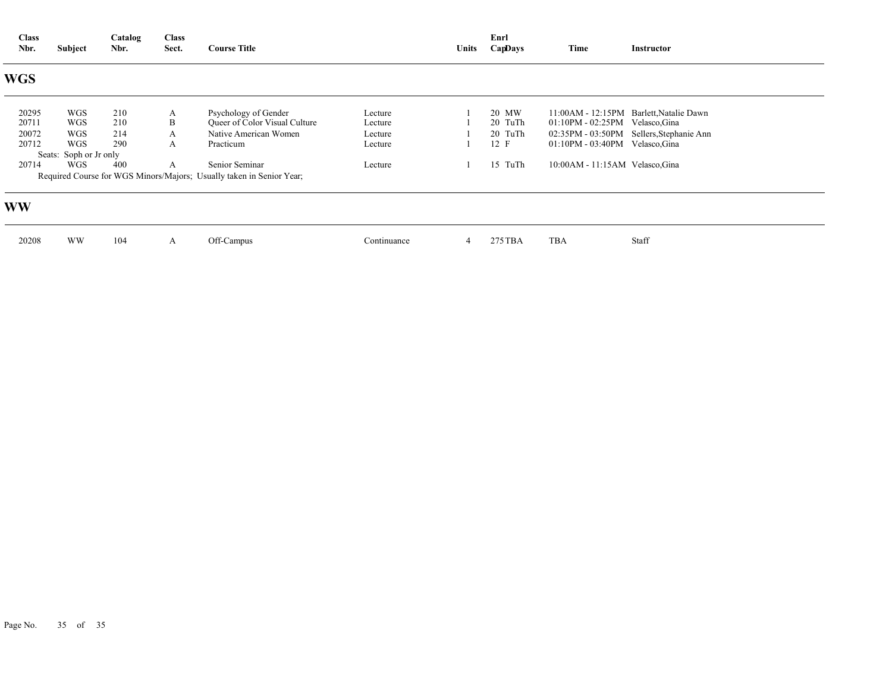| Class Nbr. | Subject | Catalog Nbr. | Class Sect. | Course Title | | Units | Enrl Cap | Days | Time | Instructor |
|---|---|---|---|---|---|---|---|---|---|---|

## WGS

| Class Nbr. | Subject | Catalog Nbr. | Class Sect. | Course Title | | Units | Enrl Cap | Days | Time | Instructor |
|---|---|---|---|---|---|---|---|---|---|---|
| 20295 | WGS | 210 | A | Psychology of Gender | Lecture | 1 | 20 | MW | 11:00AM - 12:15PM | Barlett,Natalie Dawn |
| 20711 | WGS | 210 | B | Queer of Color Visual Culture | Lecture | 1 | 20 | TuTh | 01:10PM - 02:25PM | Velasco,Gina |
| 20072 | WGS | 214 | A | Native American Women | Lecture | 1 | 20 | TuTh | 02:35PM - 03:50PM | Sellers,Stephanie Ann |
| 20712 | WGS | 290 | A | Practicum | Lecture | 1 | 12 | F | 01:10PM - 03:40PM | Velasco,Gina |
| Seats: Soph or Jr only | | | | | | | | | | |
| 20714 | WGS | 400 | A | Senior Seminar | Lecture | 1 | 15 | TuTh | 10:00AM - 11:15AM | Velasco,Gina |
| Required Course for WGS Minors/Majors; Usually taken in Senior Year; | | | | | | | | | | |

## WW

| Class Nbr. | Subject | Catalog Nbr. | Class Sect. | Course Title | | Units | Enrl Cap | Days | Time | Instructor |
|---|---|---|---|---|---|---|---|---|---|---|
| 20208 | WW | 104 | A | Off-Campus | Continuance | 4 | 275 | TBA | TBA | Staff |